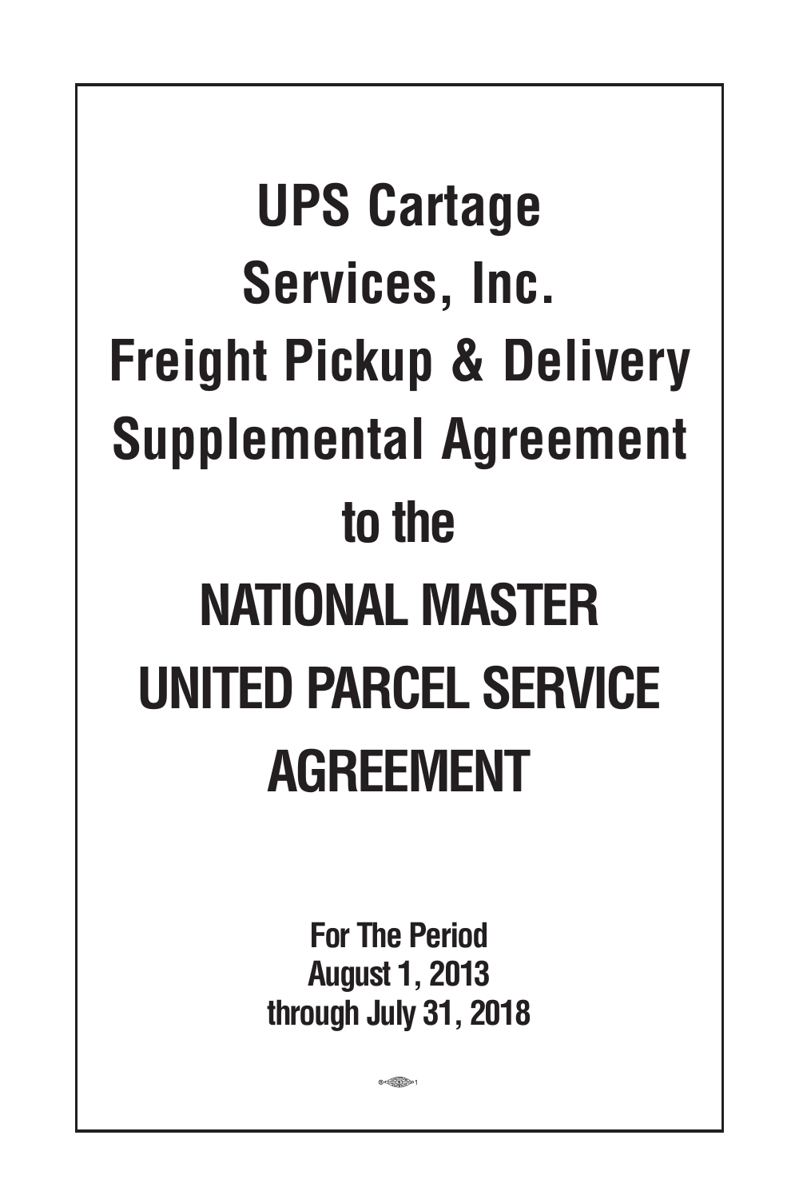# UPS Cartage Services, Inc. Freight Pickup & Delivery Supplemental Agreement

## to the

# NATIONAL MASTER UNITED PARCEL SERVICE AGREEMENT

**For The Period**
**August 1, 2013**
**through July 31, 2018**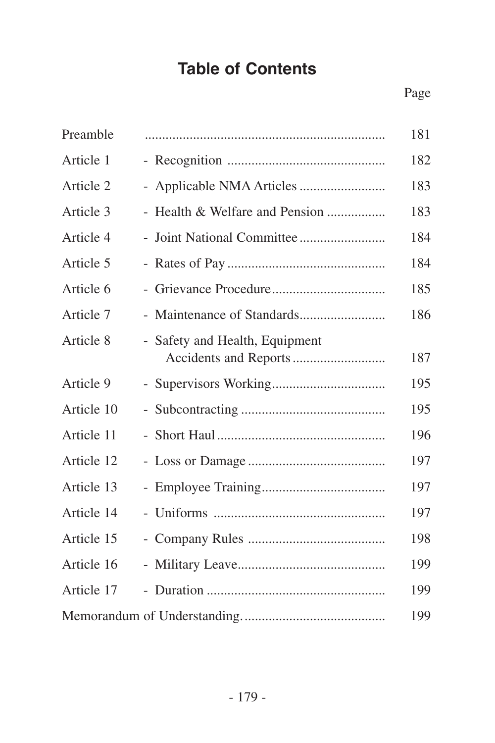# Table of Contents

| | | Page |
|---|---|---|
| Preamble | | 181 |
| Article 1 | - Recognition | 182 |
| Article 2 | - Applicable NMA Articles | 183 |
| Article 3 | - Health & Welfare and Pension | 183 |
| Article 4 | - Joint National Committee | 184 |
| Article 5 | - Rates of Pay | 184 |
| Article 6 | - Grievance Procedure | 185 |
| Article 7 | - Maintenance of Standards | 186 |
| Article 8 | - Safety and Health, Equipment Accidents and Reports | 187 |
| Article 9 | - Supervisors Working | 195 |
| Article 10 | - Subcontracting | 195 |
| Article 11 | - Short Haul | 196 |
| Article 12 | - Loss or Damage | 197 |
| Article 13 | - Employee Training | 197 |
| Article 14 | - Uniforms | 197 |
| Article 15 | - Company Rules | 198 |
| Article 16 | - Military Leave | 199 |
| Article 17 | - Duration | 199 |
| Memorandum of Understanding | | 199 |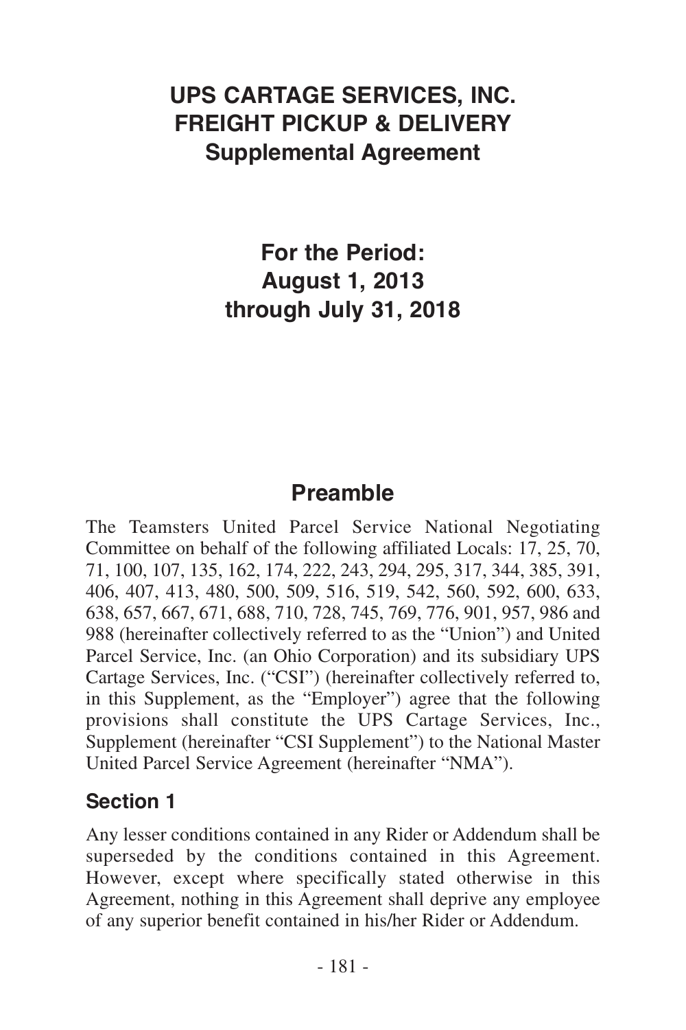# UPS CARTAGE SERVICES, INC.
# FREIGHT PICKUP & DELIVERY
# Supplemental Agreement

## For the Period:
## August 1, 2013
## through July 31, 2018

## Preamble

The Teamsters United Parcel Service National Negotiating Committee on behalf of the following affiliated Locals: 17, 25, 70, 71, 100, 107, 135, 162, 174, 222, 243, 294, 295, 317, 344, 385, 391, 406, 407, 413, 480, 500, 509, 516, 519, 542, 560, 592, 600, 633, 638, 657, 667, 671, 688, 710, 728, 745, 769, 776, 901, 957, 986 and 988 (hereinafter collectively referred to as the "Union") and United Parcel Service, Inc. (an Ohio Corporation) and its subsidiary UPS Cartage Services, Inc. ("CSI") (hereinafter collectively referred to, in this Supplement, as the "Employer") agree that the following provisions shall constitute the UPS Cartage Services, Inc., Supplement (hereinafter "CSI Supplement") to the National Master United Parcel Service Agreement (hereinafter "NMA").

### Section 1

Any lesser conditions contained in any Rider or Addendum shall be superseded by the conditions contained in this Agreement. However, except where specifically stated otherwise in this Agreement, nothing in this Agreement shall deprive any employee of any superior benefit contained in his/her Rider or Addendum.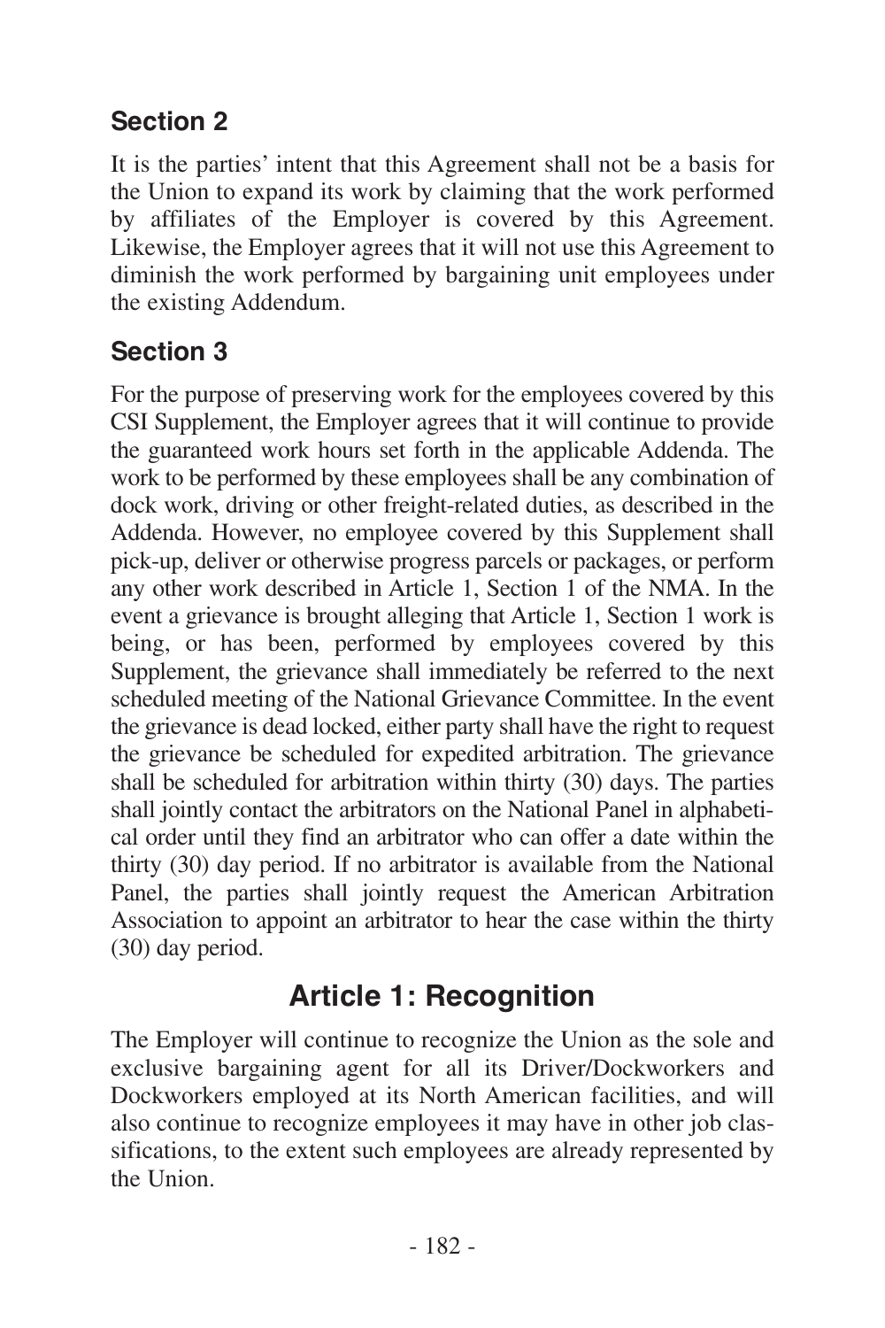## Section 2

It is the parties' intent that this Agreement shall not be a basis for the Union to expand its work by claiming that the work performed by affiliates of the Employer is covered by this Agreement. Likewise, the Employer agrees that it will not use this Agreement to diminish the work performed by bargaining unit employees under the existing Addendum.

## Section 3

For the purpose of preserving work for the employees covered by this CSI Supplement, the Employer agrees that it will continue to provide the guaranteed work hours set forth in the applicable Addenda. The work to be performed by these employees shall be any combination of dock work, driving or other freight-related duties, as described in the Addenda. However, no employee covered by this Supplement shall pick-up, deliver or otherwise progress parcels or packages, or perform any other work described in Article 1, Section 1 of the NMA. In the event a grievance is brought alleging that Article 1, Section 1 work is being, or has been, performed by employees covered by this Supplement, the grievance shall immediately be referred to the next scheduled meeting of the National Grievance Committee. In the event the grievance is dead locked, either party shall have the right to request the grievance be scheduled for expedited arbitration. The grievance shall be scheduled for arbitration within thirty (30) days. The parties shall jointly contact the arbitrators on the National Panel in alphabetical order until they find an arbitrator who can offer a date within the thirty (30) day period. If no arbitrator is available from the National Panel, the parties shall jointly request the American Arbitration Association to appoint an arbitrator to hear the case within the thirty (30) day period.

# Article 1: Recognition

The Employer will continue to recognize the Union as the sole and exclusive bargaining agent for all its Driver/Dockworkers and Dockworkers employed at its North American facilities, and will also continue to recognize employees it may have in other job classifications, to the extent such employees are already represented by the Union.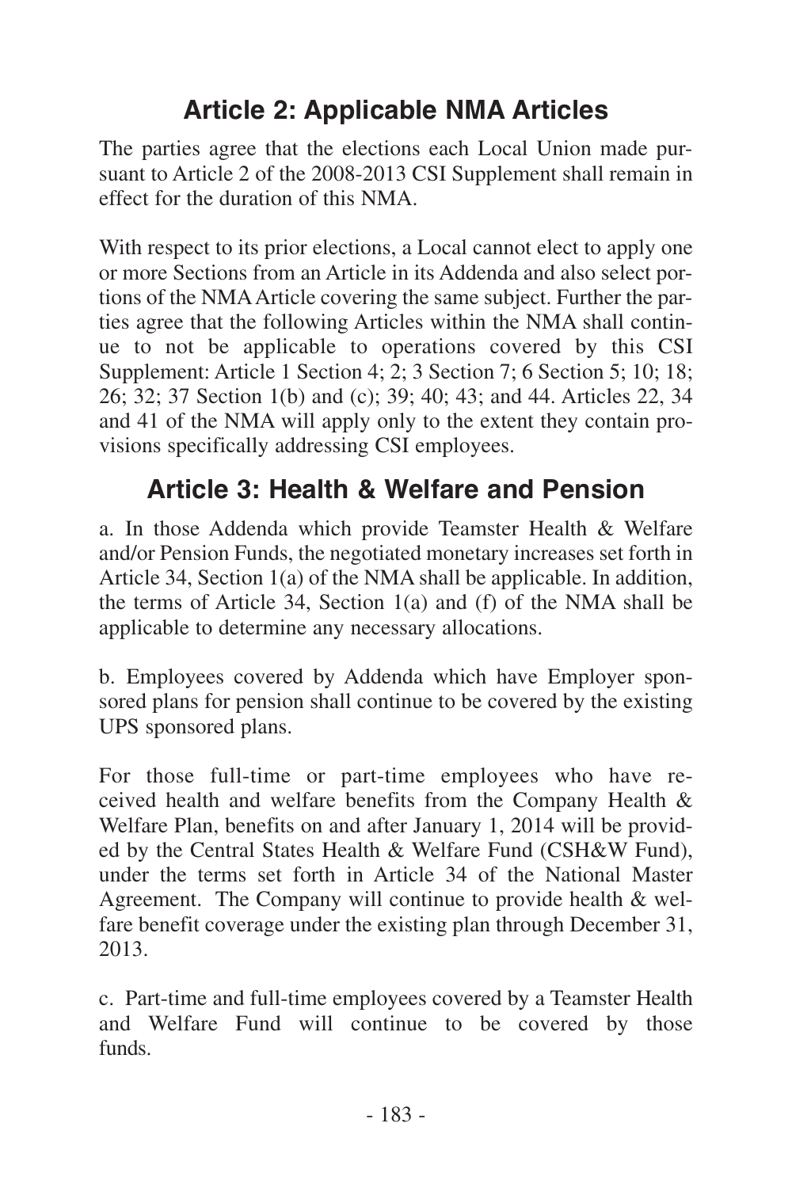## Article 2: Applicable NMA Articles

The parties agree that the elections each Local Union made pursuant to Article 2 of the 2008-2013 CSI Supplement shall remain in effect for the duration of this NMA.

With respect to its prior elections, a Local cannot elect to apply one or more Sections from an Article in its Addenda and also select portions of the NMA Article covering the same subject. Further the parties agree that the following Articles within the NMA shall continue to not be applicable to operations covered by this CSI Supplement: Article 1 Section 4; 2; 3 Section 7; 6 Section 5; 10; 18; 26; 32; 37 Section 1(b) and (c); 39; 40; 43; and 44. Articles 22, 34 and 41 of the NMA will apply only to the extent they contain provisions specifically addressing CSI employees.

## Article 3: Health & Welfare and Pension

a. In those Addenda which provide Teamster Health & Welfare and/or Pension Funds, the negotiated monetary increases set forth in Article 34, Section 1(a) of the NMA shall be applicable. In addition, the terms of Article 34, Section 1(a) and (f) of the NMA shall be applicable to determine any necessary allocations.

b. Employees covered by Addenda which have Employer sponsored plans for pension shall continue to be covered by the existing UPS sponsored plans.

For those full-time or part-time employees who have received health and welfare benefits from the Company Health & Welfare Plan, benefits on and after January 1, 2014 will be provided by the Central States Health & Welfare Fund (CSH&W Fund), under the terms set forth in Article 34 of the National Master Agreement. The Company will continue to provide health & welfare benefit coverage under the existing plan through December 31, 2013.

c. Part-time and full-time employees covered by a Teamster Health and Welfare Fund will continue to be covered by those funds.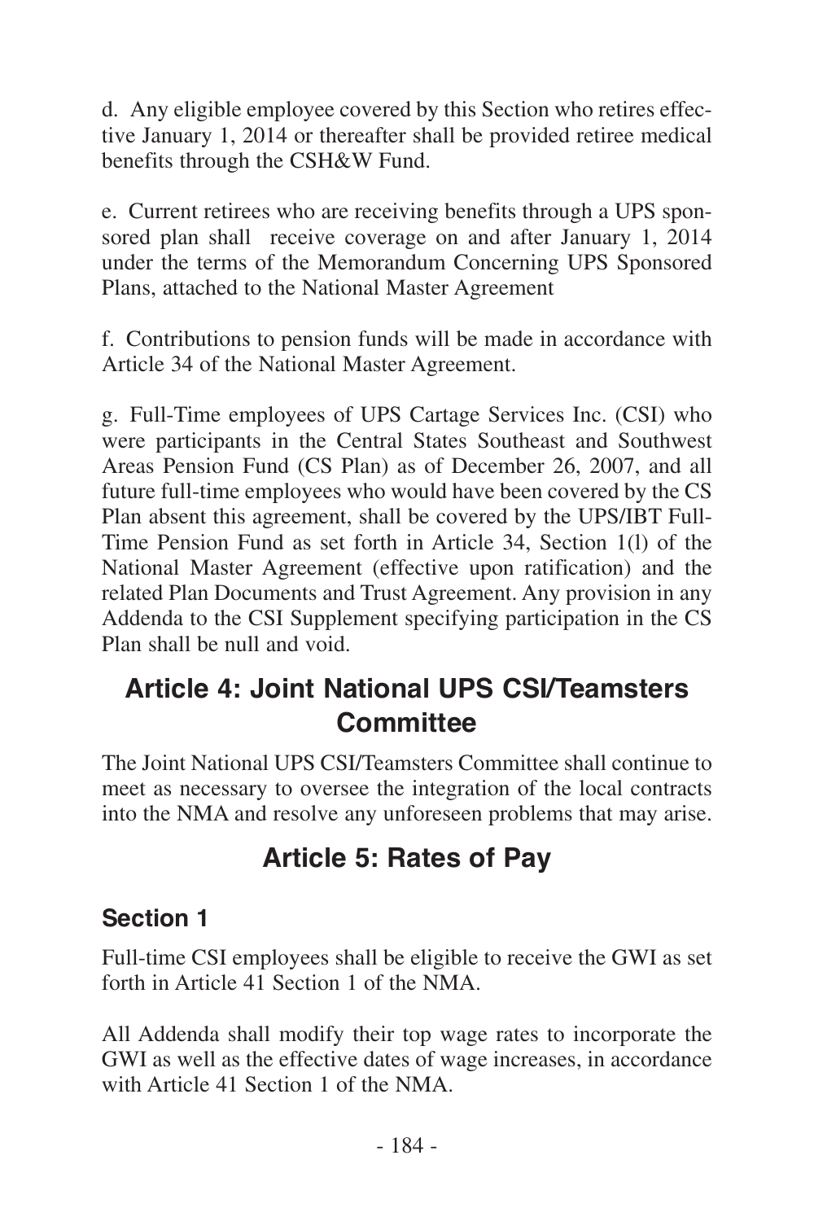d. Any eligible employee covered by this Section who retires effective January 1, 2014 or thereafter shall be provided retiree medical benefits through the CSH&W Fund.

e. Current retirees who are receiving benefits through a UPS sponsored plan shall receive coverage on and after January 1, 2014 under the terms of the Memorandum Concerning UPS Sponsored Plans, attached to the National Master Agreement

f. Contributions to pension funds will be made in accordance with Article 34 of the National Master Agreement.

g. Full-Time employees of UPS Cartage Services Inc. (CSI) who were participants in the Central States Southeast and Southwest Areas Pension Fund (CS Plan) as of December 26, 2007, and all future full-time employees who would have been covered by the CS Plan absent this agreement, shall be covered by the UPS/IBT Full-Time Pension Fund as set forth in Article 34, Section 1(l) of the National Master Agreement (effective upon ratification) and the related Plan Documents and Trust Agreement. Any provision in any Addenda to the CSI Supplement specifying participation in the CS Plan shall be null and void.

## Article 4: Joint National UPS CSI/Teamsters Committee

The Joint National UPS CSI/Teamsters Committee shall continue to meet as necessary to oversee the integration of the local contracts into the NMA and resolve any unforeseen problems that may arise.

## Article 5: Rates of Pay

### Section 1

Full-time CSI employees shall be eligible to receive the GWI as set forth in Article 41 Section 1 of the NMA.

All Addenda shall modify their top wage rates to incorporate the GWI as well as the effective dates of wage increases, in accordance with Article 41 Section 1 of the NMA.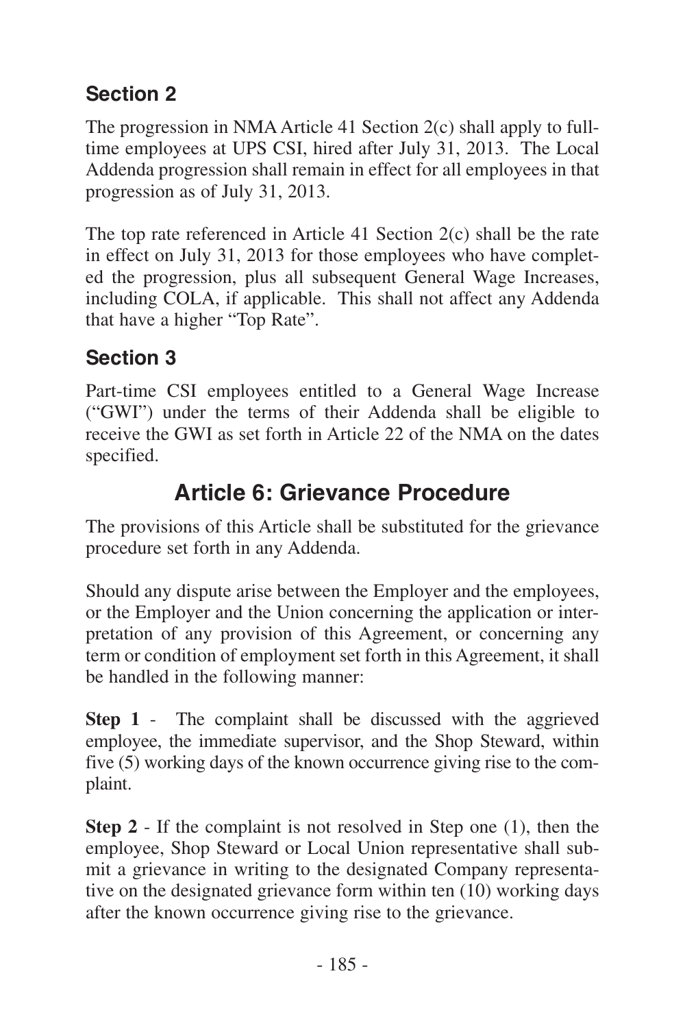## Section 2

The progression in NMA Article 41 Section 2(c) shall apply to full-time employees at UPS CSI, hired after July 31, 2013. The Local Addenda progression shall remain in effect for all employees in that progression as of July 31, 2013.

The top rate referenced in Article 41 Section 2(c) shall be the rate in effect on July 31, 2013 for those employees who have completed the progression, plus all subsequent General Wage Increases, including COLA, if applicable. This shall not affect any Addenda that have a higher "Top Rate".

## Section 3

Part-time CSI employees entitled to a General Wage Increase ("GWI") under the terms of their Addenda shall be eligible to receive the GWI as set forth in Article 22 of the NMA on the dates specified.

# Article 6: Grievance Procedure

The provisions of this Article shall be substituted for the grievance procedure set forth in any Addenda.

Should any dispute arise between the Employer and the employees, or the Employer and the Union concerning the application or interpretation of any provision of this Agreement, or concerning any term or condition of employment set forth in this Agreement, it shall be handled in the following manner:

**Step 1** - The complaint shall be discussed with the aggrieved employee, the immediate supervisor, and the Shop Steward, within five (5) working days of the known occurrence giving rise to the complaint.

**Step 2** - If the complaint is not resolved in Step one (1), then the employee, Shop Steward or Local Union representative shall submit a grievance in writing to the designated Company representative on the designated grievance form within ten (10) working days after the known occurrence giving rise to the grievance.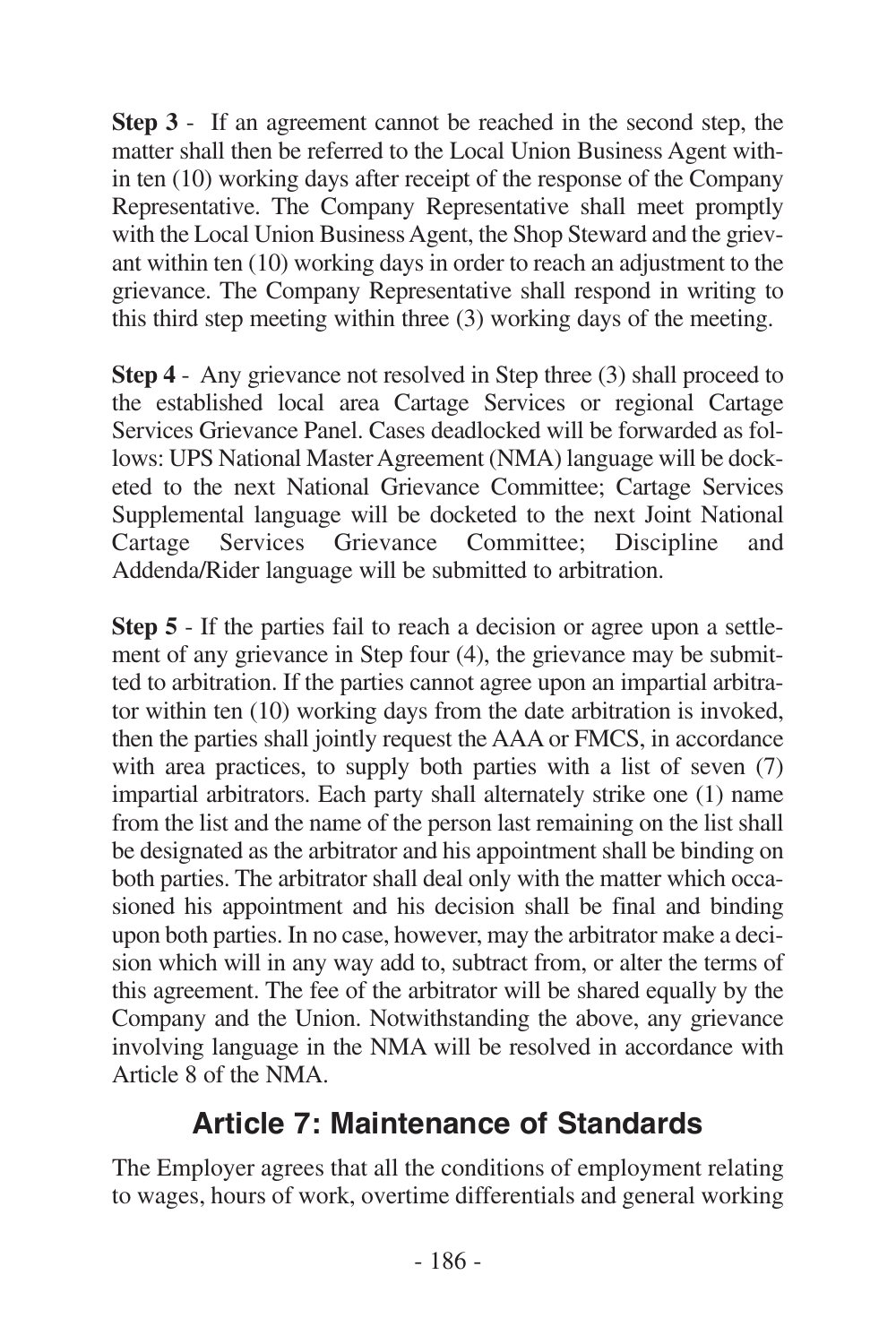**Step 3** - If an agreement cannot be reached in the second step, the matter shall then be referred to the Local Union Business Agent within ten (10) working days after receipt of the response of the Company Representative. The Company Representative shall meet promptly with the Local Union Business Agent, the Shop Steward and the grievant within ten (10) working days in order to reach an adjustment to the grievance. The Company Representative shall respond in writing to this third step meeting within three (3) working days of the meeting.

**Step 4** - Any grievance not resolved in Step three (3) shall proceed to the established local area Cartage Services or regional Cartage Services Grievance Panel. Cases deadlocked will be forwarded as follows: UPS National Master Agreement (NMA) language will be docketed to the next National Grievance Committee; Cartage Services Supplemental language will be docketed to the next Joint National Cartage Services Grievance Committee; Discipline and Addenda/Rider language will be submitted to arbitration.

**Step 5** - If the parties fail to reach a decision or agree upon a settlement of any grievance in Step four (4), the grievance may be submitted to arbitration. If the parties cannot agree upon an impartial arbitrator within ten (10) working days from the date arbitration is invoked, then the parties shall jointly request the AAA or FMCS, in accordance with area practices, to supply both parties with a list of seven (7) impartial arbitrators. Each party shall alternately strike one (1) name from the list and the name of the person last remaining on the list shall be designated as the arbitrator and his appointment shall be binding on both parties. The arbitrator shall deal only with the matter which occasioned his appointment and his decision shall be final and binding upon both parties. In no case, however, may the arbitrator make a decision which will in any way add to, subtract from, or alter the terms of this agreement. The fee of the arbitrator will be shared equally by the Company and the Union. Notwithstanding the above, any grievance involving language in the NMA will be resolved in accordance with Article 8 of the NMA.

## Article 7: Maintenance of Standards

The Employer agrees that all the conditions of employment relating to wages, hours of work, overtime differentials and general working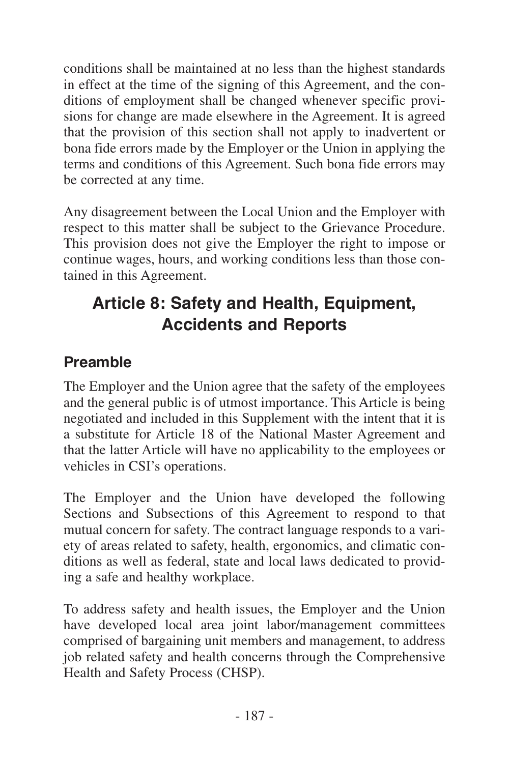conditions shall be maintained at no less than the highest standards in effect at the time of the signing of this Agreement, and the conditions of employment shall be changed whenever specific provisions for change are made elsewhere in the Agreement. It is agreed that the provision of this section shall not apply to inadvertent or bona fide errors made by the Employer or the Union in applying the terms and conditions of this Agreement. Such bona fide errors may be corrected at any time.

Any disagreement between the Local Union and the Employer with respect to this matter shall be subject to the Grievance Procedure. This provision does not give the Employer the right to impose or continue wages, hours, and working conditions less than those contained in this Agreement.

# Article 8: Safety and Health, Equipment, Accidents and Reports

## Preamble

The Employer and the Union agree that the safety of the employees and the general public is of utmost importance. This Article is being negotiated and included in this Supplement with the intent that it is a substitute for Article 18 of the National Master Agreement and that the latter Article will have no applicability to the employees or vehicles in CSI's operations.

The Employer and the Union have developed the following Sections and Subsections of this Agreement to respond to that mutual concern for safety. The contract language responds to a variety of areas related to safety, health, ergonomics, and climatic conditions as well as federal, state and local laws dedicated to providing a safe and healthy workplace.

To address safety and health issues, the Employer and the Union have developed local area joint labor/management committees comprised of bargaining unit members and management, to address job related safety and health concerns through the Comprehensive Health and Safety Process (CHSP).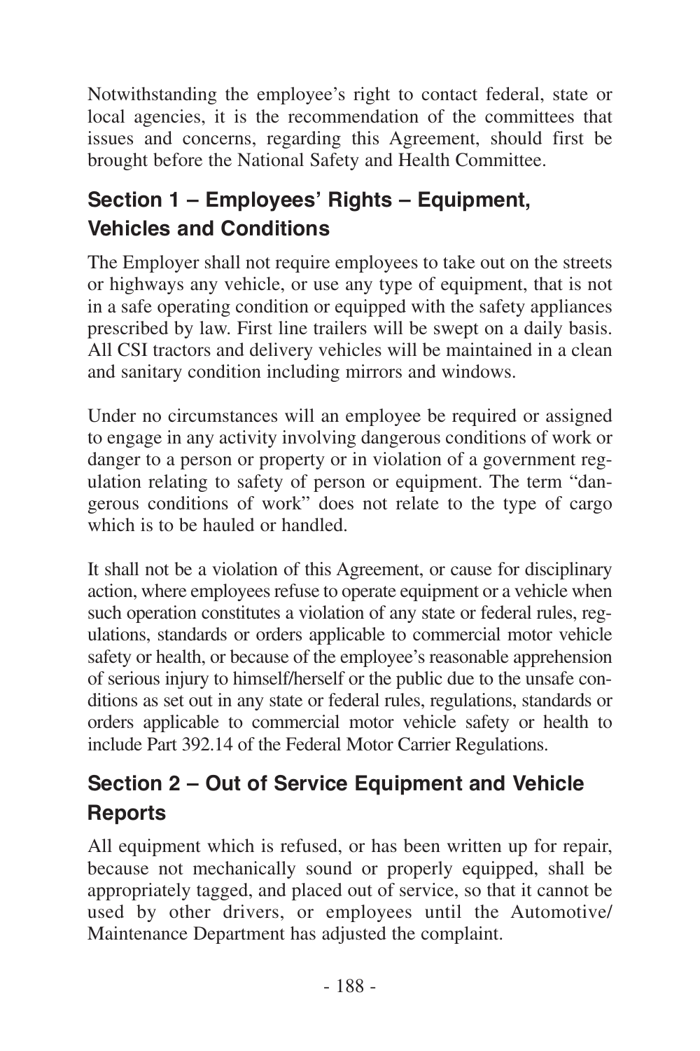Notwithstanding the employee's right to contact federal, state or local agencies, it is the recommendation of the committees that issues and concerns, regarding this Agreement, should first be brought before the National Safety and Health Committee.

## Section 1 – Employees' Rights – Equipment, Vehicles and Conditions

The Employer shall not require employees to take out on the streets or highways any vehicle, or use any type of equipment, that is not in a safe operating condition or equipped with the safety appliances prescribed by law. First line trailers will be swept on a daily basis. All CSI tractors and delivery vehicles will be maintained in a clean and sanitary condition including mirrors and windows.

Under no circumstances will an employee be required or assigned to engage in any activity involving dangerous conditions of work or danger to a person or property or in violation of a government regulation relating to safety of person or equipment. The term "dangerous conditions of work" does not relate to the type of cargo which is to be hauled or handled.

It shall not be a violation of this Agreement, or cause for disciplinary action, where employees refuse to operate equipment or a vehicle when such operation constitutes a violation of any state or federal rules, regulations, standards or orders applicable to commercial motor vehicle safety or health, or because of the employee's reasonable apprehension of serious injury to himself/herself or the public due to the unsafe conditions as set out in any state or federal rules, regulations, standards or orders applicable to commercial motor vehicle safety or health to include Part 392.14 of the Federal Motor Carrier Regulations.

## Section 2 – Out of Service Equipment and Vehicle Reports

All equipment which is refused, or has been written up for repair, because not mechanically sound or properly equipped, shall be appropriately tagged, and placed out of service, so that it cannot be used by other drivers, or employees until the Automotive/ Maintenance Department has adjusted the complaint.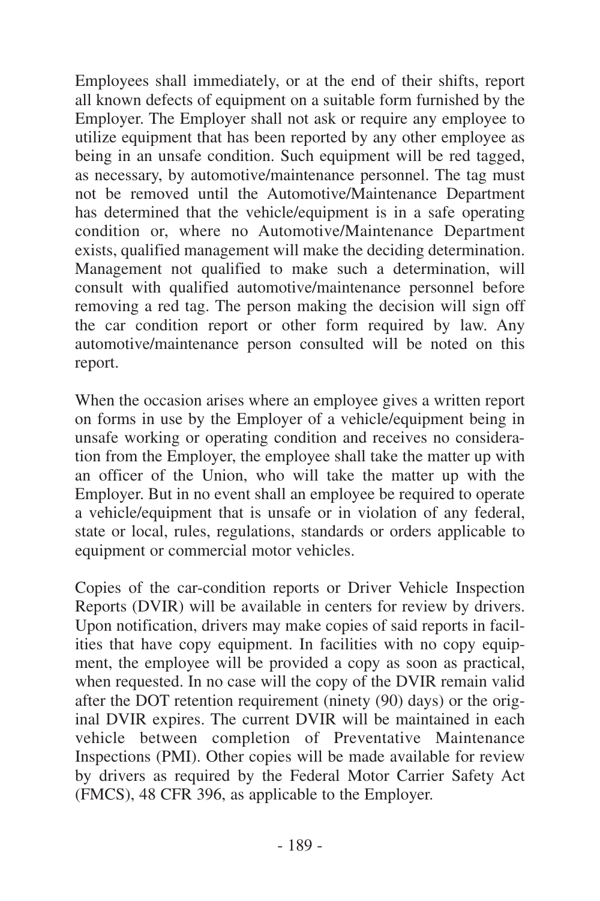Employees shall immediately, or at the end of their shifts, report all known defects of equipment on a suitable form furnished by the Employer. The Employer shall not ask or require any employee to utilize equipment that has been reported by any other employee as being in an unsafe condition. Such equipment will be red tagged, as necessary, by automotive/maintenance personnel. The tag must not be removed until the Automotive/Maintenance Department has determined that the vehicle/equipment is in a safe operating condition or, where no Automotive/Maintenance Department exists, qualified management will make the deciding determination. Management not qualified to make such a determination, will consult with qualified automotive/maintenance personnel before removing a red tag. The person making the decision will sign off the car condition report or other form required by law. Any automotive/maintenance person consulted will be noted on this report.

When the occasion arises where an employee gives a written report on forms in use by the Employer of a vehicle/equipment being in unsafe working or operating condition and receives no consideration from the Employer, the employee shall take the matter up with an officer of the Union, who will take the matter up with the Employer. But in no event shall an employee be required to operate a vehicle/equipment that is unsafe or in violation of any federal, state or local, rules, regulations, standards or orders applicable to equipment or commercial motor vehicles.

Copies of the car-condition reports or Driver Vehicle Inspection Reports (DVIR) will be available in centers for review by drivers. Upon notification, drivers may make copies of said reports in facilities that have copy equipment. In facilities with no copy equipment, the employee will be provided a copy as soon as practical, when requested. In no case will the copy of the DVIR remain valid after the DOT retention requirement (ninety (90) days) or the original DVIR expires. The current DVIR will be maintained in each vehicle between completion of Preventative Maintenance Inspections (PMI). Other copies will be made available for review by drivers as required by the Federal Motor Carrier Safety Act (FMCS), 48 CFR 396, as applicable to the Employer.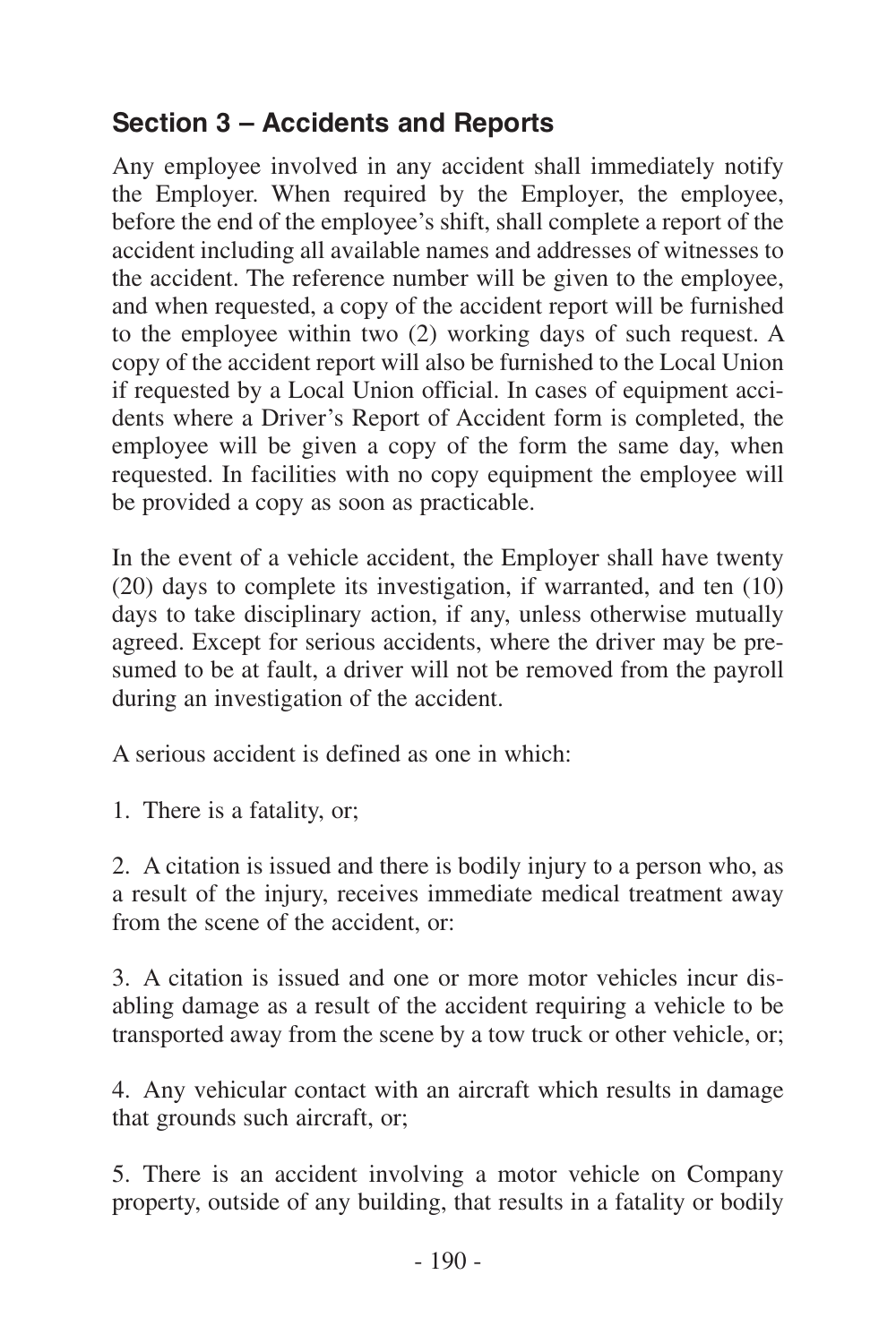## Section 3 – Accidents and Reports

Any employee involved in any accident shall immediately notify the Employer. When required by the Employer, the employee, before the end of the employee's shift, shall complete a report of the accident including all available names and addresses of witnesses to the accident. The reference number will be given to the employee, and when requested, a copy of the accident report will be furnished to the employee within two (2) working days of such request. A copy of the accident report will also be furnished to the Local Union if requested by a Local Union official. In cases of equipment accidents where a Driver's Report of Accident form is completed, the employee will be given a copy of the form the same day, when requested. In facilities with no copy equipment the employee will be provided a copy as soon as practicable.

In the event of a vehicle accident, the Employer shall have twenty (20) days to complete its investigation, if warranted, and ten (10) days to take disciplinary action, if any, unless otherwise mutually agreed. Except for serious accidents, where the driver may be presumed to be at fault, a driver will not be removed from the payroll during an investigation of the accident.

A serious accident is defined as one in which:

1. There is a fatality, or;

2. A citation is issued and there is bodily injury to a person who, as a result of the injury, receives immediate medical treatment away from the scene of the accident, or:

3. A citation is issued and one or more motor vehicles incur disabling damage as a result of the accident requiring a vehicle to be transported away from the scene by a tow truck or other vehicle, or;

4. Any vehicular contact with an aircraft which results in damage that grounds such aircraft, or;

5. There is an accident involving a motor vehicle on Company property, outside of any building, that results in a fatality or bodily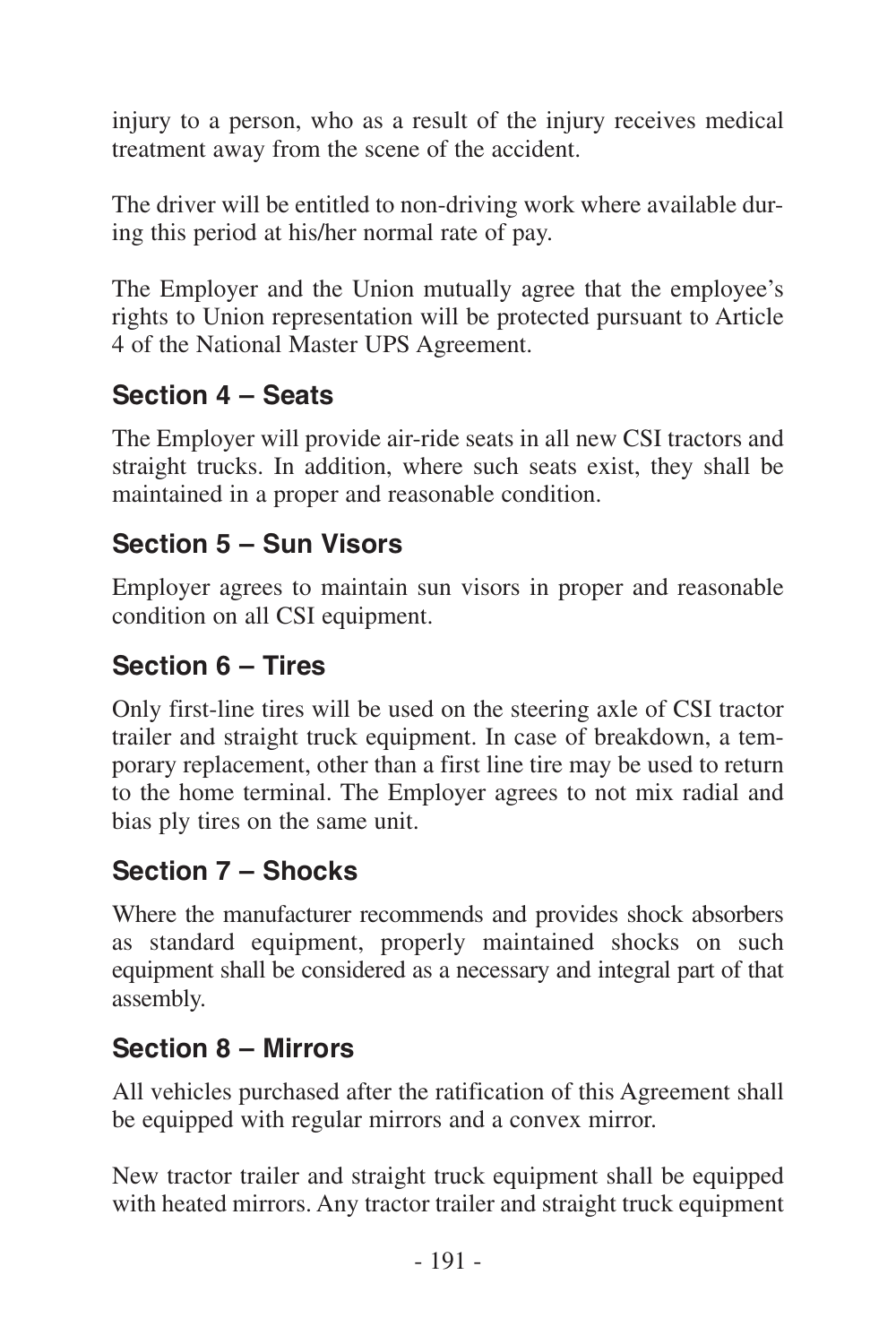injury to a person, who as a result of the injury receives medical treatment away from the scene of the accident.

The driver will be entitled to non-driving work where available during this period at his/her normal rate of pay.

The Employer and the Union mutually agree that the employee's rights to Union representation will be protected pursuant to Article 4 of the National Master UPS Agreement.

## Section 4 – Seats

The Employer will provide air-ride seats in all new CSI tractors and straight trucks. In addition, where such seats exist, they shall be maintained in a proper and reasonable condition.

## Section 5 – Sun Visors

Employer agrees to maintain sun visors in proper and reasonable condition on all CSI equipment.

## Section 6 – Tires

Only first-line tires will be used on the steering axle of CSI tractor trailer and straight truck equipment. In case of breakdown, a temporary replacement, other than a first line tire may be used to return to the home terminal. The Employer agrees to not mix radial and bias ply tires on the same unit.

## Section 7 – Shocks

Where the manufacturer recommends and provides shock absorbers as standard equipment, properly maintained shocks on such equipment shall be considered as a necessary and integral part of that assembly.

## Section 8 – Mirrors

All vehicles purchased after the ratification of this Agreement shall be equipped with regular mirrors and a convex mirror.

New tractor trailer and straight truck equipment shall be equipped with heated mirrors. Any tractor trailer and straight truck equipment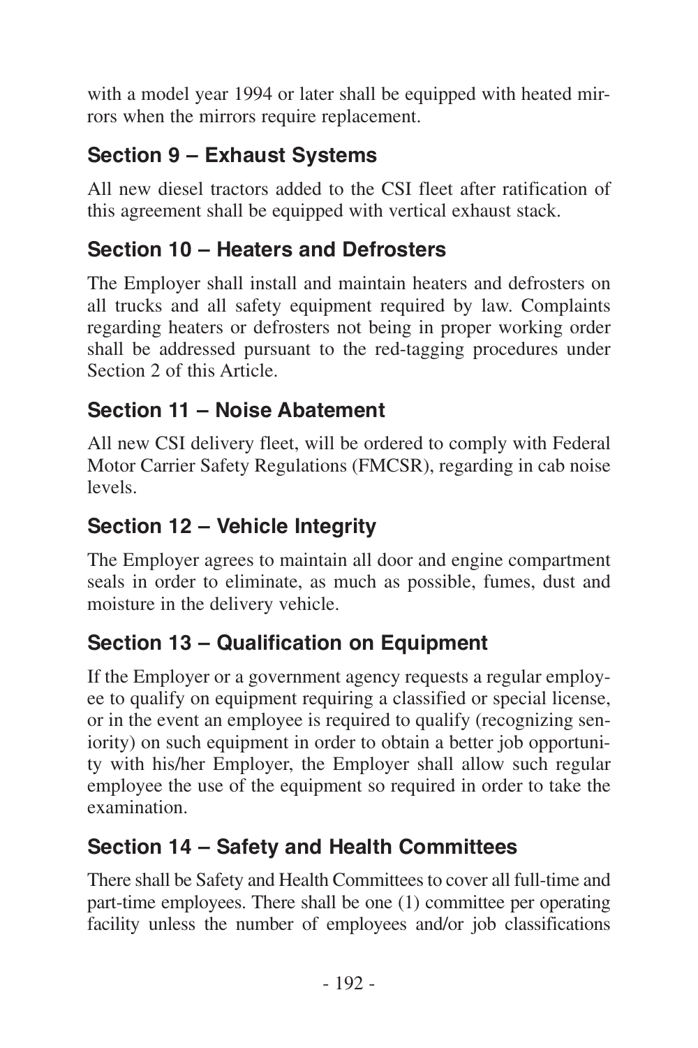with a model year 1994 or later shall be equipped with heated mirrors when the mirrors require replacement.

## Section 9 – Exhaust Systems

All new diesel tractors added to the CSI fleet after ratification of this agreement shall be equipped with vertical exhaust stack.

## Section 10 – Heaters and Defrosters

The Employer shall install and maintain heaters and defrosters on all trucks and all safety equipment required by law. Complaints regarding heaters or defrosters not being in proper working order shall be addressed pursuant to the red-tagging procedures under Section 2 of this Article.

## Section 11 – Noise Abatement

All new CSI delivery fleet, will be ordered to comply with Federal Motor Carrier Safety Regulations (FMCSR), regarding in cab noise levels.

## Section 12 – Vehicle Integrity

The Employer agrees to maintain all door and engine compartment seals in order to eliminate, as much as possible, fumes, dust and moisture in the delivery vehicle.

## Section 13 – Qualification on Equipment

If the Employer or a government agency requests a regular employee to qualify on equipment requiring a classified or special license, or in the event an employee is required to qualify (recognizing seniority) on such equipment in order to obtain a better job opportunity with his/her Employer, the Employer shall allow such regular employee the use of the equipment so required in order to take the examination.

## Section 14 – Safety and Health Committees

There shall be Safety and Health Committees to cover all full-time and part-time employees. There shall be one (1) committee per operating facility unless the number of employees and/or job classifications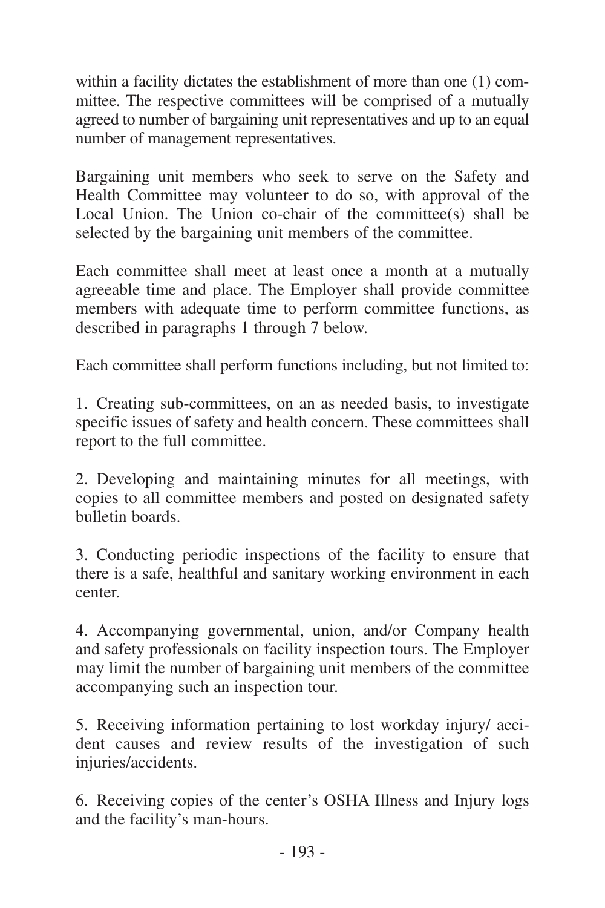within a facility dictates the establishment of more than one (1) committee. The respective committees will be comprised of a mutually agreed to number of bargaining unit representatives and up to an equal number of management representatives.

Bargaining unit members who seek to serve on the Safety and Health Committee may volunteer to do so, with approval of the Local Union. The Union co-chair of the committee(s) shall be selected by the bargaining unit members of the committee.

Each committee shall meet at least once a month at a mutually agreeable time and place. The Employer shall provide committee members with adequate time to perform committee functions, as described in paragraphs 1 through 7 below.

Each committee shall perform functions including, but not limited to:

1. Creating sub-committees, on an as needed basis, to investigate specific issues of safety and health concern. These committees shall report to the full committee.

2. Developing and maintaining minutes for all meetings, with copies to all committee members and posted on designated safety bulletin boards.

3. Conducting periodic inspections of the facility to ensure that there is a safe, healthful and sanitary working environment in each center.

4. Accompanying governmental, union, and/or Company health and safety professionals on facility inspection tours. The Employer may limit the number of bargaining unit members of the committee accompanying such an inspection tour.

5. Receiving information pertaining to lost workday injury/ accident causes and review results of the investigation of such injuries/accidents.

6. Receiving copies of the center's OSHA Illness and Injury logs and the facility's man-hours.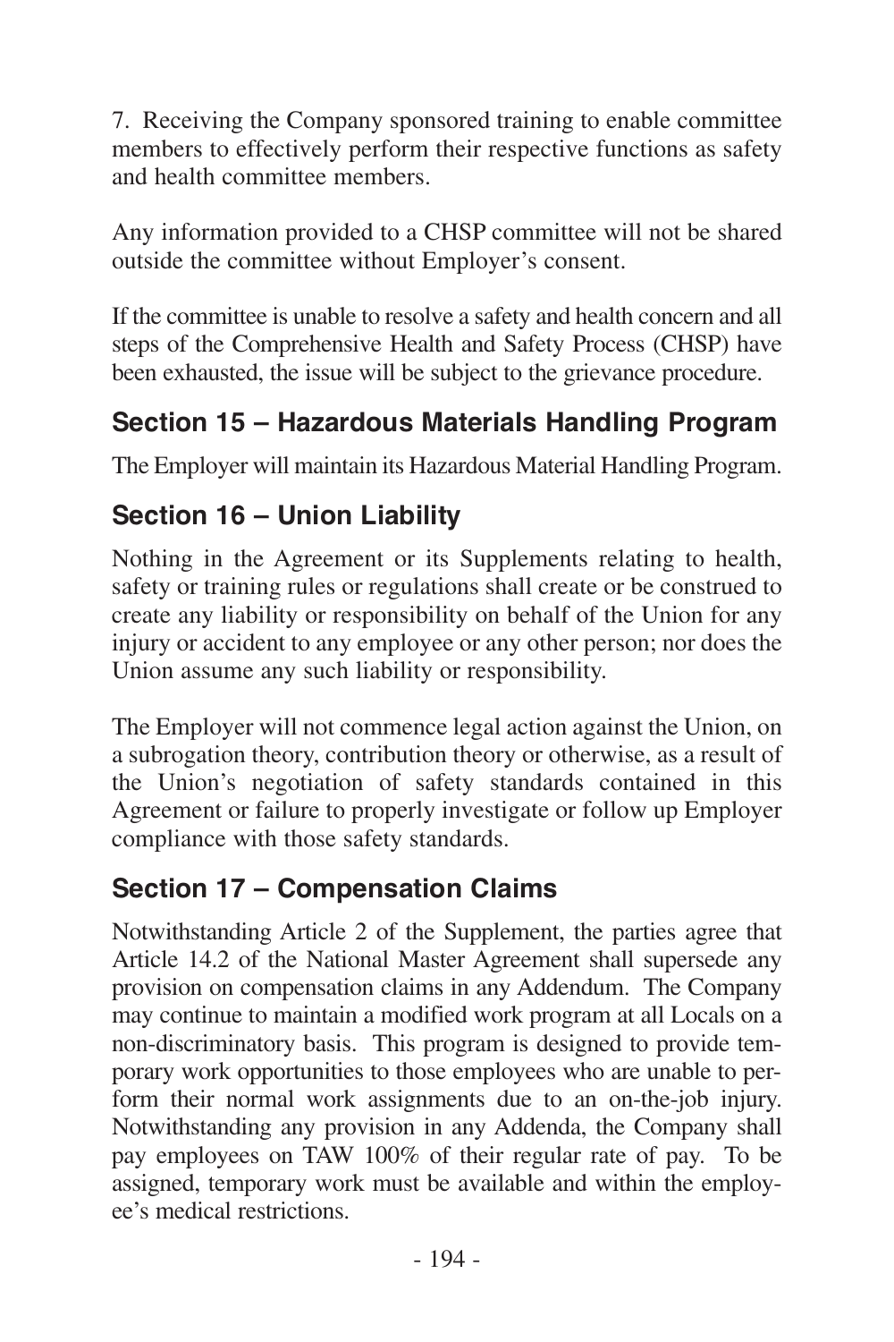7. Receiving the Company sponsored training to enable committee members to effectively perform their respective functions as safety and health committee members.

Any information provided to a CHSP committee will not be shared outside the committee without Employer's consent.

If the committee is unable to resolve a safety and health concern and all steps of the Comprehensive Health and Safety Process (CHSP) have been exhausted, the issue will be subject to the grievance procedure.

## Section 15 – Hazardous Materials Handling Program

The Employer will maintain its Hazardous Material Handling Program.

## Section 16 – Union Liability

Nothing in the Agreement or its Supplements relating to health, safety or training rules or regulations shall create or be construed to create any liability or responsibility on behalf of the Union for any injury or accident to any employee or any other person; nor does the Union assume any such liability or responsibility.

The Employer will not commence legal action against the Union, on a subrogation theory, contribution theory or otherwise, as a result of the Union's negotiation of safety standards contained in this Agreement or failure to properly investigate or follow up Employer compliance with those safety standards.

## Section 17 – Compensation Claims

Notwithstanding Article 2 of the Supplement, the parties agree that Article 14.2 of the National Master Agreement shall supersede any provision on compensation claims in any Addendum. The Company may continue to maintain a modified work program at all Locals on a non-discriminatory basis. This program is designed to provide temporary work opportunities to those employees who are unable to perform their normal work assignments due to an on-the-job injury. Notwithstanding any provision in any Addenda, the Company shall pay employees on TAW 100% of their regular rate of pay. To be assigned, temporary work must be available and within the employee's medical restrictions.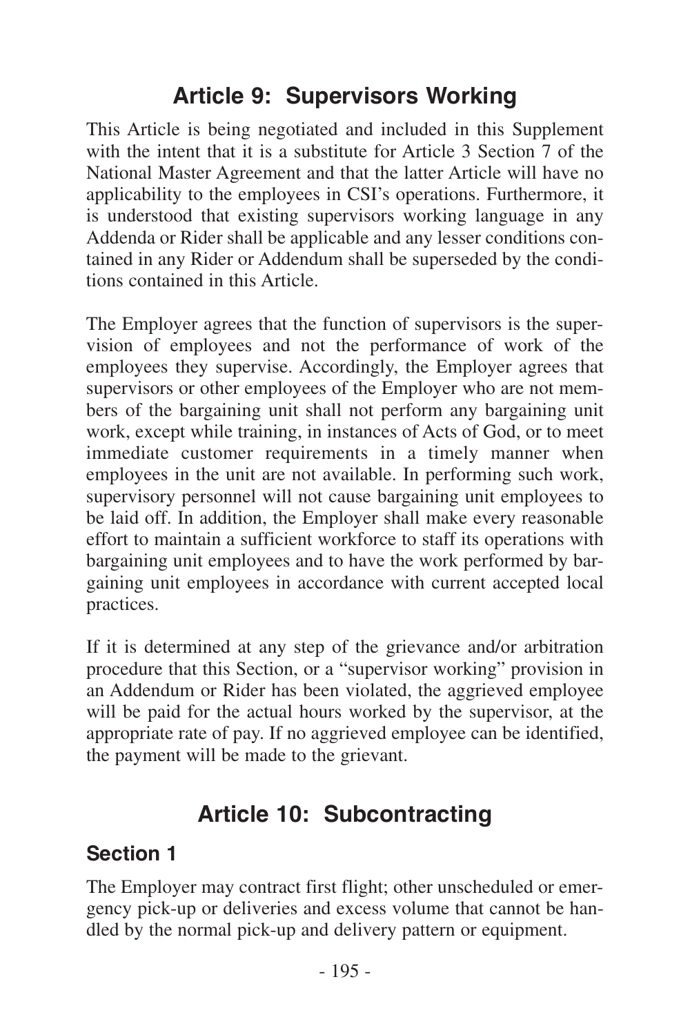## Article 9: Supervisors Working

This Article is being negotiated and included in this Supplement with the intent that it is a substitute for Article 3 Section 7 of the National Master Agreement and that the latter Article will have no applicability to the employees in CSI's operations. Furthermore, it is understood that existing supervisors working language in any Addenda or Rider shall be applicable and any lesser conditions contained in any Rider or Addendum shall be superseded by the conditions contained in this Article.

The Employer agrees that the function of supervisors is the supervision of employees and not the performance of work of the employees they supervise. Accordingly, the Employer agrees that supervisors or other employees of the Employer who are not members of the bargaining unit shall not perform any bargaining unit work, except while training, in instances of Acts of God, or to meet immediate customer requirements in a timely manner when employees in the unit are not available. In performing such work, supervisory personnel will not cause bargaining unit employees to be laid off. In addition, the Employer shall make every reasonable effort to maintain a sufficient workforce to staff its operations with bargaining unit employees and to have the work performed by bargaining unit employees in accordance with current accepted local practices.

If it is determined at any step of the grievance and/or arbitration procedure that this Section, or a "supervisor working" provision in an Addendum or Rider has been violated, the aggrieved employee will be paid for the actual hours worked by the supervisor, at the appropriate rate of pay. If no aggrieved employee can be identified, the payment will be made to the grievant.

## Article 10: Subcontracting

### Section 1

The Employer may contract first flight; other unscheduled or emergency pick-up or deliveries and excess volume that cannot be handled by the normal pick-up and delivery pattern or equipment.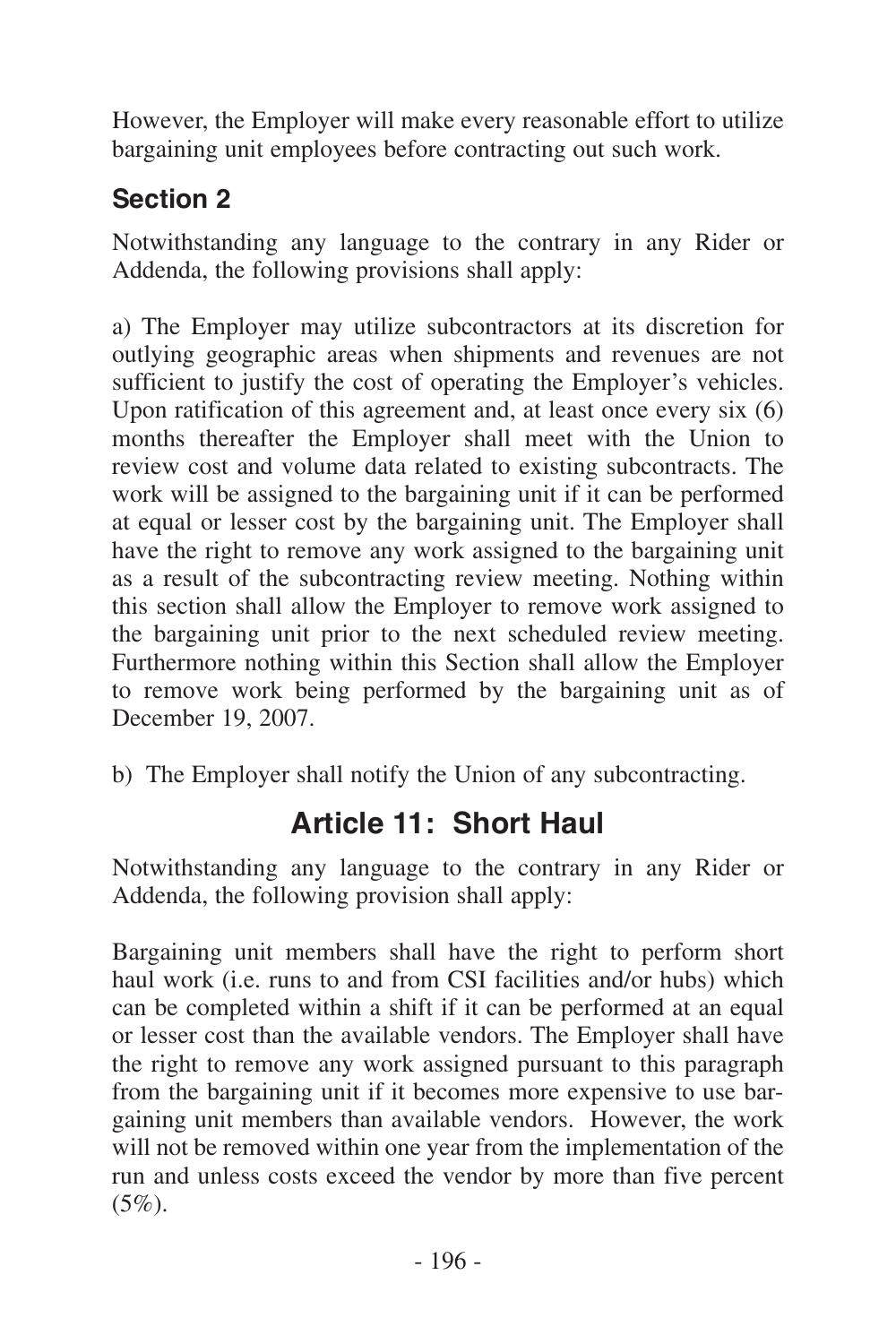However, the Employer will make every reasonable effort to utilize bargaining unit employees before contracting out such work.

### Section 2

Notwithstanding any language to the contrary in any Rider or Addenda, the following provisions shall apply:

a) The Employer may utilize subcontractors at its discretion for outlying geographic areas when shipments and revenues are not sufficient to justify the cost of operating the Employer's vehicles. Upon ratification of this agreement and, at least once every six (6) months thereafter the Employer shall meet with the Union to review cost and volume data related to existing subcontracts. The work will be assigned to the bargaining unit if it can be performed at equal or lesser cost by the bargaining unit. The Employer shall have the right to remove any work assigned to the bargaining unit as a result of the subcontracting review meeting. Nothing within this section shall allow the Employer to remove work assigned to the bargaining unit prior to the next scheduled review meeting. Furthermore nothing within this Section shall allow the Employer to remove work being performed by the bargaining unit as of December 19, 2007.

b) The Employer shall notify the Union of any subcontracting.

## Article 11: Short Haul

Notwithstanding any language to the contrary in any Rider or Addenda, the following provision shall apply:

Bargaining unit members shall have the right to perform short haul work (i.e. runs to and from CSI facilities and/or hubs) which can be completed within a shift if it can be performed at an equal or lesser cost than the available vendors. The Employer shall have the right to remove any work assigned pursuant to this paragraph from the bargaining unit if it becomes more expensive to use bargaining unit members than available vendors. However, the work will not be removed within one year from the implementation of the run and unless costs exceed the vendor by more than five percent (5%).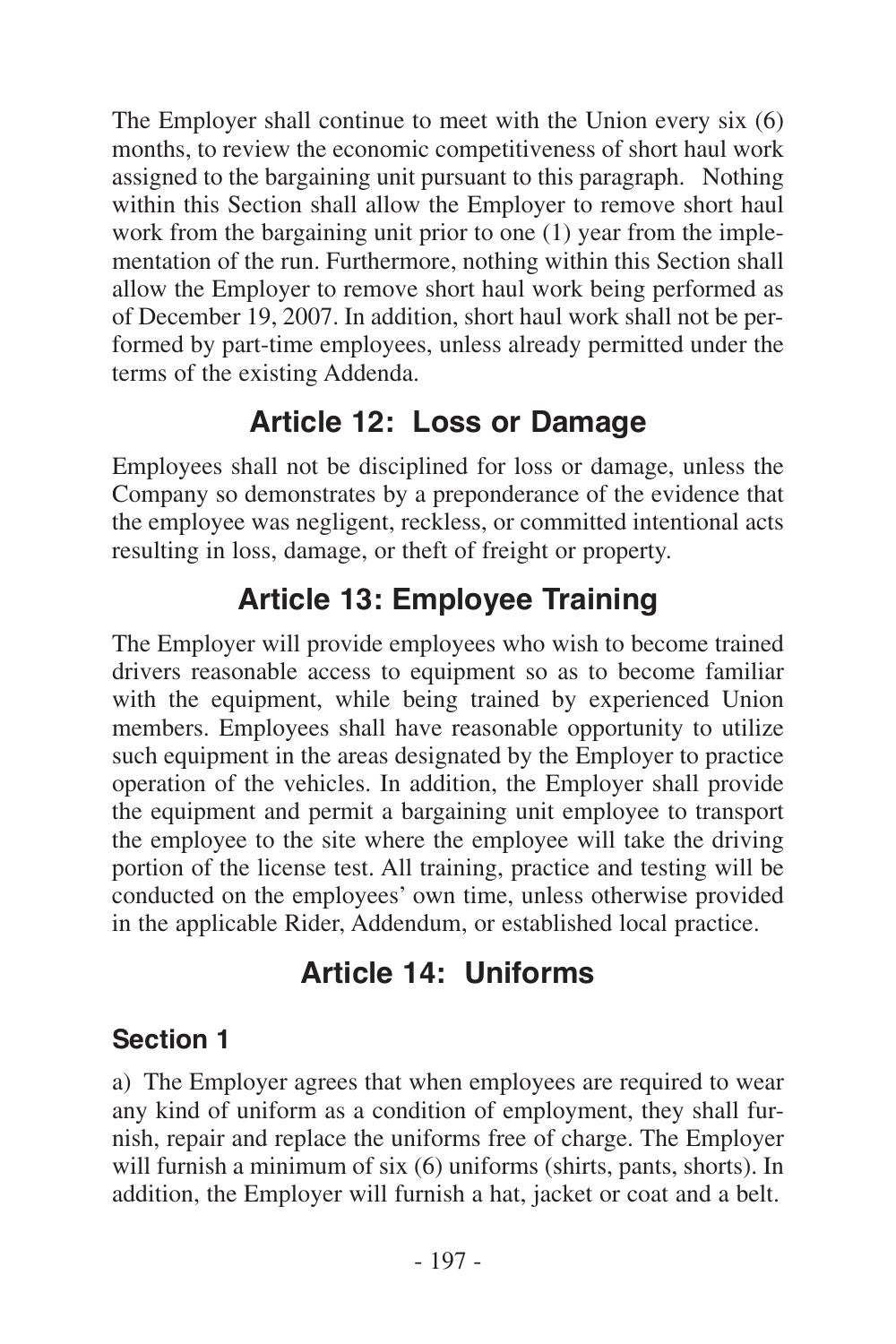The Employer shall continue to meet with the Union every six (6) months, to review the economic competitiveness of short haul work assigned to the bargaining unit pursuant to this paragraph. Nothing within this Section shall allow the Employer to remove short haul work from the bargaining unit prior to one (1) year from the implementation of the run. Furthermore, nothing within this Section shall allow the Employer to remove short haul work being performed as of December 19, 2007. In addition, short haul work shall not be performed by part-time employees, unless already permitted under the terms of the existing Addenda.

## Article 12: Loss or Damage

Employees shall not be disciplined for loss or damage, unless the Company so demonstrates by a preponderance of the evidence that the employee was negligent, reckless, or committed intentional acts resulting in loss, damage, or theft of freight or property.

## Article 13: Employee Training

The Employer will provide employees who wish to become trained drivers reasonable access to equipment so as to become familiar with the equipment, while being trained by experienced Union members. Employees shall have reasonable opportunity to utilize such equipment in the areas designated by the Employer to practice operation of the vehicles. In addition, the Employer shall provide the equipment and permit a bargaining unit employee to transport the employee to the site where the employee will take the driving portion of the license test. All training, practice and testing will be conducted on the employees' own time, unless otherwise provided in the applicable Rider, Addendum, or established local practice.

## Article 14: Uniforms

### Section 1

a) The Employer agrees that when employees are required to wear any kind of uniform as a condition of employment, they shall furnish, repair and replace the uniforms free of charge. The Employer will furnish a minimum of six (6) uniforms (shirts, pants, shorts). In addition, the Employer will furnish a hat, jacket or coat and a belt.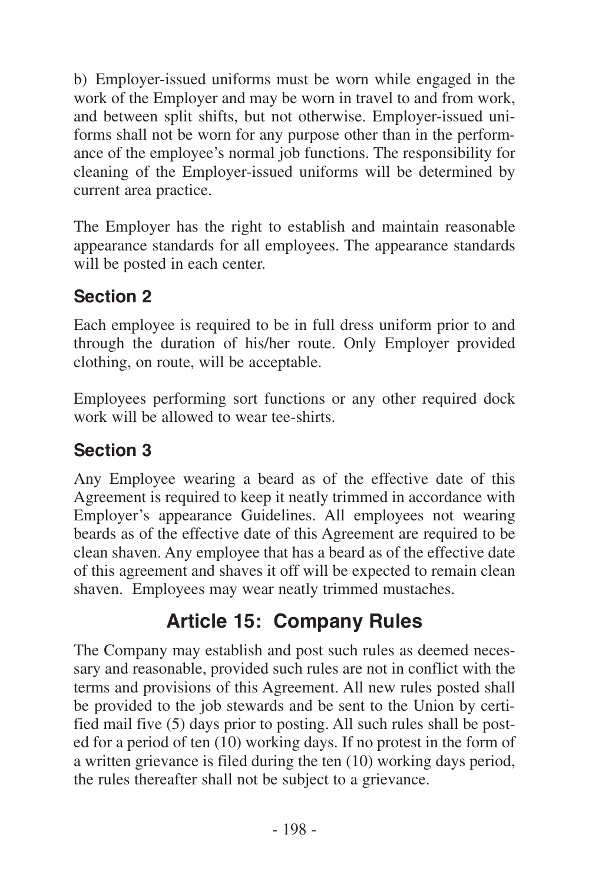b) Employer-issued uniforms must be worn while engaged in the work of the Employer and may be worn in travel to and from work, and between split shifts, but not otherwise. Employer-issued uniforms shall not be worn for any purpose other than in the performance of the employee's normal job functions. The responsibility for cleaning of the Employer-issued uniforms will be determined by current area practice.

The Employer has the right to establish and maintain reasonable appearance standards for all employees. The appearance standards will be posted in each center.

### Section 2

Each employee is required to be in full dress uniform prior to and through the duration of his/her route. Only Employer provided clothing, on route, will be acceptable.

Employees performing sort functions or any other required dock work will be allowed to wear tee-shirts.

### Section 3

Any Employee wearing a beard as of the effective date of this Agreement is required to keep it neatly trimmed in accordance with Employer's appearance Guidelines. All employees not wearing beards as of the effective date of this Agreement are required to be clean shaven. Any employee that has a beard as of the effective date of this agreement and shaves it off will be expected to remain clean shaven. Employees may wear neatly trimmed mustaches.

## Article 15: Company Rules

The Company may establish and post such rules as deemed necessary and reasonable, provided such rules are not in conflict with the terms and provisions of this Agreement. All new rules posted shall be provided to the job stewards and be sent to the Union by certified mail five (5) days prior to posting. All such rules shall be posted for a period of ten (10) working days. If no protest in the form of a written grievance is filed during the ten (10) working days period, the rules thereafter shall not be subject to a grievance.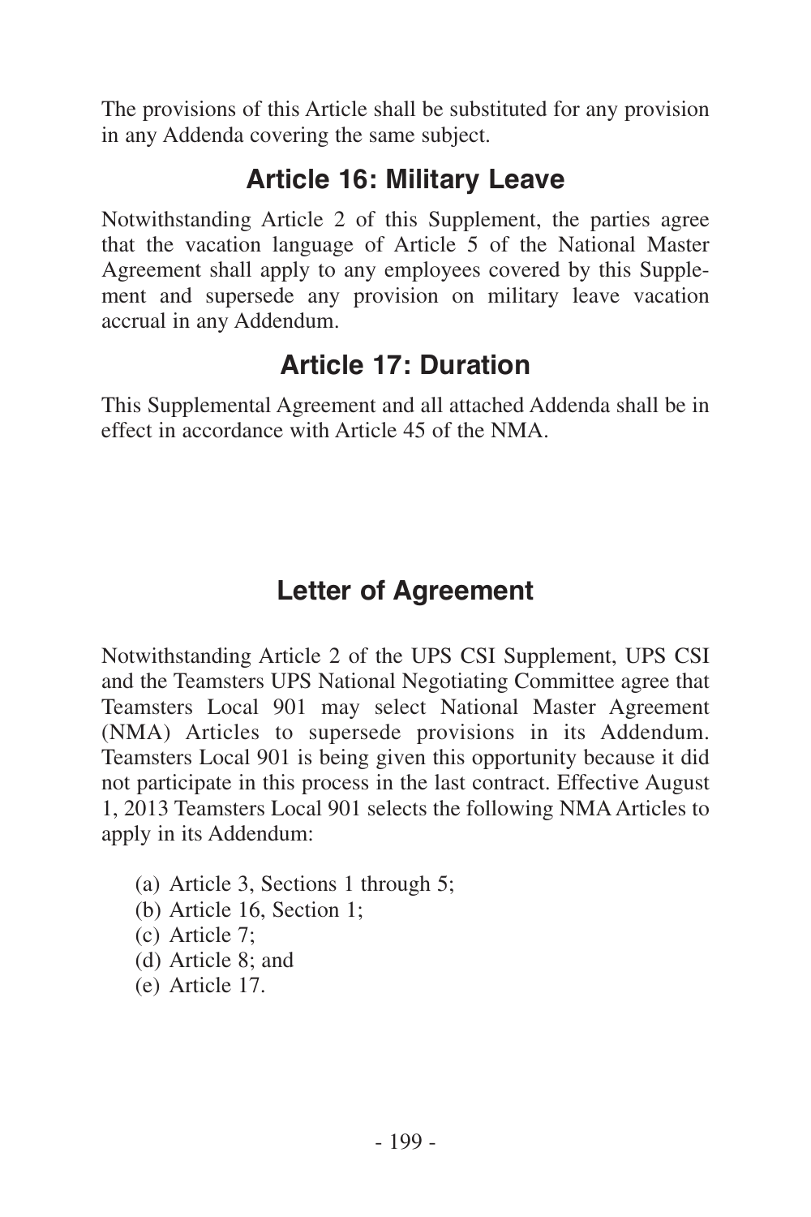The provisions of this Article shall be substituted for any provision in any Addenda covering the same subject.

## Article 16: Military Leave

Notwithstanding Article 2 of this Supplement, the parties agree that the vacation language of Article 5 of the National Master Agreement shall apply to any employees covered by this Supplement and supersede any provision on military leave vacation accrual in any Addendum.

## Article 17: Duration

This Supplemental Agreement and all attached Addenda shall be in effect in accordance with Article 45 of the NMA.

## Letter of Agreement

Notwithstanding Article 2 of the UPS CSI Supplement, UPS CSI and the Teamsters UPS National Negotiating Committee agree that Teamsters Local 901 may select National Master Agreement (NMA) Articles to supersede provisions in its Addendum. Teamsters Local 901 is being given this opportunity because it did not participate in this process in the last contract. Effective August 1, 2013 Teamsters Local 901 selects the following NMA Articles to apply in its Addendum:

- (a) Article 3, Sections 1 through 5;
- (b) Article 16, Section 1;
- (c) Article 7;
- (d) Article 8; and
- (e) Article 17.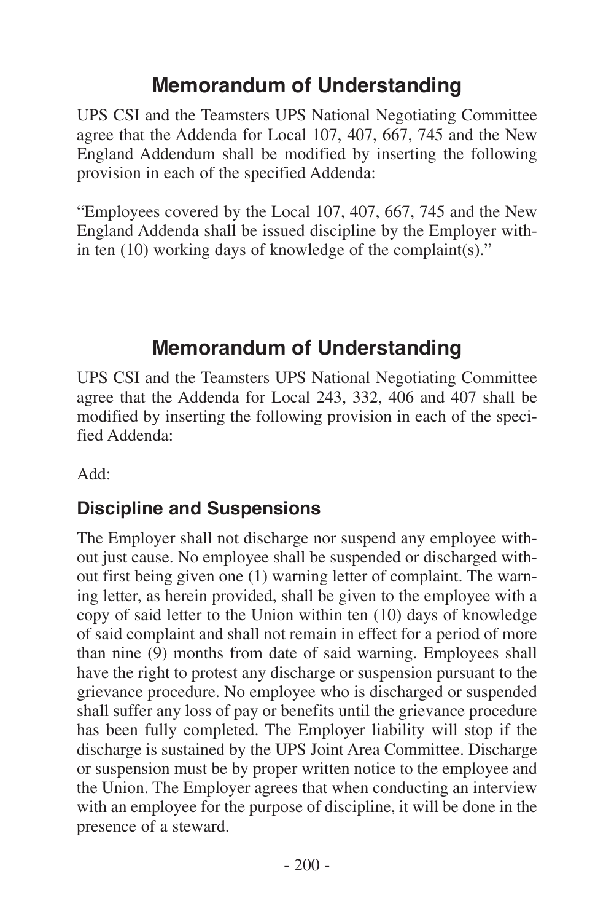## Memorandum of Understanding

UPS CSI and the Teamsters UPS National Negotiating Committee agree that the Addenda for Local 107, 407, 667, 745 and the New England Addendum shall be modified by inserting the following provision in each of the specified Addenda:

"Employees covered by the Local 107, 407, 667, 745 and the New England Addenda shall be issued discipline by the Employer within ten (10) working days of knowledge of the complaint(s)."

## Memorandum of Understanding

UPS CSI and the Teamsters UPS National Negotiating Committee agree that the Addenda for Local 243, 332, 406 and 407 shall be modified by inserting the following provision in each of the specified Addenda:

Add:

### Discipline and Suspensions

The Employer shall not discharge nor suspend any employee without just cause. No employee shall be suspended or discharged without first being given one (1) warning letter of complaint. The warning letter, as herein provided, shall be given to the employee with a copy of said letter to the Union within ten (10) days of knowledge of said complaint and shall not remain in effect for a period of more than nine (9) months from date of said warning. Employees shall have the right to protest any discharge or suspension pursuant to the grievance procedure. No employee who is discharged or suspended shall suffer any loss of pay or benefits until the grievance procedure has been fully completed. The Employer liability will stop if the discharge is sustained by the UPS Joint Area Committee. Discharge or suspension must be by proper written notice to the employee and the Union. The Employer agrees that when conducting an interview with an employee for the purpose of discipline, it will be done in the presence of a steward.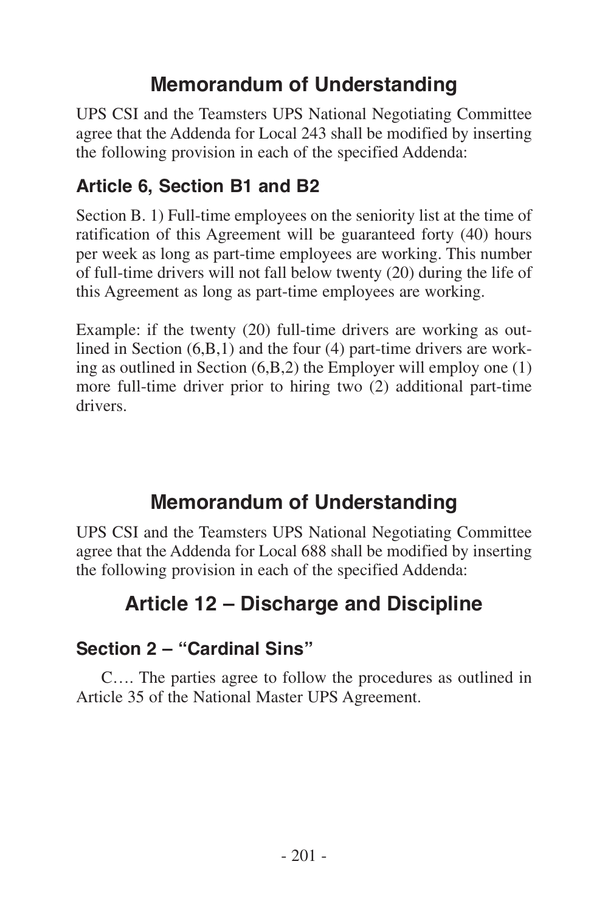## Memorandum of Understanding

UPS CSI and the Teamsters UPS National Negotiating Committee agree that the Addenda for Local 243 shall be modified by inserting the following provision in each of the specified Addenda:

### Article 6, Section B1 and B2

Section B. 1) Full-time employees on the seniority list at the time of ratification of this Agreement will be guaranteed forty (40) hours per week as long as part-time employees are working. This number of full-time drivers will not fall below twenty (20) during the life of this Agreement as long as part-time employees are working.

Example: if the twenty (20) full-time drivers are working as outlined in Section (6,B,1) and the four (4) part-time drivers are working as outlined in Section (6,B,2) the Employer will employ one (1) more full-time driver prior to hiring two (2) additional part-time drivers.

## Memorandum of Understanding

UPS CSI and the Teamsters UPS National Negotiating Committee agree that the Addenda for Local 688 shall be modified by inserting the following provision in each of the specified Addenda:

## Article 12 – Discharge and Discipline

### Section 2 – "Cardinal Sins"

C…. The parties agree to follow the procedures as outlined in Article 35 of the National Master UPS Agreement.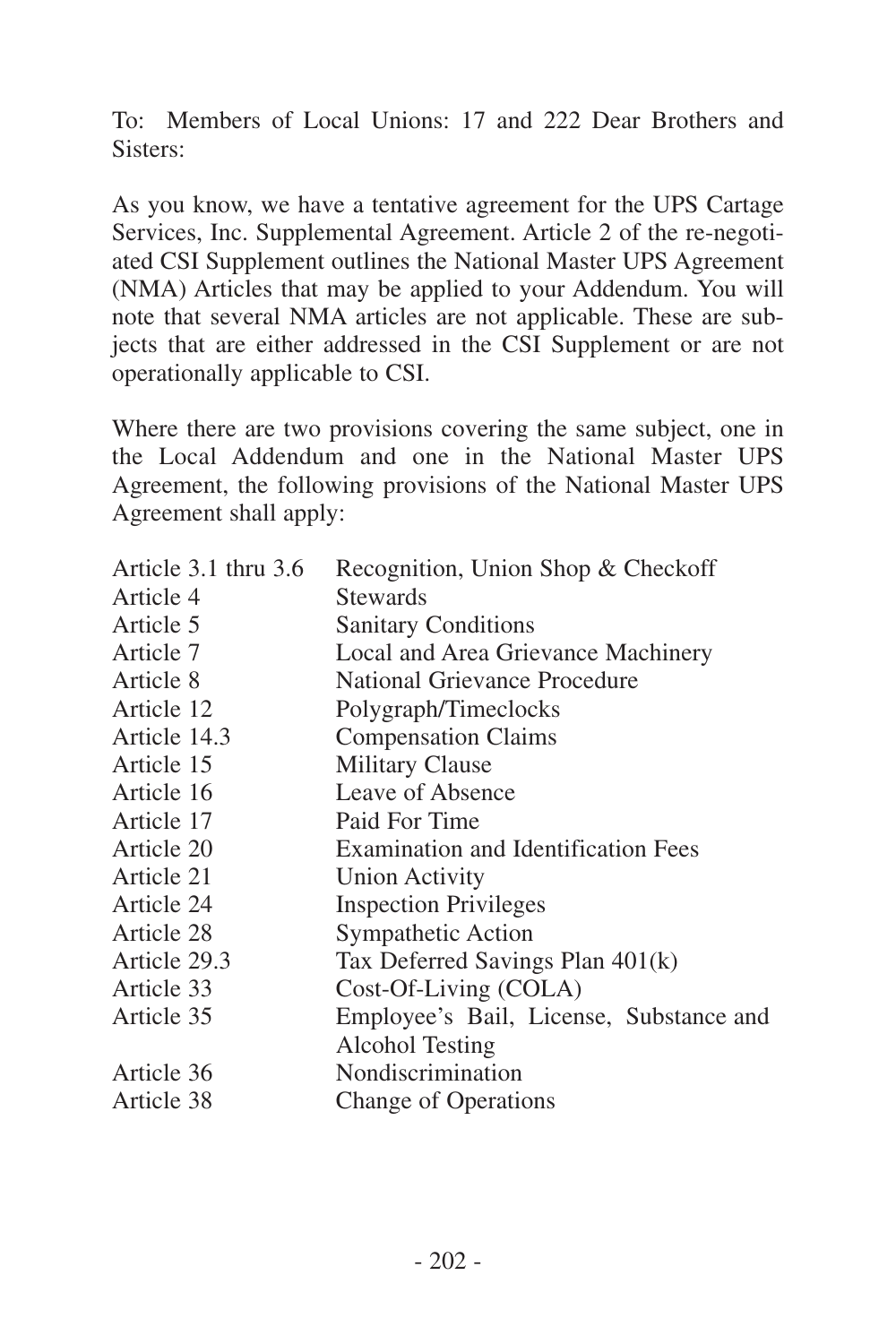To: Members of Local Unions: 17 and 222 Dear Brothers and Sisters:

As you know, we have a tentative agreement for the UPS Cartage Services, Inc. Supplemental Agreement. Article 2 of the re-negotiated CSI Supplement outlines the National Master UPS Agreement (NMA) Articles that may be applied to your Addendum. You will note that several NMA articles are not applicable. These are subjects that are either addressed in the CSI Supplement or are not operationally applicable to CSI.

Where there are two provisions covering the same subject, one in the Local Addendum and one in the National Master UPS Agreement, the following provisions of the National Master UPS Agreement shall apply:

| | |
|---|---|
| Article 3.1 thru 3.6 | Recognition, Union Shop & Checkoff |
| Article 4 | Stewards |
| Article 5 | Sanitary Conditions |
| Article 7 | Local and Area Grievance Machinery |
| Article 8 | National Grievance Procedure |
| Article 12 | Polygraph/Timeclocks |
| Article 14.3 | Compensation Claims |
| Article 15 | Military Clause |
| Article 16 | Leave of Absence |
| Article 17 | Paid For Time |
| Article 20 | Examination and Identification Fees |
| Article 21 | Union Activity |
| Article 24 | Inspection Privileges |
| Article 28 | Sympathetic Action |
| Article 29.3 | Tax Deferred Savings Plan 401(k) |
| Article 33 | Cost-Of-Living (COLA) |
| Article 35 | Employee's Bail, License, Substance and Alcohol Testing |
| Article 36 | Nondiscrimination |
| Article 38 | Change of Operations |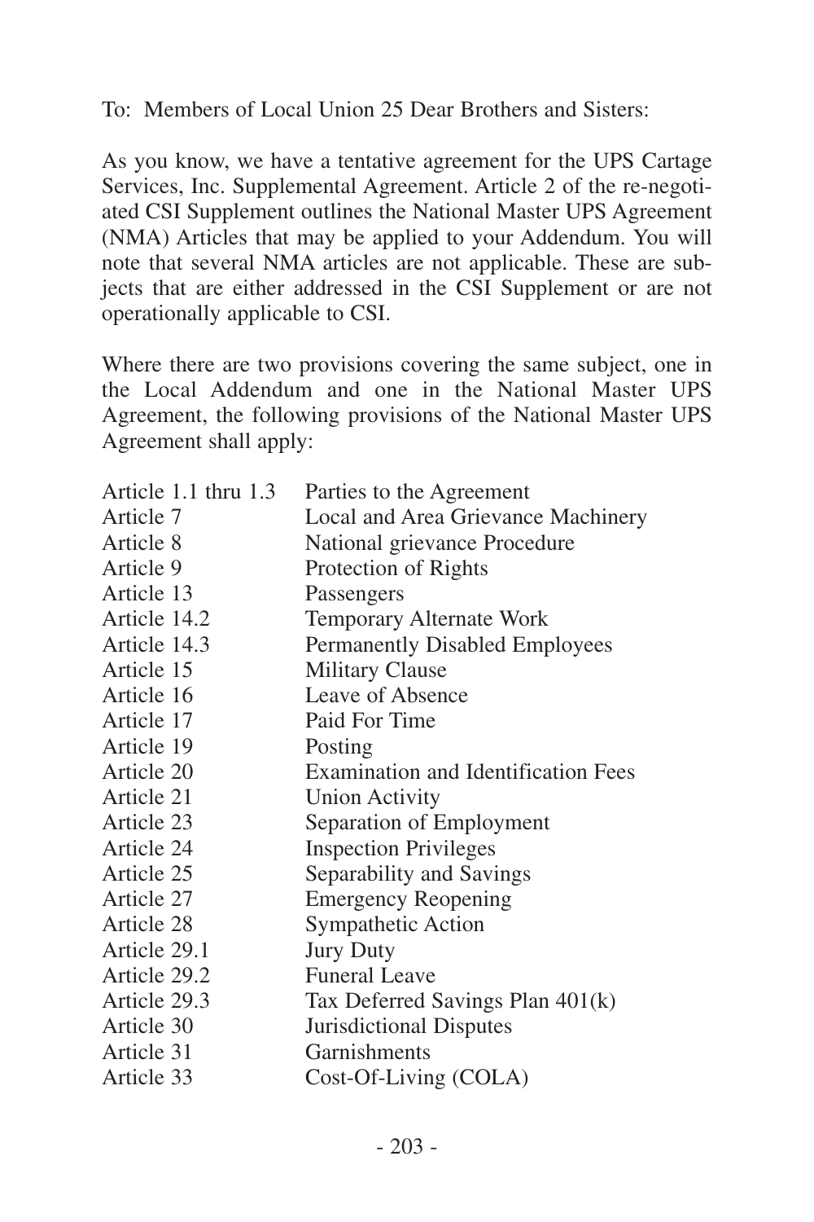To: Members of Local Union 25 Dear Brothers and Sisters:

As you know, we have a tentative agreement for the UPS Cartage Services, Inc. Supplemental Agreement. Article 2 of the re-negotiated CSI Supplement outlines the National Master UPS Agreement (NMA) Articles that may be applied to your Addendum. You will note that several NMA articles are not applicable. These are subjects that are either addressed in the CSI Supplement or are not operationally applicable to CSI.

Where there are two provisions covering the same subject, one in the Local Addendum and one in the National Master UPS Agreement, the following provisions of the National Master UPS Agreement shall apply:

| | |
|---|---|
| Article 1.1 thru 1.3 | Parties to the Agreement |
| Article 7 | Local and Area Grievance Machinery |
| Article 8 | National grievance Procedure |
| Article 9 | Protection of Rights |
| Article 13 | Passengers |
| Article 14.2 | Temporary Alternate Work |
| Article 14.3 | Permanently Disabled Employees |
| Article 15 | Military Clause |
| Article 16 | Leave of Absence |
| Article 17 | Paid For Time |
| Article 19 | Posting |
| Article 20 | Examination and Identification Fees |
| Article 21 | Union Activity |
| Article 23 | Separation of Employment |
| Article 24 | Inspection Privileges |
| Article 25 | Separability and Savings |
| Article 27 | Emergency Reopening |
| Article 28 | Sympathetic Action |
| Article 29.1 | Jury Duty |
| Article 29.2 | Funeral Leave |
| Article 29.3 | Tax Deferred Savings Plan 401(k) |
| Article 30 | Jurisdictional Disputes |
| Article 31 | Garnishments |
| Article 33 | Cost-Of-Living (COLA) |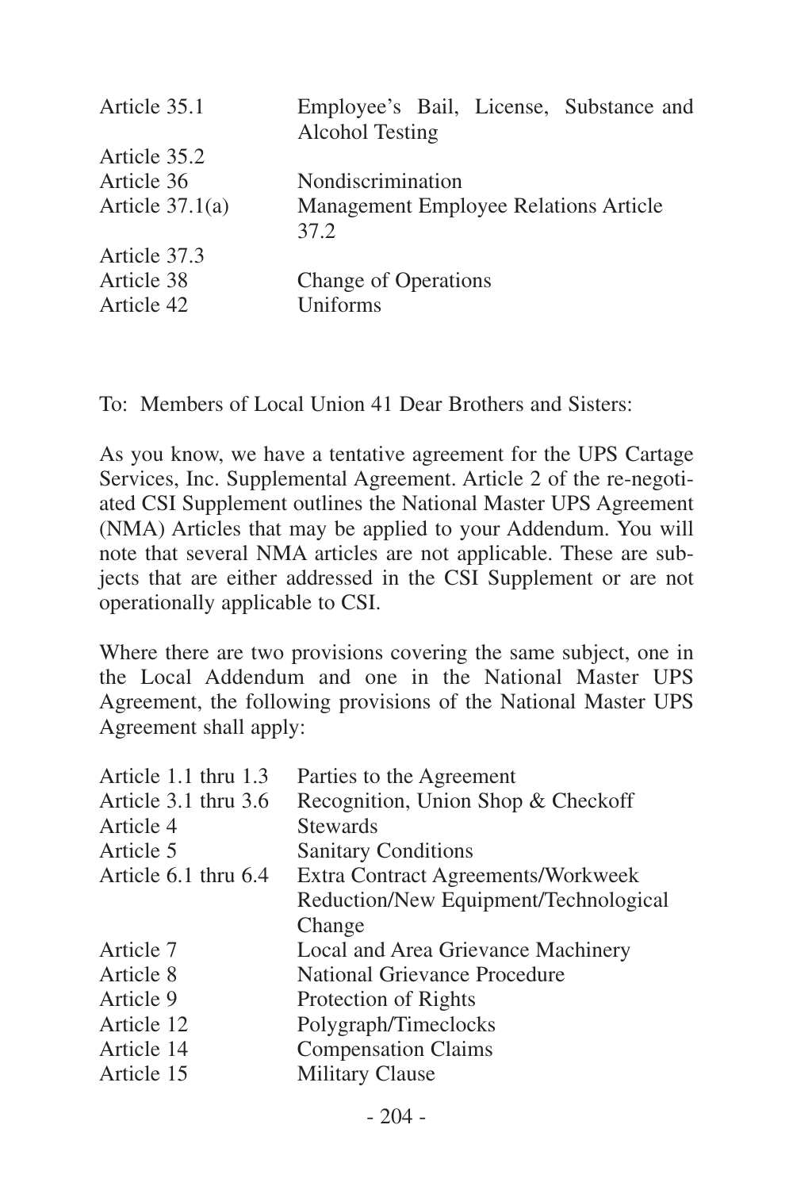| | |
|---|---|
| Article 35.1 | Employee's Bail, License, Substance and Alcohol Testing |
| Article 35.2 | |
| Article 36 | Nondiscrimination |
| Article 37.1(a) | Management Employee Relations Article 37.2 |
| Article 37.3 | |
| Article 38 | Change of Operations |
| Article 42 | Uniforms |

To: Members of Local Union 41 Dear Brothers and Sisters:

As you know, we have a tentative agreement for the UPS Cartage Services, Inc. Supplemental Agreement. Article 2 of the re-negotiated CSI Supplement outlines the National Master UPS Agreement (NMA) Articles that may be applied to your Addendum. You will note that several NMA articles are not applicable. These are subjects that are either addressed in the CSI Supplement or are not operationally applicable to CSI.

Where there are two provisions covering the same subject, one in the Local Addendum and one in the National Master UPS Agreement, the following provisions of the National Master UPS Agreement shall apply:

| | |
|---|---|
| Article 1.1 thru 1.3 | Parties to the Agreement |
| Article 3.1 thru 3.6 | Recognition, Union Shop & Checkoff |
| Article 4 | Stewards |
| Article 5 | Sanitary Conditions |
| Article 6.1 thru 6.4 | Extra Contract Agreements/Workweek Reduction/New Equipment/Technological Change |
| Article 7 | Local and Area Grievance Machinery |
| Article 8 | National Grievance Procedure |
| Article 9 | Protection of Rights |
| Article 12 | Polygraph/Timeclocks |
| Article 14 | Compensation Claims |
| Article 15 | Military Clause |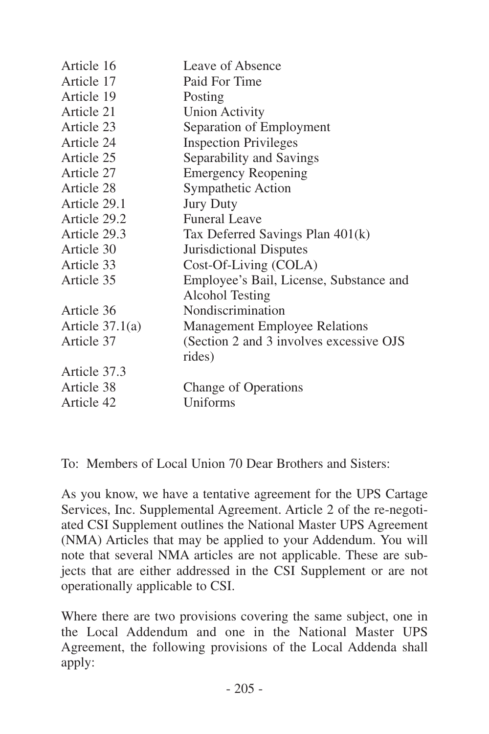| | |
|---|---|
| Article 16 | Leave of Absence |
| Article 17 | Paid For Time |
| Article 19 | Posting |
| Article 21 | Union Activity |
| Article 23 | Separation of Employment |
| Article 24 | Inspection Privileges |
| Article 25 | Separability and Savings |
| Article 27 | Emergency Reopening |
| Article 28 | Sympathetic Action |
| Article 29.1 | Jury Duty |
| Article 29.2 | Funeral Leave |
| Article 29.3 | Tax Deferred Savings Plan 401(k) |
| Article 30 | Jurisdictional Disputes |
| Article 33 | Cost-Of-Living (COLA) |
| Article 35 | Employee's Bail, License, Substance and Alcohol Testing |
| Article 36 | Nondiscrimination |
| Article 37.1(a) | Management Employee Relations |
| Article 37 | (Section 2 and 3 involves excessive OJS rides) |
| Article 37.3 | |
| Article 38 | Change of Operations |
| Article 42 | Uniforms |

To: Members of Local Union 70 Dear Brothers and Sisters:

As you know, we have a tentative agreement for the UPS Cartage Services, Inc. Supplemental Agreement. Article 2 of the re-negotiated CSI Supplement outlines the National Master UPS Agreement (NMA) Articles that may be applied to your Addendum. You will note that several NMA articles are not applicable. These are subjects that are either addressed in the CSI Supplement or are not operationally applicable to CSI.

Where there are two provisions covering the same subject, one in the Local Addendum and one in the National Master UPS Agreement, the following provisions of the Local Addenda shall apply: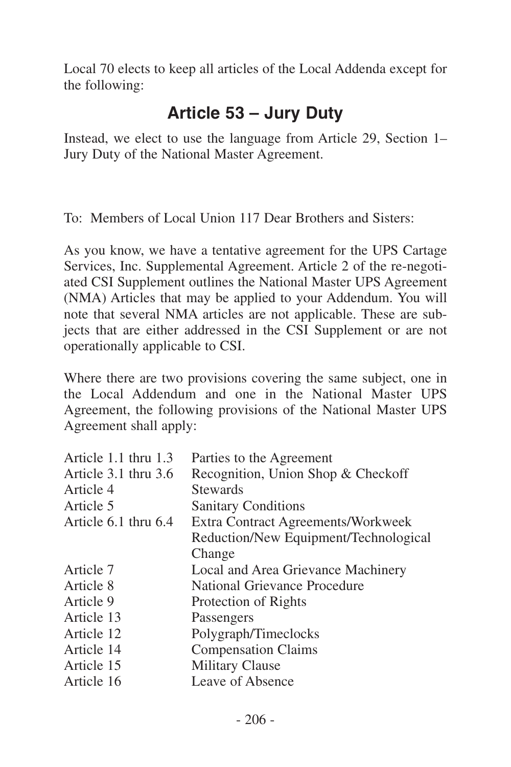Local 70 elects to keep all articles of the Local Addenda except for the following:

## Article 53 – Jury Duty

Instead, we elect to use the language from Article 29, Section 1– Jury Duty of the National Master Agreement.

To: Members of Local Union 117 Dear Brothers and Sisters:

As you know, we have a tentative agreement for the UPS Cartage Services, Inc. Supplemental Agreement. Article 2 of the re-negotiated CSI Supplement outlines the National Master UPS Agreement (NMA) Articles that may be applied to your Addendum. You will note that several NMA articles are not applicable. These are subjects that are either addressed in the CSI Supplement or are not operationally applicable to CSI.

Where there are two provisions covering the same subject, one in the Local Addendum and one in the National Master UPS Agreement, the following provisions of the National Master UPS Agreement shall apply:

| | |
|---|---|
| Article 1.1 thru 1.3 | Parties to the Agreement |
| Article 3.1 thru 3.6 | Recognition, Union Shop & Checkoff |
| Article 4 | Stewards |
| Article 5 | Sanitary Conditions |
| Article 6.1 thru 6.4 | Extra Contract Agreements/Workweek Reduction/New Equipment/Technological Change |
| Article 7 | Local and Area Grievance Machinery |
| Article 8 | National Grievance Procedure |
| Article 9 | Protection of Rights |
| Article 13 | Passengers |
| Article 12 | Polygraph/Timeclocks |
| Article 14 | Compensation Claims |
| Article 15 | Military Clause |
| Article 16 | Leave of Absence |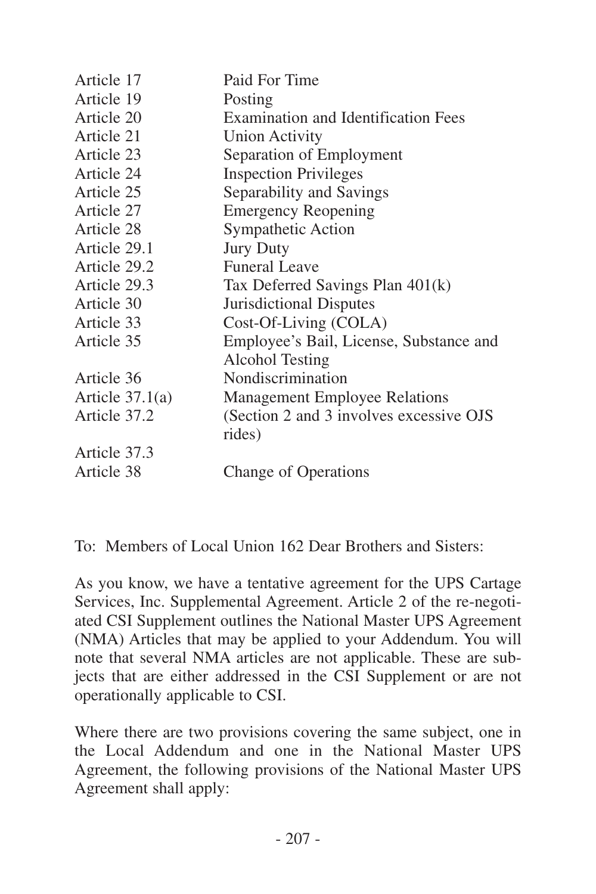| | |
|---|---|
| Article 17 | Paid For Time |
| Article 19 | Posting |
| Article 20 | Examination and Identification Fees |
| Article 21 | Union Activity |
| Article 23 | Separation of Employment |
| Article 24 | Inspection Privileges |
| Article 25 | Separability and Savings |
| Article 27 | Emergency Reopening |
| Article 28 | Sympathetic Action |
| Article 29.1 | Jury Duty |
| Article 29.2 | Funeral Leave |
| Article 29.3 | Tax Deferred Savings Plan 401(k) |
| Article 30 | Jurisdictional Disputes |
| Article 33 | Cost-Of-Living (COLA) |
| Article 35 | Employee's Bail, License, Substance and Alcohol Testing |
| Article 36 | Nondiscrimination |
| Article 37.1(a) | Management Employee Relations |
| Article 37.2 | (Section 2 and 3 involves excessive OJS rides) |
| Article 37.3 | |
| Article 38 | Change of Operations |

To: Members of Local Union 162 Dear Brothers and Sisters:

As you know, we have a tentative agreement for the UPS Cartage Services, Inc. Supplemental Agreement. Article 2 of the re-negotiated CSI Supplement outlines the National Master UPS Agreement (NMA) Articles that may be applied to your Addendum. You will note that several NMA articles are not applicable. These are subjects that are either addressed in the CSI Supplement or are not operationally applicable to CSI.

Where there are two provisions covering the same subject, one in the Local Addendum and one in the National Master UPS Agreement, the following provisions of the National Master UPS Agreement shall apply: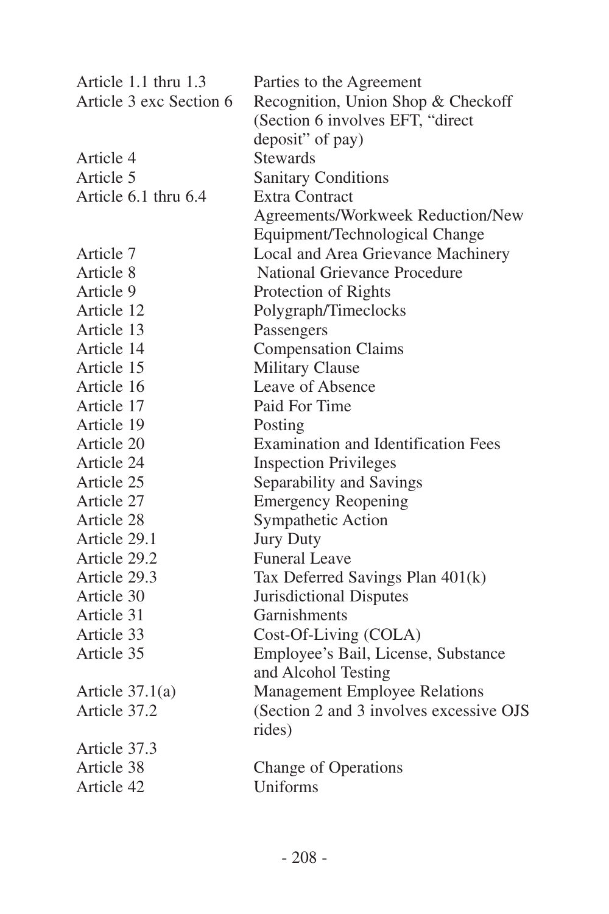| | |
|---|---|
| Article 1.1 thru 1.3 | Parties to the Agreement |
| Article 3 exc Section 6 | Recognition, Union Shop & Checkoff (Section 6 involves EFT, "direct deposit" of pay) |
| Article 4 | Stewards |
| Article 5 | Sanitary Conditions |
| Article 6.1 thru 6.4 | Extra Contract Agreements/Workweek Reduction/New Equipment/Technological Change |
| Article 7 | Local and Area Grievance Machinery |
| Article 8 | National Grievance Procedure |
| Article 9 | Protection of Rights |
| Article 12 | Polygraph/Timeclocks |
| Article 13 | Passengers |
| Article 14 | Compensation Claims |
| Article 15 | Military Clause |
| Article 16 | Leave of Absence |
| Article 17 | Paid For Time |
| Article 19 | Posting |
| Article 20 | Examination and Identification Fees |
| Article 24 | Inspection Privileges |
| Article 25 | Separability and Savings |
| Article 27 | Emergency Reopening |
| Article 28 | Sympathetic Action |
| Article 29.1 | Jury Duty |
| Article 29.2 | Funeral Leave |
| Article 29.3 | Tax Deferred Savings Plan 401(k) |
| Article 30 | Jurisdictional Disputes |
| Article 31 | Garnishments |
| Article 33 | Cost-Of-Living (COLA) |
| Article 35 | Employee's Bail, License, Substance and Alcohol Testing |
| Article 37.1(a) | Management Employee Relations |
| Article 37.2 | (Section 2 and 3 involves excessive OJS rides) |
| Article 37.3 | |
| Article 38 | Change of Operations |
| Article 42 | Uniforms |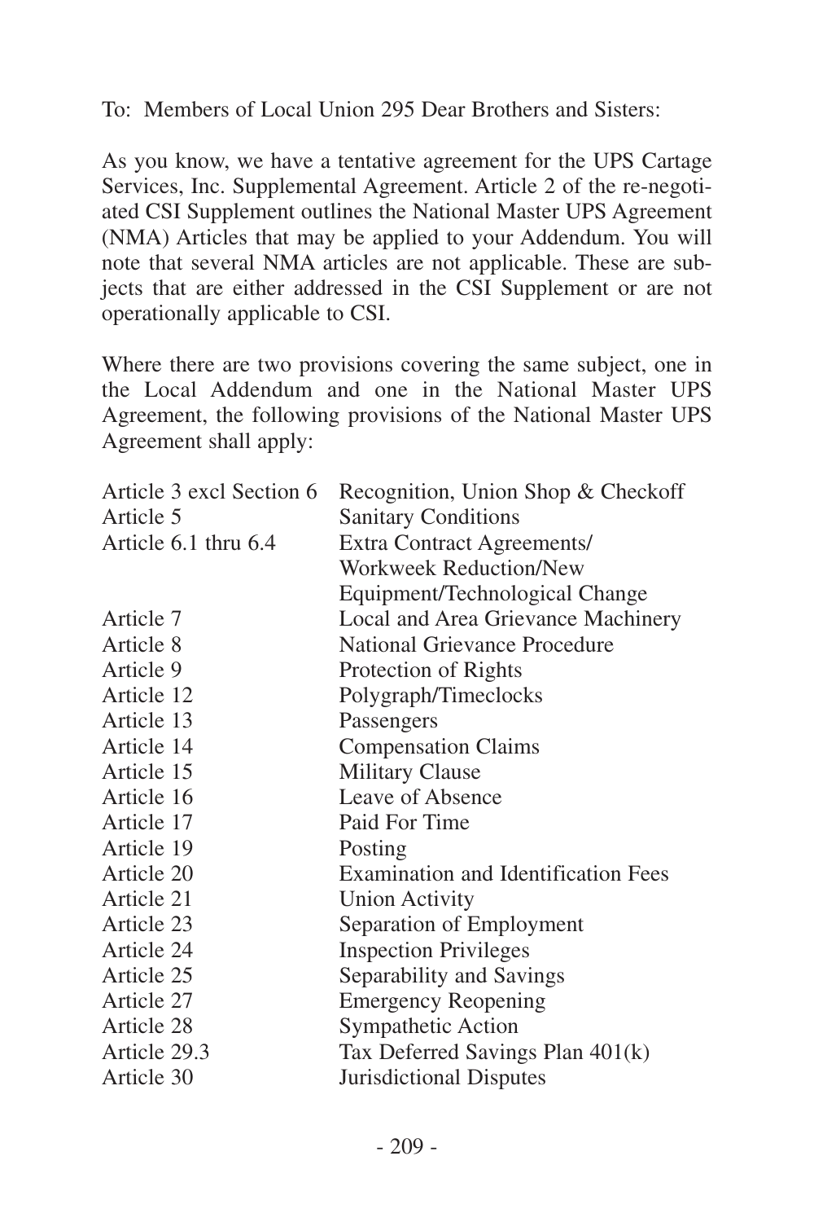To: Members of Local Union 295 Dear Brothers and Sisters:

As you know, we have a tentative agreement for the UPS Cartage Services, Inc. Supplemental Agreement. Article 2 of the re-negotiated CSI Supplement outlines the National Master UPS Agreement (NMA) Articles that may be applied to your Addendum. You will note that several NMA articles are not applicable. These are subjects that are either addressed in the CSI Supplement or are not operationally applicable to CSI.

Where there are two provisions covering the same subject, one in the Local Addendum and one in the National Master UPS Agreement, the following provisions of the National Master UPS Agreement shall apply:

| | |
|---|---|
| Article 3 excl Section 6 | Recognition, Union Shop & Checkoff |
| Article 5 | Sanitary Conditions |
| Article 6.1 thru 6.4 | Extra Contract Agreements/ Workweek Reduction/New Equipment/Technological Change |
| Article 7 | Local and Area Grievance Machinery |
| Article 8 | National Grievance Procedure |
| Article 9 | Protection of Rights |
| Article 12 | Polygraph/Timeclocks |
| Article 13 | Passengers |
| Article 14 | Compensation Claims |
| Article 15 | Military Clause |
| Article 16 | Leave of Absence |
| Article 17 | Paid For Time |
| Article 19 | Posting |
| Article 20 | Examination and Identification Fees |
| Article 21 | Union Activity |
| Article 23 | Separation of Employment |
| Article 24 | Inspection Privileges |
| Article 25 | Separability and Savings |
| Article 27 | Emergency Reopening |
| Article 28 | Sympathetic Action |
| Article 29.3 | Tax Deferred Savings Plan 401(k) |
| Article 30 | Jurisdictional Disputes |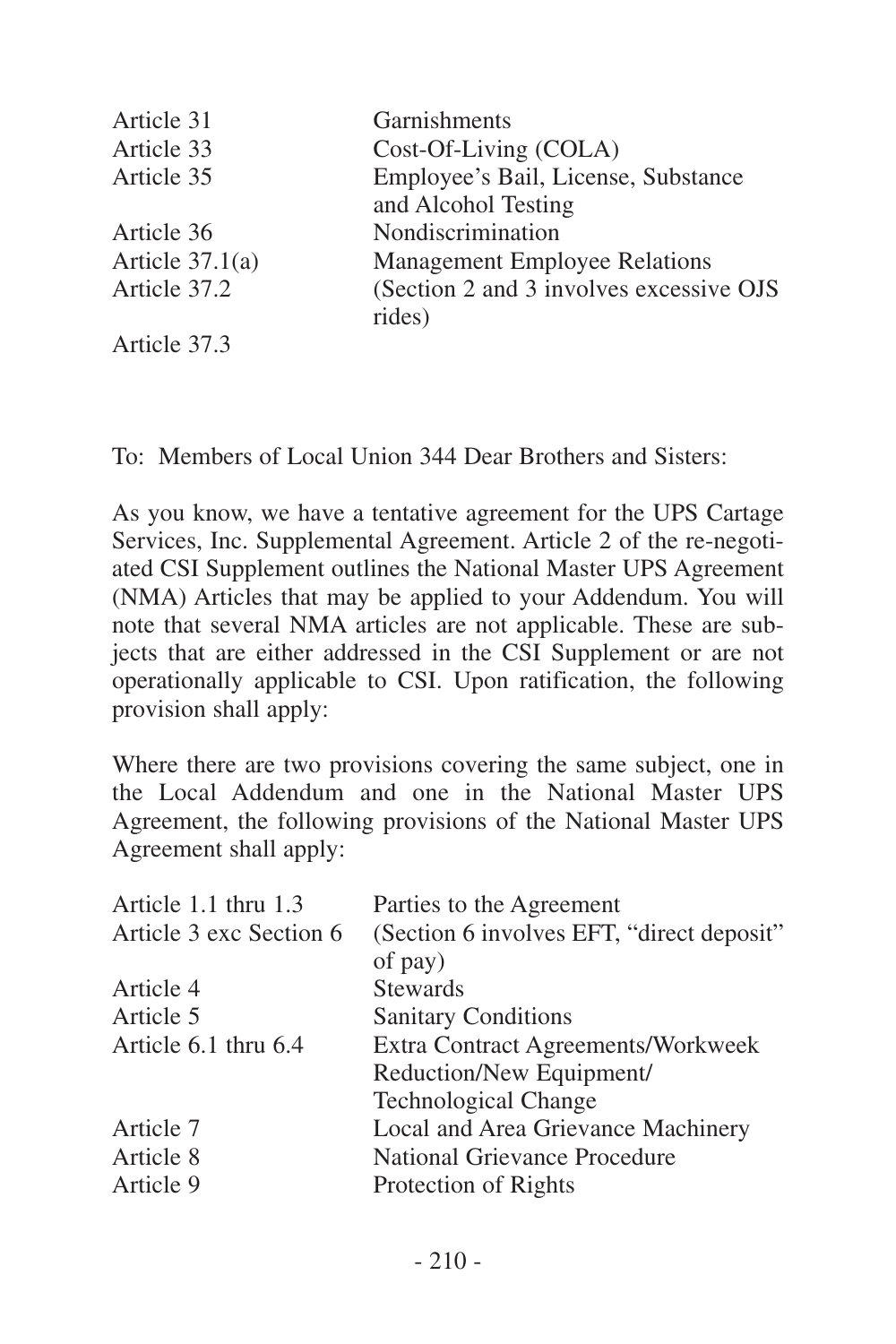| | |
|---|---|
| Article 31 | Garnishments |
| Article 33 | Cost-Of-Living (COLA) |
| Article 35 | Employee's Bail, License, Substance and Alcohol Testing |
| Article 36 | Nondiscrimination |
| Article 37.1(a) | Management Employee Relations |
| Article 37.2 | (Section 2 and 3 involves excessive OJS rides) |
| Article 37.3 | |

To: Members of Local Union 344 Dear Brothers and Sisters:

As you know, we have a tentative agreement for the UPS Cartage Services, Inc. Supplemental Agreement. Article 2 of the re-negotiated CSI Supplement outlines the National Master UPS Agreement (NMA) Articles that may be applied to your Addendum. You will note that several NMA articles are not applicable. These are subjects that are either addressed in the CSI Supplement or are not operationally applicable to CSI. Upon ratification, the following provision shall apply:

Where there are two provisions covering the same subject, one in the Local Addendum and one in the National Master UPS Agreement, the following provisions of the National Master UPS Agreement shall apply:

| | |
|---|---|
| Article 1.1 thru 1.3 | Parties to the Agreement |
| Article 3 exc Section 6 | (Section 6 involves EFT, "direct deposit" of pay) |
| Article 4 | Stewards |
| Article 5 | Sanitary Conditions |
| Article 6.1 thru 6.4 | Extra Contract Agreements/Workweek Reduction/New Equipment/ Technological Change |
| Article 7 | Local and Area Grievance Machinery |
| Article 8 | National Grievance Procedure |
| Article 9 | Protection of Rights |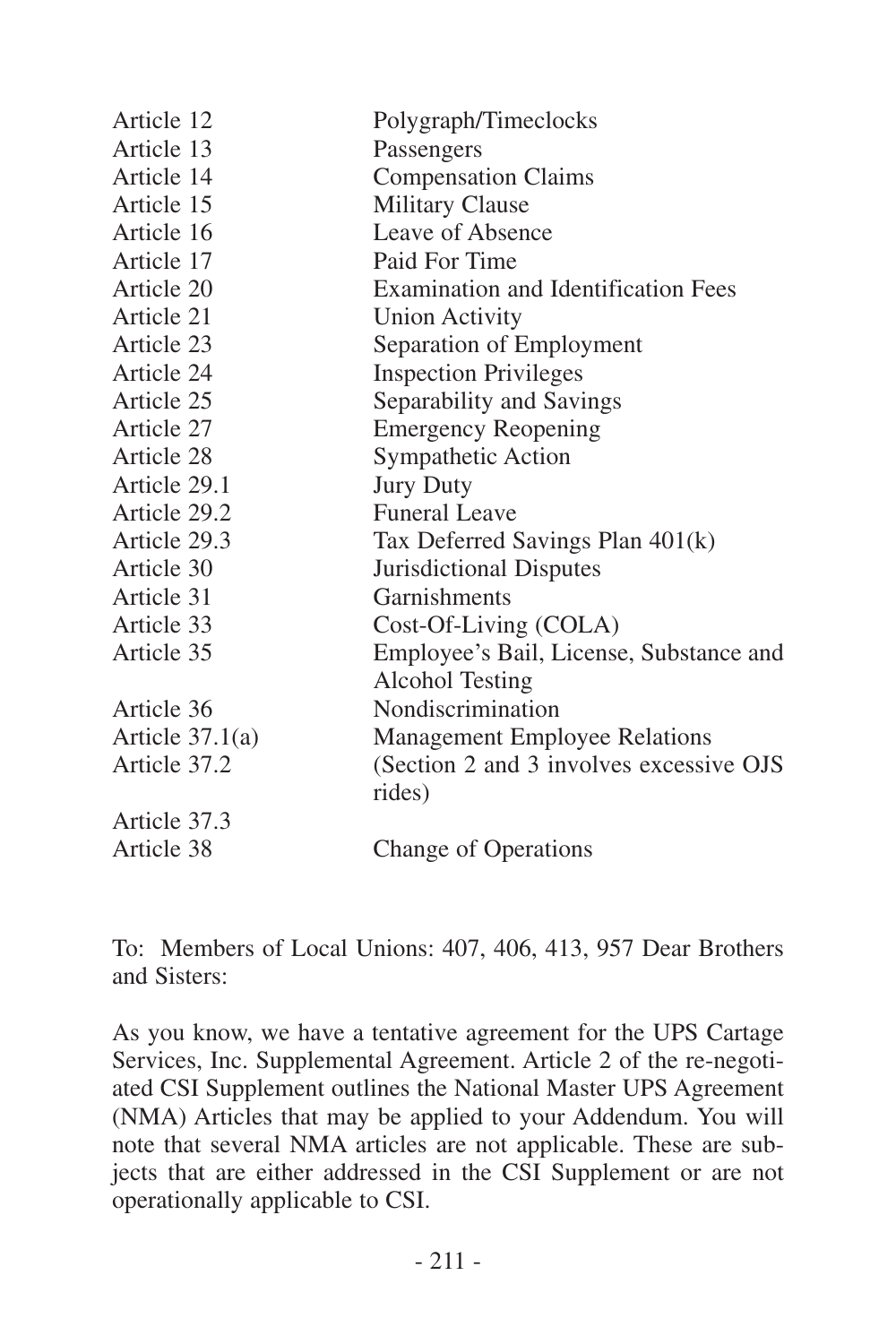| | |
|---|---|
| Article 12 | Polygraph/Timeclocks |
| Article 13 | Passengers |
| Article 14 | Compensation Claims |
| Article 15 | Military Clause |
| Article 16 | Leave of Absence |
| Article 17 | Paid For Time |
| Article 20 | Examination and Identification Fees |
| Article 21 | Union Activity |
| Article 23 | Separation of Employment |
| Article 24 | Inspection Privileges |
| Article 25 | Separability and Savings |
| Article 27 | Emergency Reopening |
| Article 28 | Sympathetic Action |
| Article 29.1 | Jury Duty |
| Article 29.2 | Funeral Leave |
| Article 29.3 | Tax Deferred Savings Plan 401(k) |
| Article 30 | Jurisdictional Disputes |
| Article 31 | Garnishments |
| Article 33 | Cost-Of-Living (COLA) |
| Article 35 | Employee's Bail, License, Substance and Alcohol Testing |
| Article 36 | Nondiscrimination |
| Article 37.1(a) | Management Employee Relations |
| Article 37.2 | (Section 2 and 3 involves excessive OJS rides) |
| Article 37.3 | |
| Article 38 | Change of Operations |

To: Members of Local Unions: 407, 406, 413, 957 Dear Brothers and Sisters:

As you know, we have a tentative agreement for the UPS Cartage Services, Inc. Supplemental Agreement. Article 2 of the re-negotiated CSI Supplement outlines the National Master UPS Agreement (NMA) Articles that may be applied to your Addendum. You will note that several NMA articles are not applicable. These are subjects that are either addressed in the CSI Supplement or are not operationally applicable to CSI.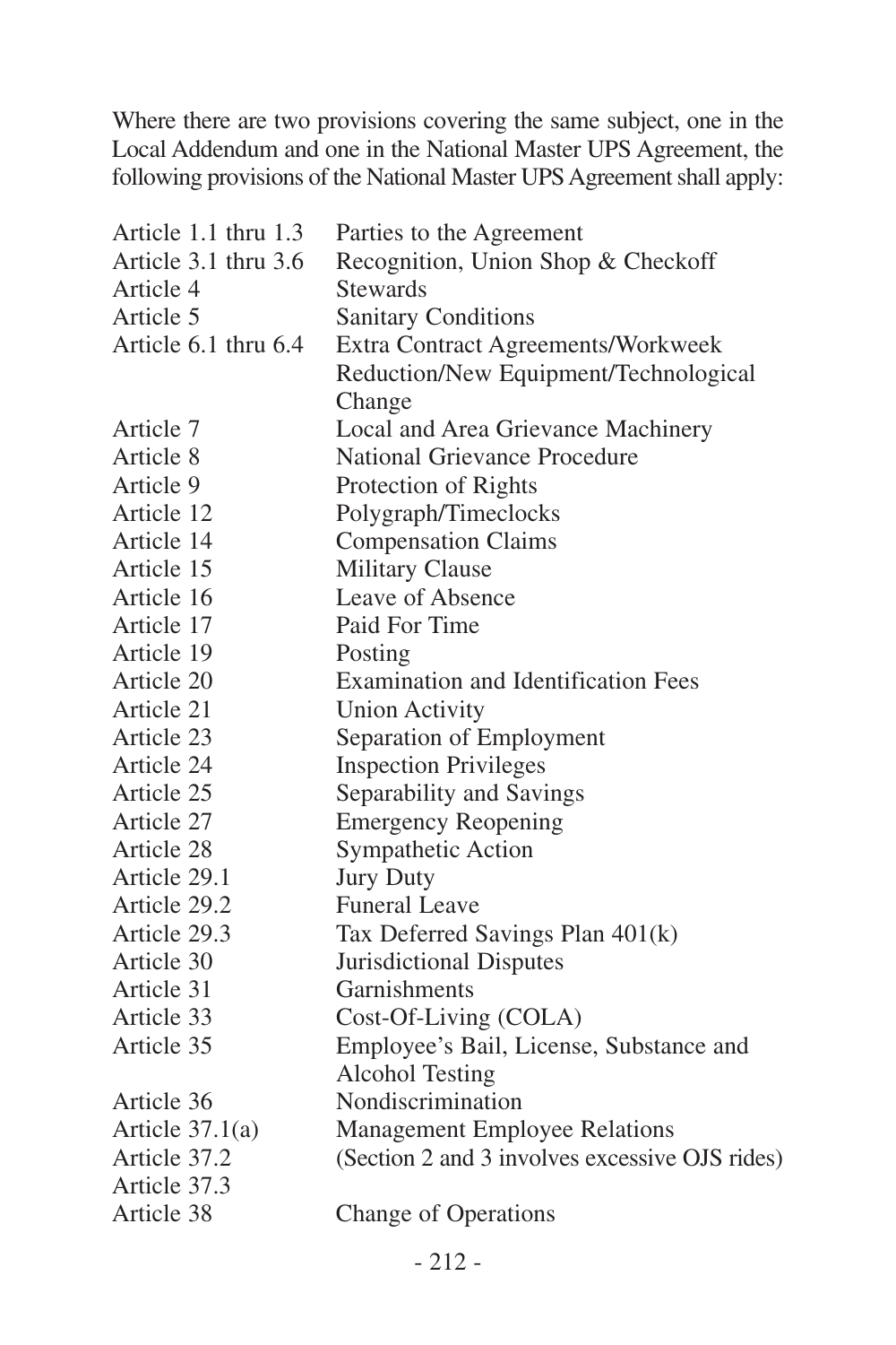Where there are two provisions covering the same subject, one in the Local Addendum and one in the National Master UPS Agreement, the following provisions of the National Master UPS Agreement shall apply:

| | |
|---|---|
| Article 1.1 thru 1.3 | Parties to the Agreement |
| Article 3.1 thru 3.6 | Recognition, Union Shop & Checkoff |
| Article 4 | Stewards |
| Article 5 | Sanitary Conditions |
| Article 6.1 thru 6.4 | Extra Contract Agreements/Workweek Reduction/New Equipment/Technological Change |
| Article 7 | Local and Area Grievance Machinery |
| Article 8 | National Grievance Procedure |
| Article 9 | Protection of Rights |
| Article 12 | Polygraph/Timeclocks |
| Article 14 | Compensation Claims |
| Article 15 | Military Clause |
| Article 16 | Leave of Absence |
| Article 17 | Paid For Time |
| Article 19 | Posting |
| Article 20 | Examination and Identification Fees |
| Article 21 | Union Activity |
| Article 23 | Separation of Employment |
| Article 24 | Inspection Privileges |
| Article 25 | Separability and Savings |
| Article 27 | Emergency Reopening |
| Article 28 | Sympathetic Action |
| Article 29.1 | Jury Duty |
| Article 29.2 | Funeral Leave |
| Article 29.3 | Tax Deferred Savings Plan 401(k) |
| Article 30 | Jurisdictional Disputes |
| Article 31 | Garnishments |
| Article 33 | Cost-Of-Living (COLA) |
| Article 35 | Employee's Bail, License, Substance and Alcohol Testing |
| Article 36 | Nondiscrimination |
| Article 37.1(a) | Management Employee Relations |
| Article 37.2 | (Section 2 and 3 involves excessive OJS rides) |
| Article 37.3 | |
| Article 38 | Change of Operations |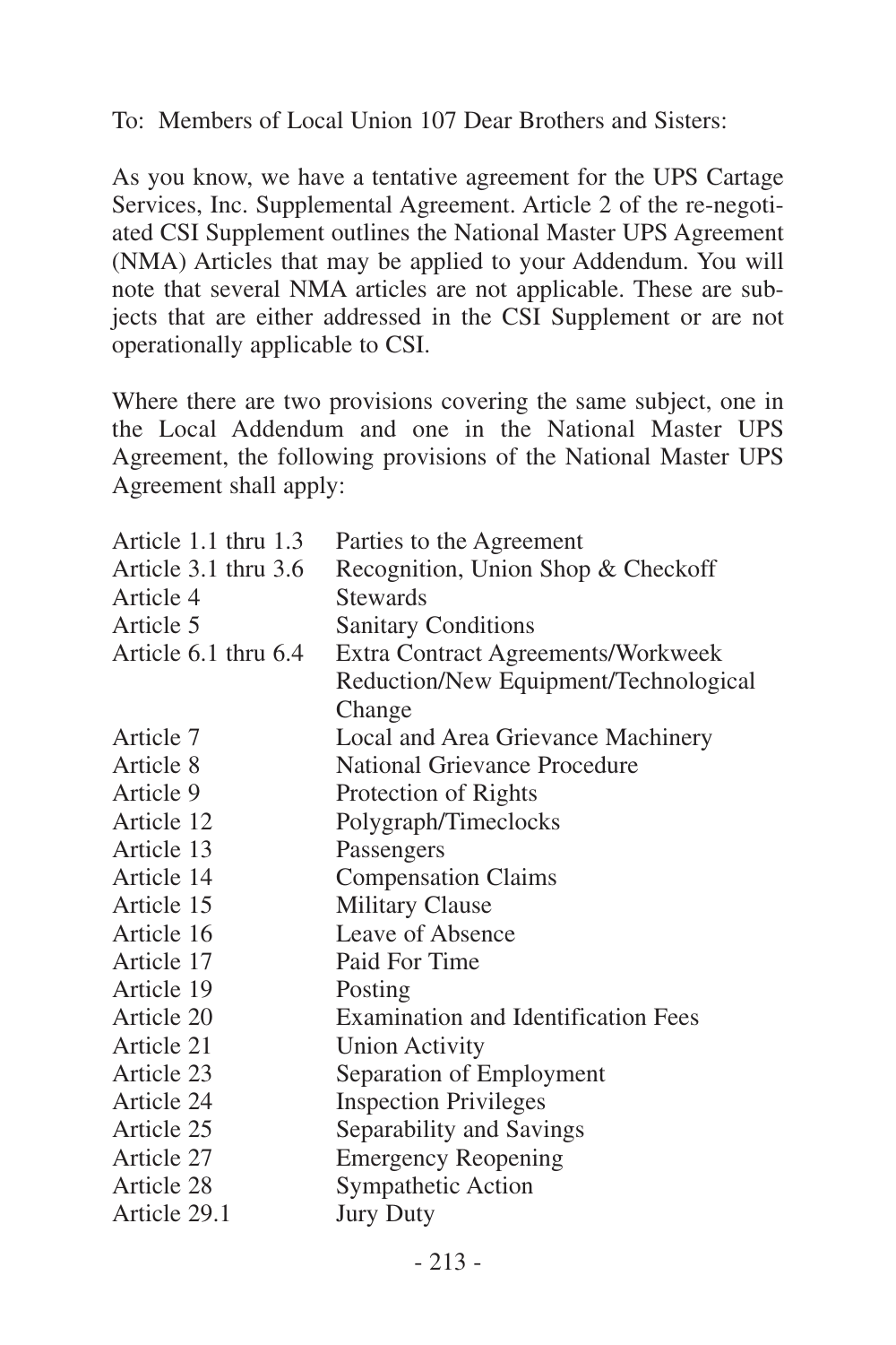To: Members of Local Union 107 Dear Brothers and Sisters:

As you know, we have a tentative agreement for the UPS Cartage Services, Inc. Supplemental Agreement. Article 2 of the re-negotiated CSI Supplement outlines the National Master UPS Agreement (NMA) Articles that may be applied to your Addendum. You will note that several NMA articles are not applicable. These are subjects that are either addressed in the CSI Supplement or are not operationally applicable to CSI.

Where there are two provisions covering the same subject, one in the Local Addendum and one in the National Master UPS Agreement, the following provisions of the National Master UPS Agreement shall apply:

| | |
|---|---|
| Article 1.1 thru 1.3 | Parties to the Agreement |
| Article 3.1 thru 3.6 | Recognition, Union Shop & Checkoff |
| Article 4 | Stewards |
| Article 5 | Sanitary Conditions |
| Article 6.1 thru 6.4 | Extra Contract Agreements/Workweek Reduction/New Equipment/Technological Change |
| Article 7 | Local and Area Grievance Machinery |
| Article 8 | National Grievance Procedure |
| Article 9 | Protection of Rights |
| Article 12 | Polygraph/Timeclocks |
| Article 13 | Passengers |
| Article 14 | Compensation Claims |
| Article 15 | Military Clause |
| Article 16 | Leave of Absence |
| Article 17 | Paid For Time |
| Article 19 | Posting |
| Article 20 | Examination and Identification Fees |
| Article 21 | Union Activity |
| Article 23 | Separation of Employment |
| Article 24 | Inspection Privileges |
| Article 25 | Separability and Savings |
| Article 27 | Emergency Reopening |
| Article 28 | Sympathetic Action |
| Article 29.1 | Jury Duty |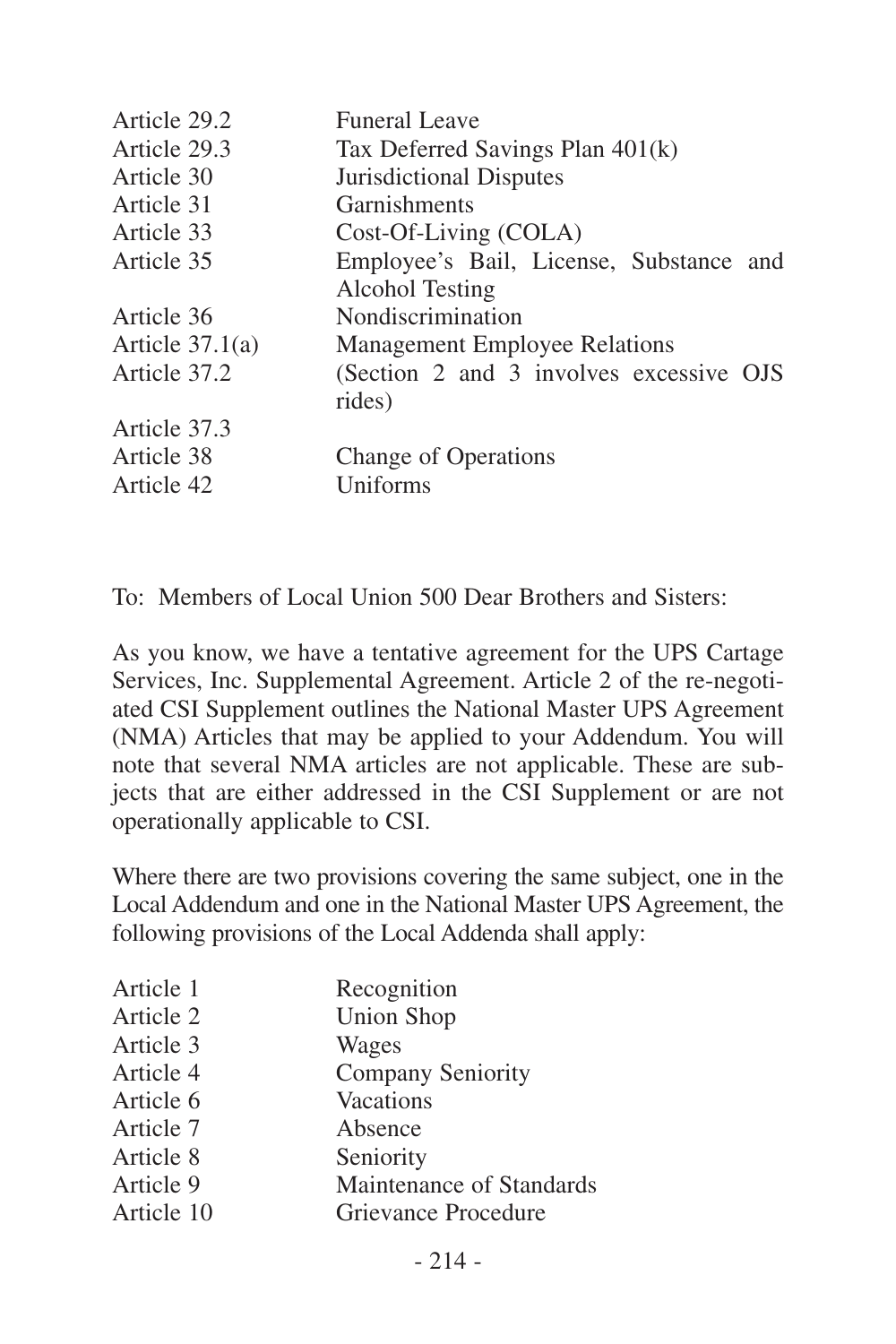| | |
|---|---|
| Article 29.2 | Funeral Leave |
| Article 29.3 | Tax Deferred Savings Plan 401(k) |
| Article 30 | Jurisdictional Disputes |
| Article 31 | Garnishments |
| Article 33 | Cost-Of-Living (COLA) |
| Article 35 | Employee's Bail, License, Substance and Alcohol Testing |
| Article 36 | Nondiscrimination |
| Article 37.1(a) | Management Employee Relations |
| Article 37.2 | (Section 2 and 3 involves excessive OJS rides) |
| Article 37.3 | |
| Article 38 | Change of Operations |
| Article 42 | Uniforms |

To: Members of Local Union 500 Dear Brothers and Sisters:

As you know, we have a tentative agreement for the UPS Cartage Services, Inc. Supplemental Agreement. Article 2 of the re-negotiated CSI Supplement outlines the National Master UPS Agreement (NMA) Articles that may be applied to your Addendum. You will note that several NMA articles are not applicable. These are subjects that are either addressed in the CSI Supplement or are not operationally applicable to CSI.

Where there are two provisions covering the same subject, one in the Local Addendum and one in the National Master UPS Agreement, the following provisions of the Local Addenda shall apply:

| | |
|---|---|
| Article 1 | Recognition |
| Article 2 | Union Shop |
| Article 3 | Wages |
| Article 4 | Company Seniority |
| Article 6 | Vacations |
| Article 7 | Absence |
| Article 8 | Seniority |
| Article 9 | Maintenance of Standards |
| Article 10 | Grievance Procedure |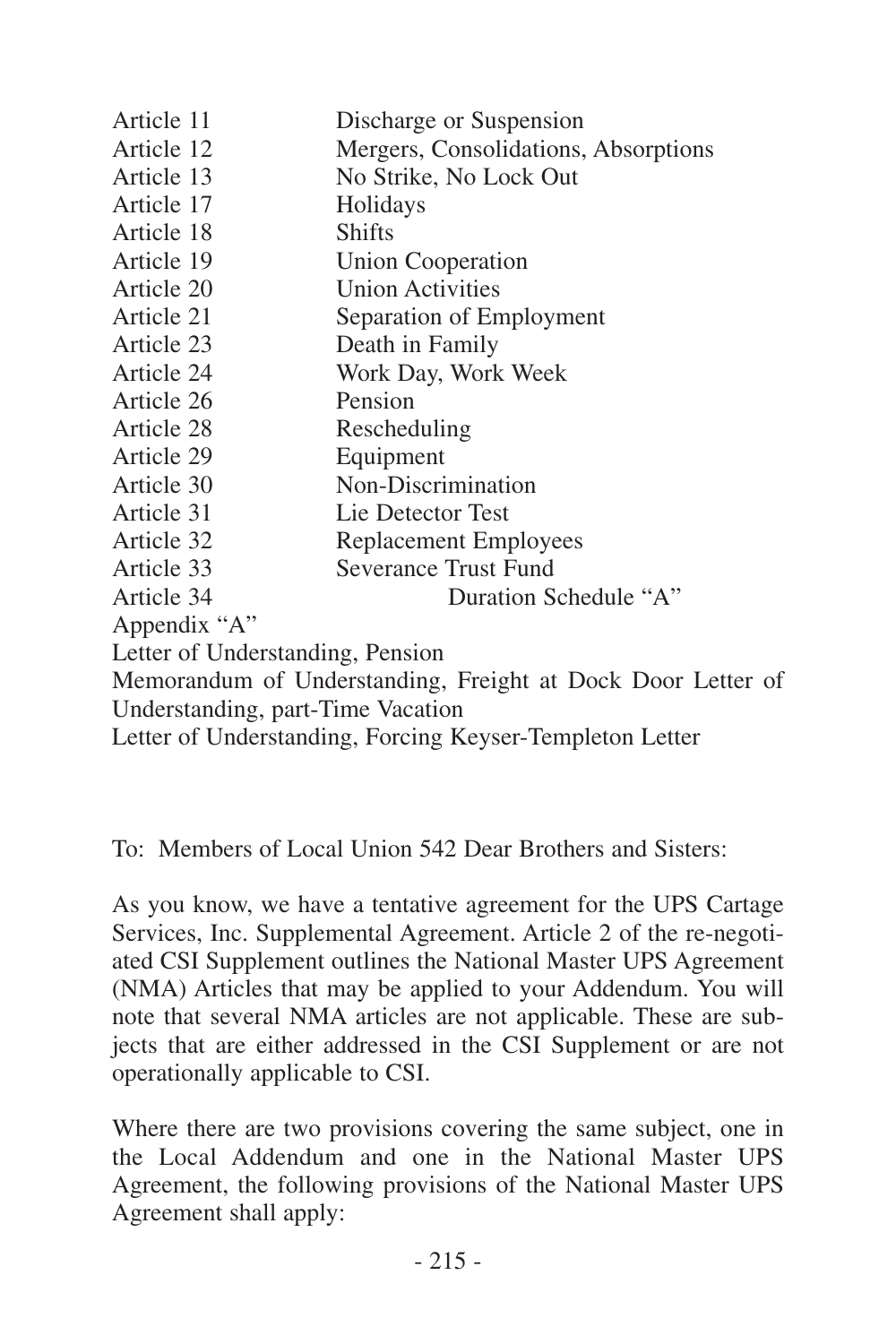| | |
|---|---|
| Article 11 | Discharge or Suspension |
| Article 12 | Mergers, Consolidations, Absorptions |
| Article 13 | No Strike, No Lock Out |
| Article 17 | Holidays |
| Article 18 | Shifts |
| Article 19 | Union Cooperation |
| Article 20 | Union Activities |
| Article 21 | Separation of Employment |
| Article 23 | Death in Family |
| Article 24 | Work Day, Work Week |
| Article 26 | Pension |
| Article 28 | Rescheduling |
| Article 29 | Equipment |
| Article 30 | Non-Discrimination |
| Article 31 | Lie Detector Test |
| Article 32 | Replacement Employees |
| Article 33 | Severance Trust Fund |
| Article 34 | Duration Schedule "A" |

Appendix "A"

Letter of Understanding, Pension

Memorandum of Understanding, Freight at Dock Door Letter of Understanding, part-Time Vacation

Letter of Understanding, Forcing Keyser-Templeton Letter

To: Members of Local Union 542 Dear Brothers and Sisters:

As you know, we have a tentative agreement for the UPS Cartage Services, Inc. Supplemental Agreement. Article 2 of the re-negotiated CSI Supplement outlines the National Master UPS Agreement (NMA) Articles that may be applied to your Addendum. You will note that several NMA articles are not applicable. These are subjects that are either addressed in the CSI Supplement or are not operationally applicable to CSI.

Where there are two provisions covering the same subject, one in the Local Addendum and one in the National Master UPS Agreement, the following provisions of the National Master UPS Agreement shall apply: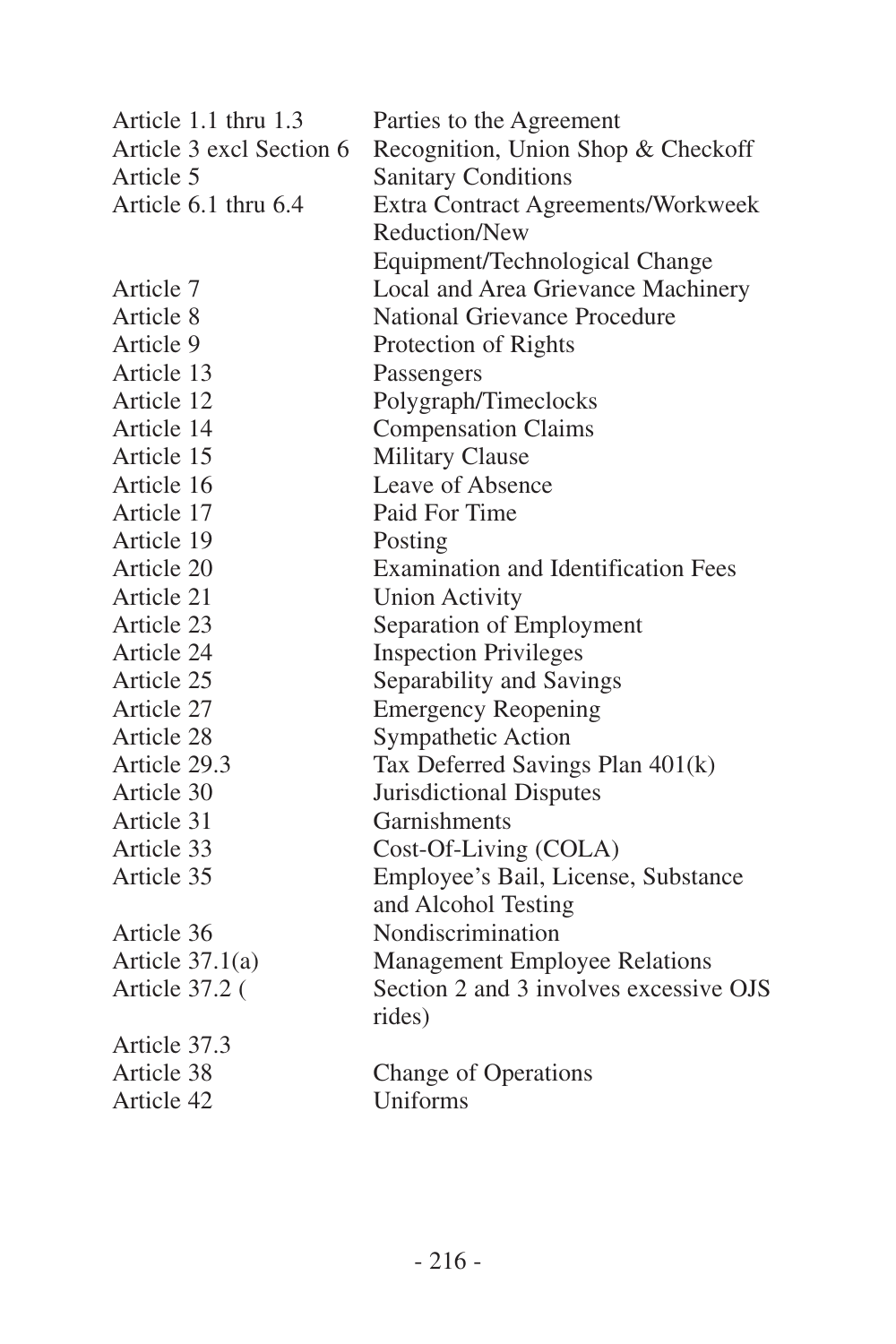| | |
|---|---|
| Article 1.1 thru 1.3 | Parties to the Agreement |
| Article 3 excl Section 6 | Recognition, Union Shop & Checkoff |
| Article 5 | Sanitary Conditions |
| Article 6.1 thru 6.4 | Extra Contract Agreements/Workweek Reduction/New Equipment/Technological Change |
| Article 7 | Local and Area Grievance Machinery |
| Article 8 | National Grievance Procedure |
| Article 9 | Protection of Rights |
| Article 13 | Passengers |
| Article 12 | Polygraph/Timeclocks |
| Article 14 | Compensation Claims |
| Article 15 | Military Clause |
| Article 16 | Leave of Absence |
| Article 17 | Paid For Time |
| Article 19 | Posting |
| Article 20 | Examination and Identification Fees |
| Article 21 | Union Activity |
| Article 23 | Separation of Employment |
| Article 24 | Inspection Privileges |
| Article 25 | Separability and Savings |
| Article 27 | Emergency Reopening |
| Article 28 | Sympathetic Action |
| Article 29.3 | Tax Deferred Savings Plan 401(k) |
| Article 30 | Jurisdictional Disputes |
| Article 31 | Garnishments |
| Article 33 | Cost-Of-Living (COLA) |
| Article 35 | Employee's Bail, License, Substance and Alcohol Testing |
| Article 36 | Nondiscrimination |
| Article 37.1(a) | Management Employee Relations |
| Article 37.2 ( | Section 2 and 3 involves excessive OJS rides) |
| Article 37.3 | |
| Article 38 | Change of Operations |
| Article 42 | Uniforms |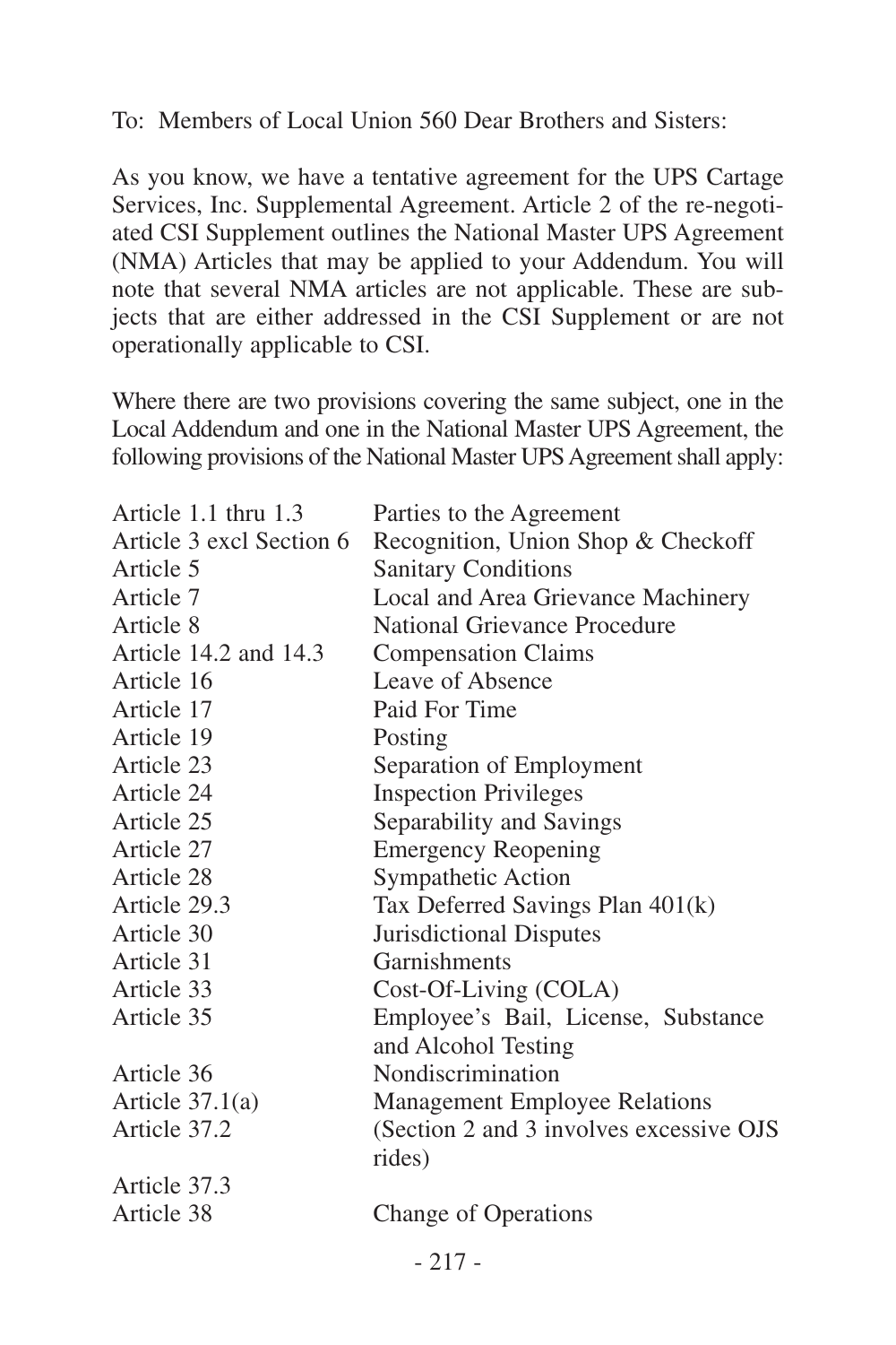To: Members of Local Union 560 Dear Brothers and Sisters:

As you know, we have a tentative agreement for the UPS Cartage Services, Inc. Supplemental Agreement. Article 2 of the re-negotiated CSI Supplement outlines the National Master UPS Agreement (NMA) Articles that may be applied to your Addendum. You will note that several NMA articles are not applicable. These are subjects that are either addressed in the CSI Supplement or are not operationally applicable to CSI.

Where there are two provisions covering the same subject, one in the Local Addendum and one in the National Master UPS Agreement, the following provisions of the National Master UPS Agreement shall apply:

| | |
|---|---|
| Article 1.1 thru 1.3 | Parties to the Agreement |
| Article 3 excl Section 6 | Recognition, Union Shop & Checkoff |
| Article 5 | Sanitary Conditions |
| Article 7 | Local and Area Grievance Machinery |
| Article 8 | National Grievance Procedure |
| Article 14.2 and 14.3 | Compensation Claims |
| Article 16 | Leave of Absence |
| Article 17 | Paid For Time |
| Article 19 | Posting |
| Article 23 | Separation of Employment |
| Article 24 | Inspection Privileges |
| Article 25 | Separability and Savings |
| Article 27 | Emergency Reopening |
| Article 28 | Sympathetic Action |
| Article 29.3 | Tax Deferred Savings Plan 401(k) |
| Article 30 | Jurisdictional Disputes |
| Article 31 | Garnishments |
| Article 33 | Cost-Of-Living (COLA) |
| Article 35 | Employee's Bail, License, Substance and Alcohol Testing |
| Article 36 | Nondiscrimination |
| Article 37.1(a) | Management Employee Relations |
| Article 37.2 | (Section 2 and 3 involves excessive OJS rides) |
| Article 37.3 | |
| Article 38 | Change of Operations |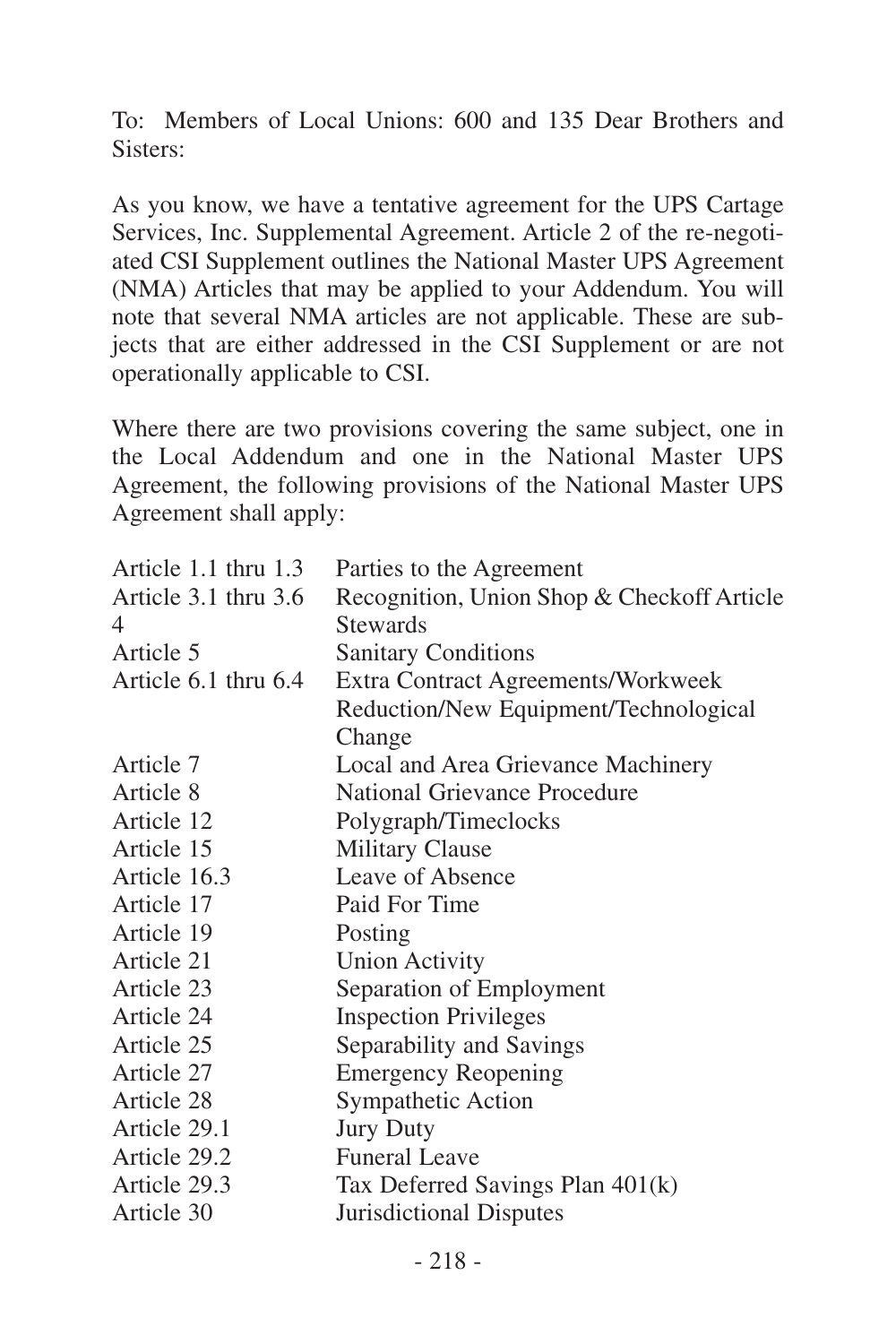To: Members of Local Unions: 600 and 135 Dear Brothers and Sisters:

As you know, we have a tentative agreement for the UPS Cartage Services, Inc. Supplemental Agreement. Article 2 of the re-negotiated CSI Supplement outlines the National Master UPS Agreement (NMA) Articles that may be applied to your Addendum. You will note that several NMA articles are not applicable. These are subjects that are either addressed in the CSI Supplement or are not operationally applicable to CSI.

Where there are two provisions covering the same subject, one in the Local Addendum and one in the National Master UPS Agreement, the following provisions of the National Master UPS Agreement shall apply:

| | |
|---|---|
| Article 1.1 thru 1.3 | Parties to the Agreement |
| Article 3.1 thru 3.6 | Recognition, Union Shop & Checkoff Article |
| 4 | Stewards |
| Article 5 | Sanitary Conditions |
| Article 6.1 thru 6.4 | Extra Contract Agreements/Workweek Reduction/New Equipment/Technological Change |
| Article 7 | Local and Area Grievance Machinery |
| Article 8 | National Grievance Procedure |
| Article 12 | Polygraph/Timeclocks |
| Article 15 | Military Clause |
| Article 16.3 | Leave of Absence |
| Article 17 | Paid For Time |
| Article 19 | Posting |
| Article 21 | Union Activity |
| Article 23 | Separation of Employment |
| Article 24 | Inspection Privileges |
| Article 25 | Separability and Savings |
| Article 27 | Emergency Reopening |
| Article 28 | Sympathetic Action |
| Article 29.1 | Jury Duty |
| Article 29.2 | Funeral Leave |
| Article 29.3 | Tax Deferred Savings Plan 401(k) |
| Article 30 | Jurisdictional Disputes |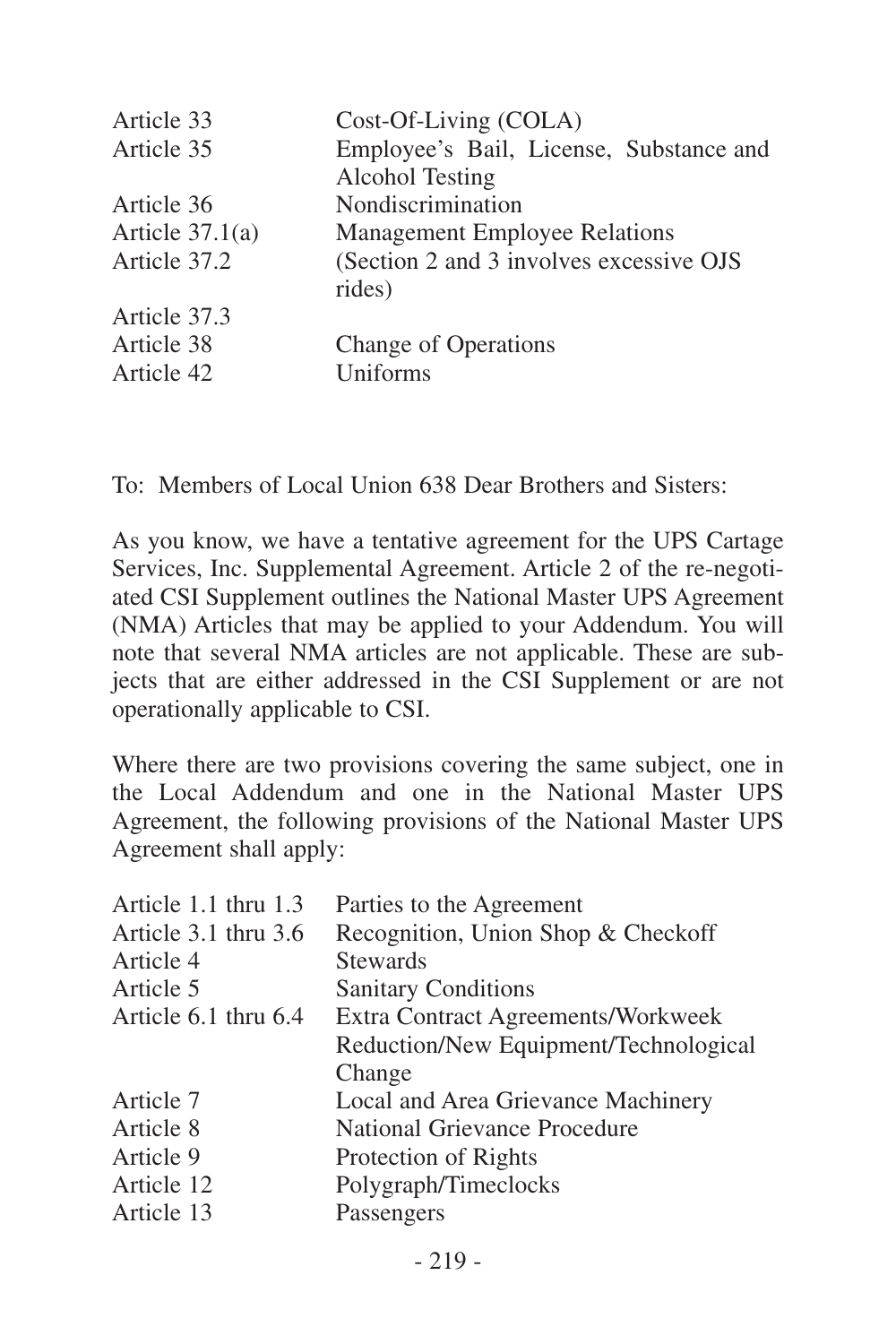| | |
|---|---|
| Article 33 | Cost-Of-Living (COLA) |
| Article 35 | Employee's Bail, License, Substance and Alcohol Testing |
| Article 36 | Nondiscrimination |
| Article 37.1(a) | Management Employee Relations |
| Article 37.2 | (Section 2 and 3 involves excessive OJS rides) |
| Article 37.3 | |
| Article 38 | Change of Operations |
| Article 42 | Uniforms |

To: Members of Local Union 638 Dear Brothers and Sisters:

As you know, we have a tentative agreement for the UPS Cartage Services, Inc. Supplemental Agreement. Article 2 of the re-negotiated CSI Supplement outlines the National Master UPS Agreement (NMA) Articles that may be applied to your Addendum. You will note that several NMA articles are not applicable. These are subjects that are either addressed in the CSI Supplement or are not operationally applicable to CSI.

Where there are two provisions covering the same subject, one in the Local Addendum and one in the National Master UPS Agreement, the following provisions of the National Master UPS Agreement shall apply:

| | |
|---|---|
| Article 1.1 thru 1.3 | Parties to the Agreement |
| Article 3.1 thru 3.6 | Recognition, Union Shop & Checkoff |
| Article 4 | Stewards |
| Article 5 | Sanitary Conditions |
| Article 6.1 thru 6.4 | Extra Contract Agreements/Workweek Reduction/New Equipment/Technological Change |
| Article 7 | Local and Area Grievance Machinery |
| Article 8 | National Grievance Procedure |
| Article 9 | Protection of Rights |
| Article 12 | Polygraph/Timeclocks |
| Article 13 | Passengers |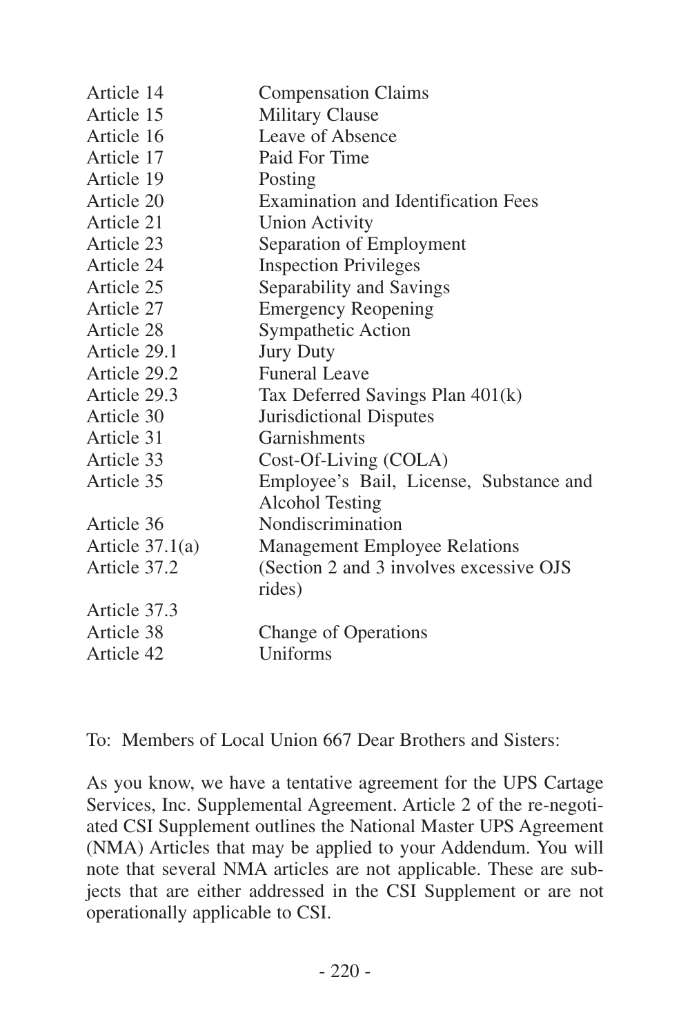| | |
|---|---|
| Article 14 | Compensation Claims |
| Article 15 | Military Clause |
| Article 16 | Leave of Absence |
| Article 17 | Paid For Time |
| Article 19 | Posting |
| Article 20 | Examination and Identification Fees |
| Article 21 | Union Activity |
| Article 23 | Separation of Employment |
| Article 24 | Inspection Privileges |
| Article 25 | Separability and Savings |
| Article 27 | Emergency Reopening |
| Article 28 | Sympathetic Action |
| Article 29.1 | Jury Duty |
| Article 29.2 | Funeral Leave |
| Article 29.3 | Tax Deferred Savings Plan 401(k) |
| Article 30 | Jurisdictional Disputes |
| Article 31 | Garnishments |
| Article 33 | Cost-Of-Living (COLA) |
| Article 35 | Employee's Bail, License, Substance and Alcohol Testing |
| Article 36 | Nondiscrimination |
| Article 37.1(a) | Management Employee Relations |
| Article 37.2 | (Section 2 and 3 involves excessive OJS rides) |
| Article 37.3 | |
| Article 38 | Change of Operations |
| Article 42 | Uniforms |

To: Members of Local Union 667 Dear Brothers and Sisters:

As you know, we have a tentative agreement for the UPS Cartage Services, Inc. Supplemental Agreement. Article 2 of the re-negotiated CSI Supplement outlines the National Master UPS Agreement (NMA) Articles that may be applied to your Addendum. You will note that several NMA articles are not applicable. These are subjects that are either addressed in the CSI Supplement or are not operationally applicable to CSI.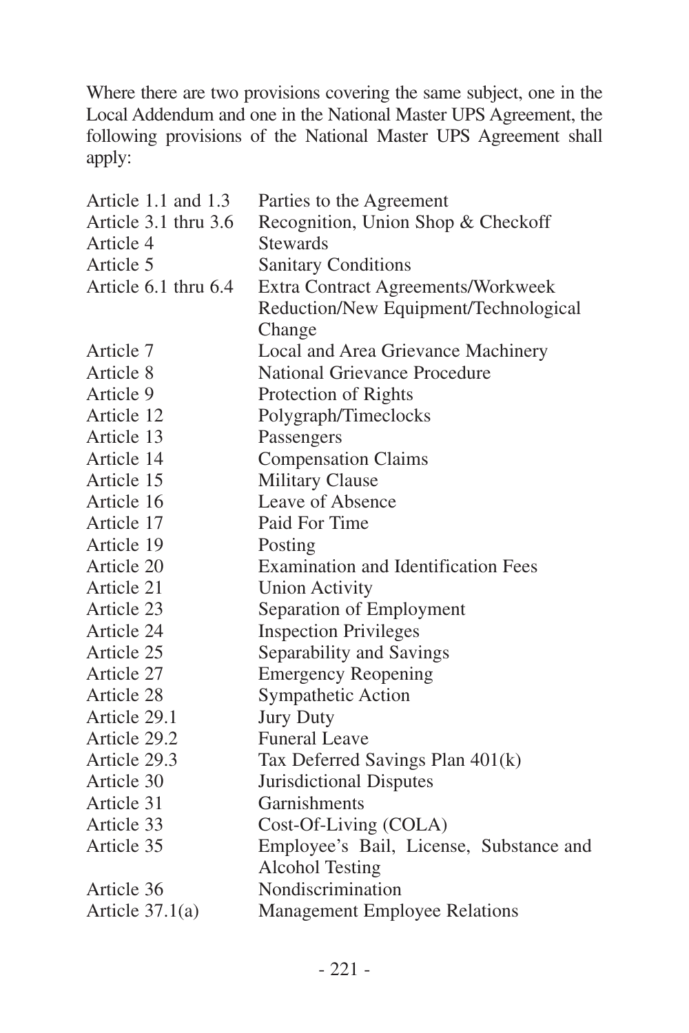Where there are two provisions covering the same subject, one in the Local Addendum and one in the National Master UPS Agreement, the following provisions of the National Master UPS Agreement shall apply:

| | |
|---|---|
| Article 1.1 and 1.3 | Parties to the Agreement |
| Article 3.1 thru 3.6 | Recognition, Union Shop & Checkoff |
| Article 4 | Stewards |
| Article 5 | Sanitary Conditions |
| Article 6.1 thru 6.4 | Extra Contract Agreements/Workweek Reduction/New Equipment/Technological Change |
| Article 7 | Local and Area Grievance Machinery |
| Article 8 | National Grievance Procedure |
| Article 9 | Protection of Rights |
| Article 12 | Polygraph/Timeclocks |
| Article 13 | Passengers |
| Article 14 | Compensation Claims |
| Article 15 | Military Clause |
| Article 16 | Leave of Absence |
| Article 17 | Paid For Time |
| Article 19 | Posting |
| Article 20 | Examination and Identification Fees |
| Article 21 | Union Activity |
| Article 23 | Separation of Employment |
| Article 24 | Inspection Privileges |
| Article 25 | Separability and Savings |
| Article 27 | Emergency Reopening |
| Article 28 | Sympathetic Action |
| Article 29.1 | Jury Duty |
| Article 29.2 | Funeral Leave |
| Article 29.3 | Tax Deferred Savings Plan 401(k) |
| Article 30 | Jurisdictional Disputes |
| Article 31 | Garnishments |
| Article 33 | Cost-Of-Living (COLA) |
| Article 35 | Employee's Bail, License, Substance and Alcohol Testing |
| Article 36 | Nondiscrimination |
| Article 37.1(a) | Management Employee Relations |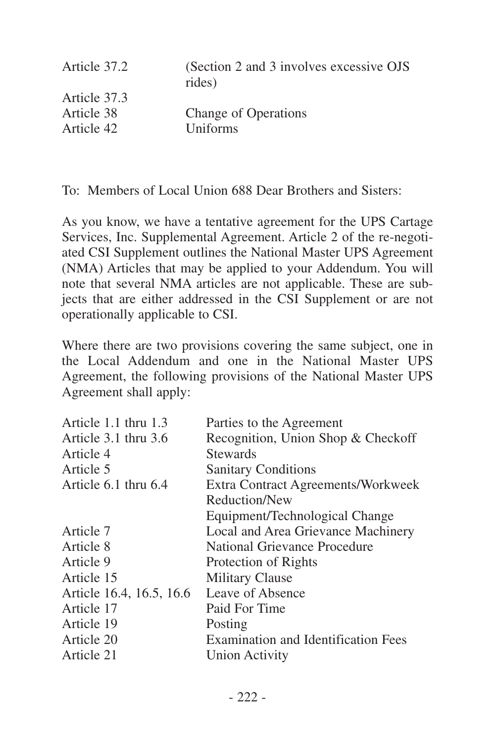| | |
|---|---|
| Article 37.2 | (Section 2 and 3 involves excessive OJS rides) |
| Article 37.3 | |
| Article 38 | Change of Operations |
| Article 42 | Uniforms |

To: Members of Local Union 688 Dear Brothers and Sisters:

As you know, we have a tentative agreement for the UPS Cartage Services, Inc. Supplemental Agreement. Article 2 of the re-negotiated CSI Supplement outlines the National Master UPS Agreement (NMA) Articles that may be applied to your Addendum. You will note that several NMA articles are not applicable. These are subjects that are either addressed in the CSI Supplement or are not operationally applicable to CSI.

Where there are two provisions covering the same subject, one in the Local Addendum and one in the National Master UPS Agreement, the following provisions of the National Master UPS Agreement shall apply:

| | |
|---|---|
| Article 1.1 thru 1.3 | Parties to the Agreement |
| Article 3.1 thru 3.6 | Recognition, Union Shop & Checkoff |
| Article 4 | Stewards |
| Article 5 | Sanitary Conditions |
| Article 6.1 thru 6.4 | Extra Contract Agreements/Workweek Reduction/New Equipment/Technological Change |
| Article 7 | Local and Area Grievance Machinery |
| Article 8 | National Grievance Procedure |
| Article 9 | Protection of Rights |
| Article 15 | Military Clause |
| Article 16.4, 16.5, 16.6 | Leave of Absence |
| Article 17 | Paid For Time |
| Article 19 | Posting |
| Article 20 | Examination and Identification Fees |
| Article 21 | Union Activity |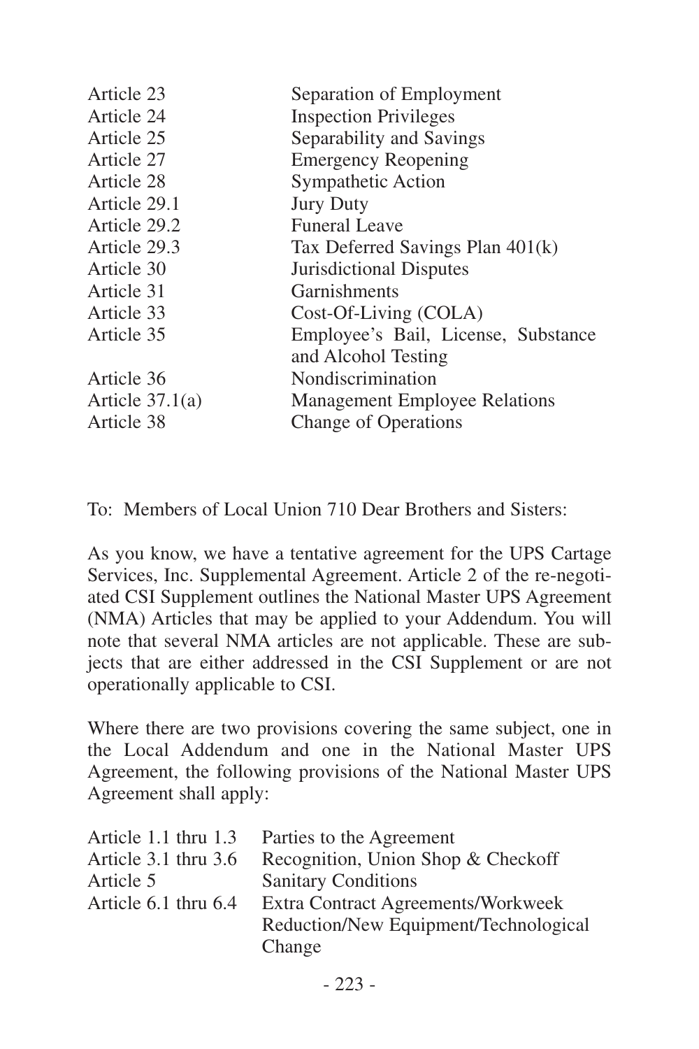| | |
|---|---|
| Article 23 | Separation of Employment |
| Article 24 | Inspection Privileges |
| Article 25 | Separability and Savings |
| Article 27 | Emergency Reopening |
| Article 28 | Sympathetic Action |
| Article 29.1 | Jury Duty |
| Article 29.2 | Funeral Leave |
| Article 29.3 | Tax Deferred Savings Plan 401(k) |
| Article 30 | Jurisdictional Disputes |
| Article 31 | Garnishments |
| Article 33 | Cost-Of-Living (COLA) |
| Article 35 | Employee's Bail, License, Substance and Alcohol Testing |
| Article 36 | Nondiscrimination |
| Article 37.1(a) | Management Employee Relations |
| Article 38 | Change of Operations |

To: Members of Local Union 710 Dear Brothers and Sisters:

As you know, we have a tentative agreement for the UPS Cartage Services, Inc. Supplemental Agreement. Article 2 of the re-negotiated CSI Supplement outlines the National Master UPS Agreement (NMA) Articles that may be applied to your Addendum. You will note that several NMA articles are not applicable. These are subjects that are either addressed in the CSI Supplement or are not operationally applicable to CSI.

Where there are two provisions covering the same subject, one in the Local Addendum and one in the National Master UPS Agreement, the following provisions of the National Master UPS Agreement shall apply:

| | |
|---|---|
| Article 1.1 thru 1.3 | Parties to the Agreement |
| Article 3.1 thru 3.6 | Recognition, Union Shop & Checkoff |
| Article 5 | Sanitary Conditions |
| Article 6.1 thru 6.4 | Extra Contract Agreements/Workweek Reduction/New Equipment/Technological Change |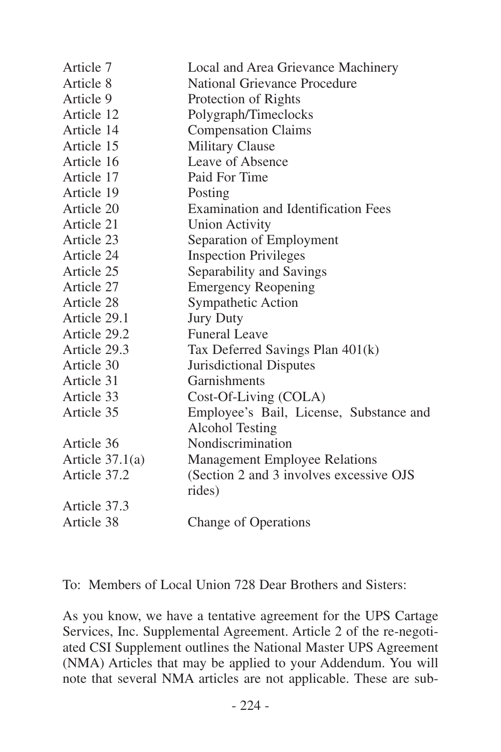| | |
|---|---|
| Article 7 | Local and Area Grievance Machinery |
| Article 8 | National Grievance Procedure |
| Article 9 | Protection of Rights |
| Article 12 | Polygraph/Timeclocks |
| Article 14 | Compensation Claims |
| Article 15 | Military Clause |
| Article 16 | Leave of Absence |
| Article 17 | Paid For Time |
| Article 19 | Posting |
| Article 20 | Examination and Identification Fees |
| Article 21 | Union Activity |
| Article 23 | Separation of Employment |
| Article 24 | Inspection Privileges |
| Article 25 | Separability and Savings |
| Article 27 | Emergency Reopening |
| Article 28 | Sympathetic Action |
| Article 29.1 | Jury Duty |
| Article 29.2 | Funeral Leave |
| Article 29.3 | Tax Deferred Savings Plan 401(k) |
| Article 30 | Jurisdictional Disputes |
| Article 31 | Garnishments |
| Article 33 | Cost-Of-Living (COLA) |
| Article 35 | Employee's Bail, License, Substance and Alcohol Testing |
| Article 36 | Nondiscrimination |
| Article 37.1(a) | Management Employee Relations |
| Article 37.2 | (Section 2 and 3 involves excessive OJS rides) |
| Article 37.3 | |
| Article 38 | Change of Operations |

To: Members of Local Union 728 Dear Brothers and Sisters:

As you know, we have a tentative agreement for the UPS Cartage Services, Inc. Supplemental Agreement. Article 2 of the re-negotiated CSI Supplement outlines the National Master UPS Agreement (NMA) Articles that may be applied to your Addendum. You will note that several NMA articles are not applicable. These are sub-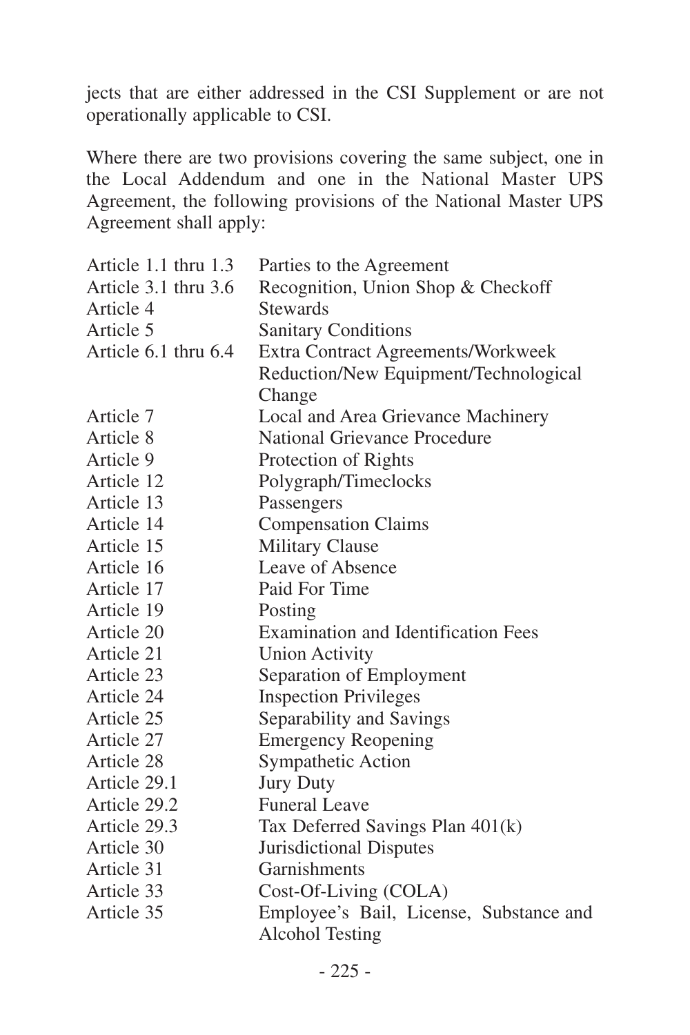jects that are either addressed in the CSI Supplement or are not operationally applicable to CSI.

Where there are two provisions covering the same subject, one in the Local Addendum and one in the National Master UPS Agreement, the following provisions of the National Master UPS Agreement shall apply:

| | |
|---|---|
| Article 1.1 thru 1.3 | Parties to the Agreement |
| Article 3.1 thru 3.6 | Recognition, Union Shop & Checkoff |
| Article 4 | Stewards |
| Article 5 | Sanitary Conditions |
| Article 6.1 thru 6.4 | Extra Contract Agreements/Workweek Reduction/New Equipment/Technological Change |
| Article 7 | Local and Area Grievance Machinery |
| Article 8 | National Grievance Procedure |
| Article 9 | Protection of Rights |
| Article 12 | Polygraph/Timeclocks |
| Article 13 | Passengers |
| Article 14 | Compensation Claims |
| Article 15 | Military Clause |
| Article 16 | Leave of Absence |
| Article 17 | Paid For Time |
| Article 19 | Posting |
| Article 20 | Examination and Identification Fees |
| Article 21 | Union Activity |
| Article 23 | Separation of Employment |
| Article 24 | Inspection Privileges |
| Article 25 | Separability and Savings |
| Article 27 | Emergency Reopening |
| Article 28 | Sympathetic Action |
| Article 29.1 | Jury Duty |
| Article 29.2 | Funeral Leave |
| Article 29.3 | Tax Deferred Savings Plan 401(k) |
| Article 30 | Jurisdictional Disputes |
| Article 31 | Garnishments |
| Article 33 | Cost-Of-Living (COLA) |
| Article 35 | Employee's Bail, License, Substance and Alcohol Testing |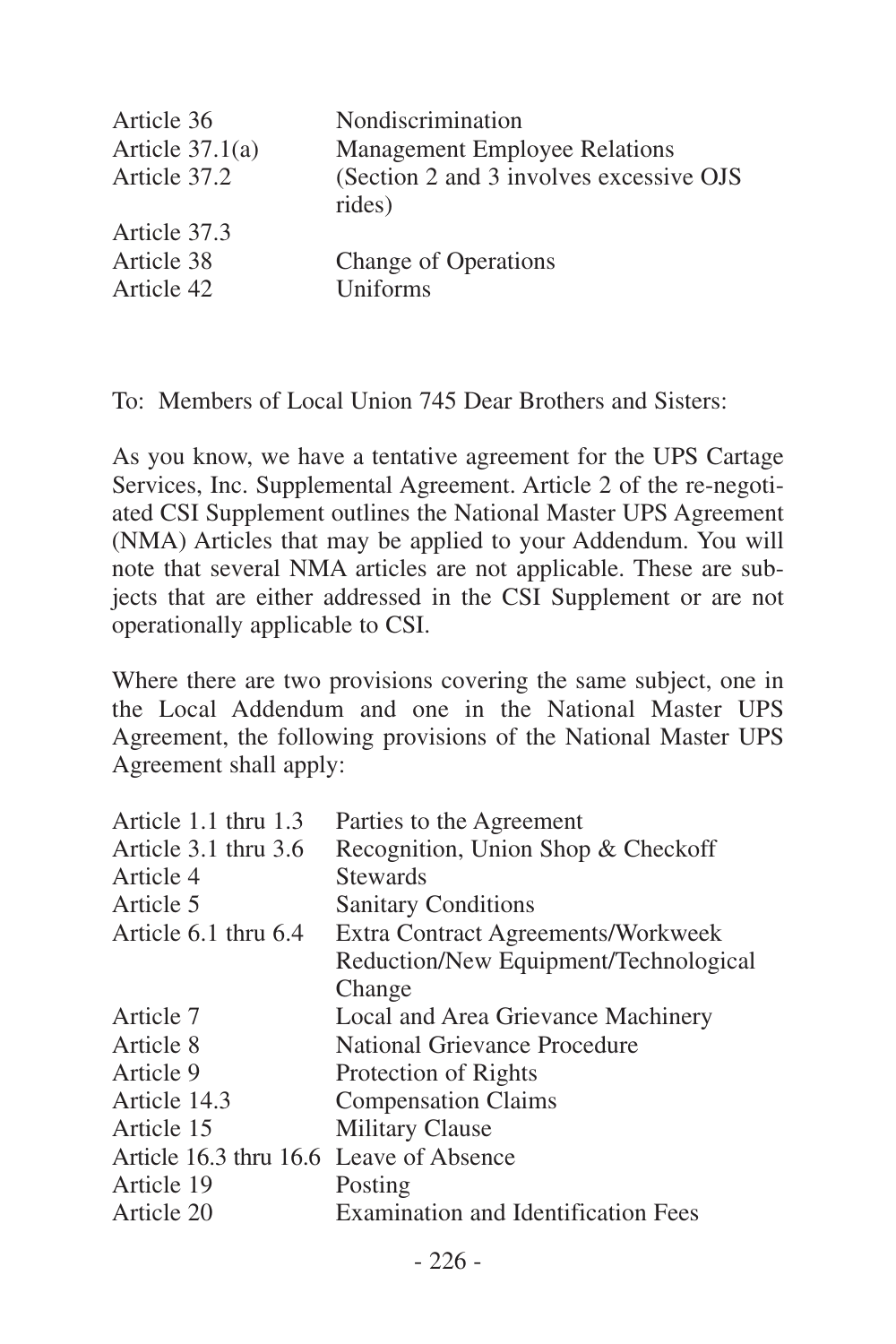| | |
|---|---|
| Article 36 | Nondiscrimination |
| Article 37.1(a) | Management Employee Relations |
| Article 37.2 | (Section 2 and 3 involves excessive OJS rides) |
| Article 37.3 | |
| Article 38 | Change of Operations |
| Article 42 | Uniforms |

To: Members of Local Union 745 Dear Brothers and Sisters:

As you know, we have a tentative agreement for the UPS Cartage Services, Inc. Supplemental Agreement. Article 2 of the re-negotiated CSI Supplement outlines the National Master UPS Agreement (NMA) Articles that may be applied to your Addendum. You will note that several NMA articles are not applicable. These are subjects that are either addressed in the CSI Supplement or are not operationally applicable to CSI.

Where there are two provisions covering the same subject, one in the Local Addendum and one in the National Master UPS Agreement, the following provisions of the National Master UPS Agreement shall apply:

| | |
|---|---|
| Article 1.1 thru 1.3 | Parties to the Agreement |
| Article 3.1 thru 3.6 | Recognition, Union Shop & Checkoff |
| Article 4 | Stewards |
| Article 5 | Sanitary Conditions |
| Article 6.1 thru 6.4 | Extra Contract Agreements/Workweek Reduction/New Equipment/Technological Change |
| Article 7 | Local and Area Grievance Machinery |
| Article 8 | National Grievance Procedure |
| Article 9 | Protection of Rights |
| Article 14.3 | Compensation Claims |
| Article 15 | Military Clause |
| Article 16.3 thru 16.6 | Leave of Absence |
| Article 19 | Posting |
| Article 20 | Examination and Identification Fees |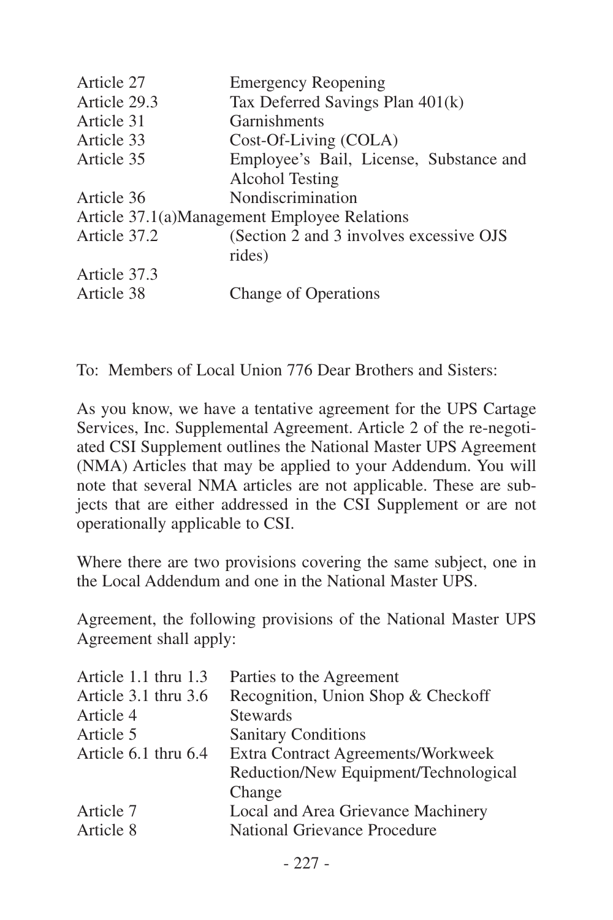| | |
|---|---|
| Article 27 | Emergency Reopening |
| Article 29.3 | Tax Deferred Savings Plan 401(k) |
| Article 31 | Garnishments |
| Article 33 | Cost-Of-Living (COLA) |
| Article 35 | Employee's Bail, License, Substance and Alcohol Testing |
| Article 36 | Nondiscrimination |
| Article 37.1(a) | Management Employee Relations |
| Article 37.2 | (Section 2 and 3 involves excessive OJS rides) |
| Article 37.3 | |
| Article 38 | Change of Operations |

To: Members of Local Union 776 Dear Brothers and Sisters:

As you know, we have a tentative agreement for the UPS Cartage Services, Inc. Supplemental Agreement. Article 2 of the re-negotiated CSI Supplement outlines the National Master UPS Agreement (NMA) Articles that may be applied to your Addendum. You will note that several NMA articles are not applicable. These are subjects that are either addressed in the CSI Supplement or are not operationally applicable to CSI.

Where there are two provisions covering the same subject, one in the Local Addendum and one in the National Master UPS.

Agreement, the following provisions of the National Master UPS Agreement shall apply:

| | |
|---|---|
| Article 1.1 thru 1.3 | Parties to the Agreement |
| Article 3.1 thru 3.6 | Recognition, Union Shop & Checkoff |
| Article 4 | Stewards |
| Article 5 | Sanitary Conditions |
| Article 6.1 thru 6.4 | Extra Contract Agreements/Workweek Reduction/New Equipment/Technological Change |
| Article 7 | Local and Area Grievance Machinery |
| Article 8 | National Grievance Procedure |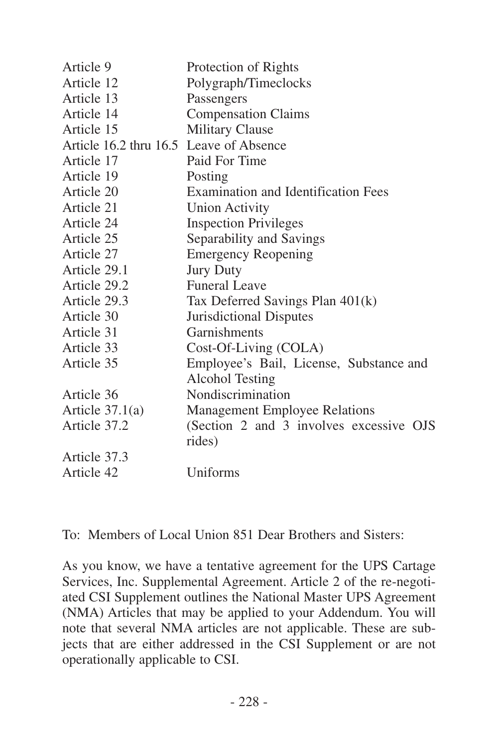| | |
|---|---|
| Article 9 | Protection of Rights |
| Article 12 | Polygraph/Timeclocks |
| Article 13 | Passengers |
| Article 14 | Compensation Claims |
| Article 15 | Military Clause |
| Article 16.2 thru 16.5 | Leave of Absence |
| Article 17 | Paid For Time |
| Article 19 | Posting |
| Article 20 | Examination and Identification Fees |
| Article 21 | Union Activity |
| Article 24 | Inspection Privileges |
| Article 25 | Separability and Savings |
| Article 27 | Emergency Reopening |
| Article 29.1 | Jury Duty |
| Article 29.2 | Funeral Leave |
| Article 29.3 | Tax Deferred Savings Plan 401(k) |
| Article 30 | Jurisdictional Disputes |
| Article 31 | Garnishments |
| Article 33 | Cost-Of-Living (COLA) |
| Article 35 | Employee's Bail, License, Substance and Alcohol Testing |
| Article 36 | Nondiscrimination |
| Article 37.1(a) | Management Employee Relations |
| Article 37.2 | (Section 2 and 3 involves excessive OJS rides) |
| Article 37.3 | |
| Article 42 | Uniforms |

To: Members of Local Union 851 Dear Brothers and Sisters:

As you know, we have a tentative agreement for the UPS Cartage Services, Inc. Supplemental Agreement. Article 2 of the re-negotiated CSI Supplement outlines the National Master UPS Agreement (NMA) Articles that may be applied to your Addendum. You will note that several NMA articles are not applicable. These are subjects that are either addressed in the CSI Supplement or are not operationally applicable to CSI.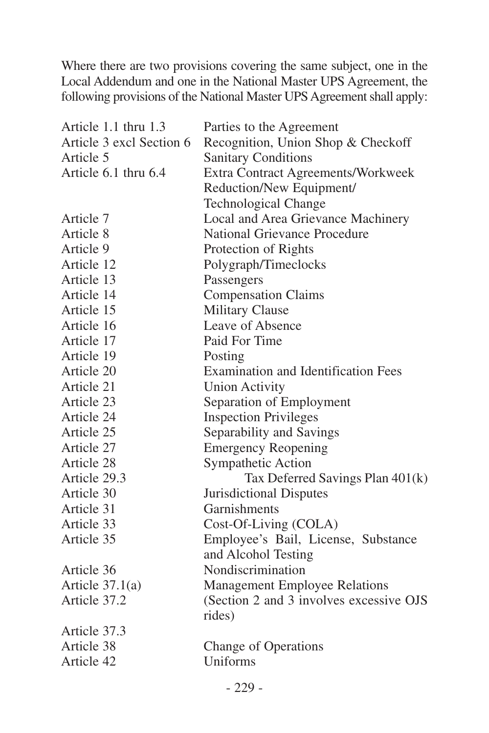Where there are two provisions covering the same subject, one in the Local Addendum and one in the National Master UPS Agreement, the following provisions of the National Master UPS Agreement shall apply:

| | |
|---|---|
| Article 1.1 thru 1.3 | Parties to the Agreement |
| Article 3 excl Section 6 | Recognition, Union Shop & Checkoff |
| Article 5 | Sanitary Conditions |
| Article 6.1 thru 6.4 | Extra Contract Agreements/Workweek Reduction/New Equipment/ Technological Change |
| Article 7 | Local and Area Grievance Machinery |
| Article 8 | National Grievance Procedure |
| Article 9 | Protection of Rights |
| Article 12 | Polygraph/Timeclocks |
| Article 13 | Passengers |
| Article 14 | Compensation Claims |
| Article 15 | Military Clause |
| Article 16 | Leave of Absence |
| Article 17 | Paid For Time |
| Article 19 | Posting |
| Article 20 | Examination and Identification Fees |
| Article 21 | Union Activity |
| Article 23 | Separation of Employment |
| Article 24 | Inspection Privileges |
| Article 25 | Separability and Savings |
| Article 27 | Emergency Reopening |
| Article 28 | Sympathetic Action |
| Article 29.3 | Tax Deferred Savings Plan 401(k) |
| Article 30 | Jurisdictional Disputes |
| Article 31 | Garnishments |
| Article 33 | Cost-Of-Living (COLA) |
| Article 35 | Employee's Bail, License, Substance and Alcohol Testing |
| Article 36 | Nondiscrimination |
| Article 37.1(a) | Management Employee Relations |
| Article 37.2 | (Section 2 and 3 involves excessive OJS rides) |
| Article 37.3 | |
| Article 38 | Change of Operations |
| Article 42 | Uniforms |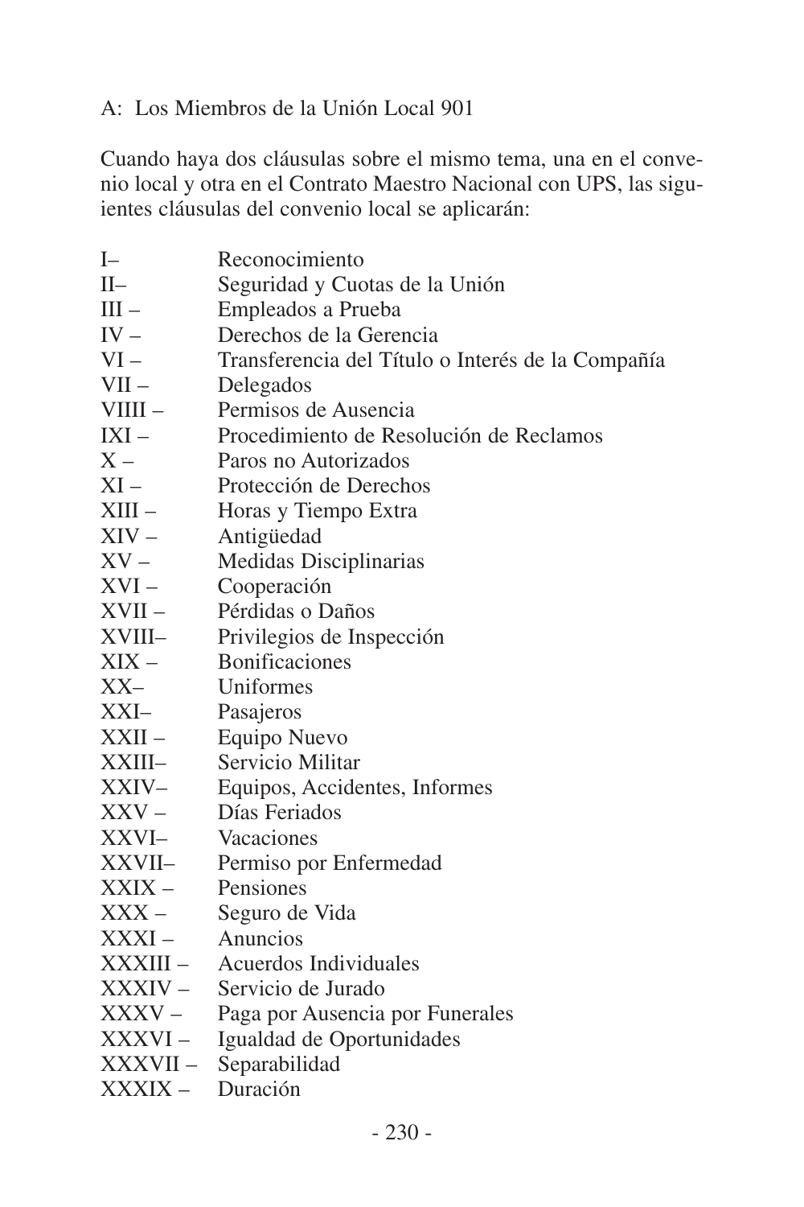A: Los Miembros de la Unión Local 901

Cuando haya dos cláusulas sobre el mismo tema, una en el convenio local y otra en el Contrato Maestro Nacional con UPS, las siguientes cláusulas del convenio local se aplicarán:

| | |
|---|---|
| I– | Reconocimiento |
| II– | Seguridad y Cuotas de la Unión |
| III – | Empleados a Prueba |
| IV – | Derechos de la Gerencia |
| VI – | Transferencia del Título o Interés de la Compañía |
| VII – | Delegados |
| VIIII – | Permisos de Ausencia |
| IXI – | Procedimiento de Resolución de Reclamos |
| X – | Paros no Autorizados |
| XI – | Protección de Derechos |
| XIII – | Horas y Tiempo Extra |
| XIV – | Antigüedad |
| XV – | Medidas Disciplinarias |
| XVI – | Cooperación |
| XVII – | Pérdidas o Daños |
| XVIII– | Privilegios de Inspección |
| XIX – | Bonificaciones |
| XX– | Uniformes |
| XXI– | Pasajeros |
| XXII – | Equipo Nuevo |
| XXIII– | Servicio Militar |
| XXIV– | Equipos, Accidentes, Informes |
| XXV – | Días Feriados |
| XXVI– | Vacaciones |
| XXVII– | Permiso por Enfermedad |
| XXIX – | Pensiones |
| XXX – | Seguro de Vida |
| XXXI – | Anuncios |
| XXXIII – | Acuerdos Individuales |
| XXXIV – | Servicio de Jurado |
| XXXV – | Paga por Ausencia por Funerales |
| XXXVI – | Igualdad de Oportunidades |
| XXXVII – | Separabilidad |
| XXXIX – | Duración |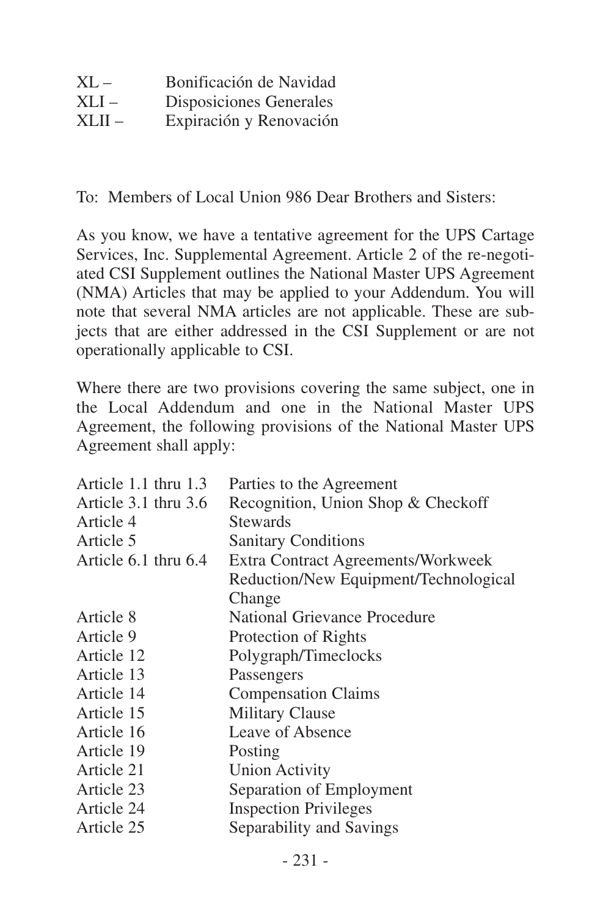| | |
|---|---|
| XL – | Bonificación de Navidad |
| XLI – | Disposiciones Generales |
| XLII – | Expiración y Renovación |

To: Members of Local Union 986 Dear Brothers and Sisters:

As you know, we have a tentative agreement for the UPS Cartage Services, Inc. Supplemental Agreement. Article 2 of the re-negotiated CSI Supplement outlines the National Master UPS Agreement (NMA) Articles that may be applied to your Addendum. You will note that several NMA articles are not applicable. These are subjects that are either addressed in the CSI Supplement or are not operationally applicable to CSI.

Where there are two provisions covering the same subject, one in the Local Addendum and one in the National Master UPS Agreement, the following provisions of the National Master UPS Agreement shall apply:

| | |
|---|---|
| Article 1.1 thru 1.3 | Parties to the Agreement |
| Article 3.1 thru 3.6 | Recognition, Union Shop & Checkoff |
| Article 4 | Stewards |
| Article 5 | Sanitary Conditions |
| Article 6.1 thru 6.4 | Extra Contract Agreements/Workweek Reduction/New Equipment/Technological Change |
| Article 8 | National Grievance Procedure |
| Article 9 | Protection of Rights |
| Article 12 | Polygraph/Timeclocks |
| Article 13 | Passengers |
| Article 14 | Compensation Claims |
| Article 15 | Military Clause |
| Article 16 | Leave of Absence |
| Article 19 | Posting |
| Article 21 | Union Activity |
| Article 23 | Separation of Employment |
| Article 24 | Inspection Privileges |
| Article 25 | Separability and Savings |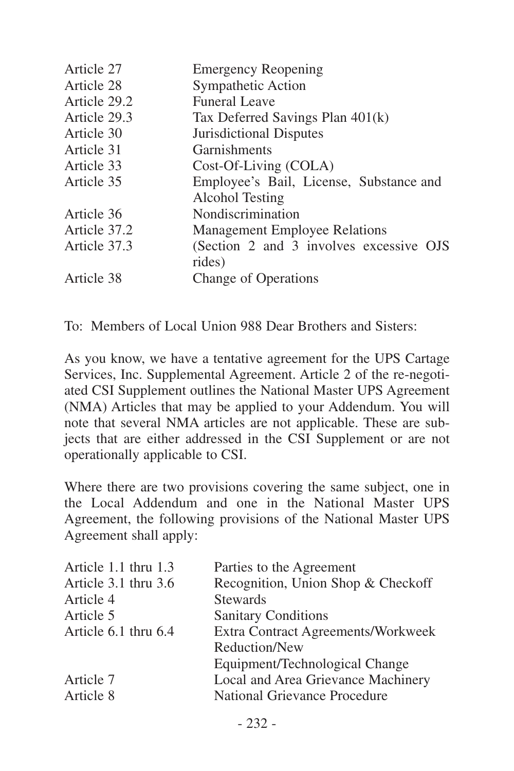| | |
|---|---|
| Article 27 | Emergency Reopening |
| Article 28 | Sympathetic Action |
| Article 29.2 | Funeral Leave |
| Article 29.3 | Tax Deferred Savings Plan 401(k) |
| Article 30 | Jurisdictional Disputes |
| Article 31 | Garnishments |
| Article 33 | Cost-Of-Living (COLA) |
| Article 35 | Employee's Bail, License, Substance and Alcohol Testing |
| Article 36 | Nondiscrimination |
| Article 37.2 | Management Employee Relations |
| Article 37.3 | (Section 2 and 3 involves excessive OJS rides) |
| Article 38 | Change of Operations |

To: Members of Local Union 988 Dear Brothers and Sisters:

As you know, we have a tentative agreement for the UPS Cartage Services, Inc. Supplemental Agreement. Article 2 of the re-negotiated CSI Supplement outlines the National Master UPS Agreement (NMA) Articles that may be applied to your Addendum. You will note that several NMA articles are not applicable. These are subjects that are either addressed in the CSI Supplement or are not operationally applicable to CSI.

Where there are two provisions covering the same subject, one in the Local Addendum and one in the National Master UPS Agreement, the following provisions of the National Master UPS Agreement shall apply:

| | |
|---|---|
| Article 1.1 thru 1.3 | Parties to the Agreement |
| Article 3.1 thru 3.6 | Recognition, Union Shop & Checkoff |
| Article 4 | Stewards |
| Article 5 | Sanitary Conditions |
| Article 6.1 thru 6.4 | Extra Contract Agreements/Workweek Reduction/New Equipment/Technological Change |
| Article 7 | Local and Area Grievance Machinery |
| Article 8 | National Grievance Procedure |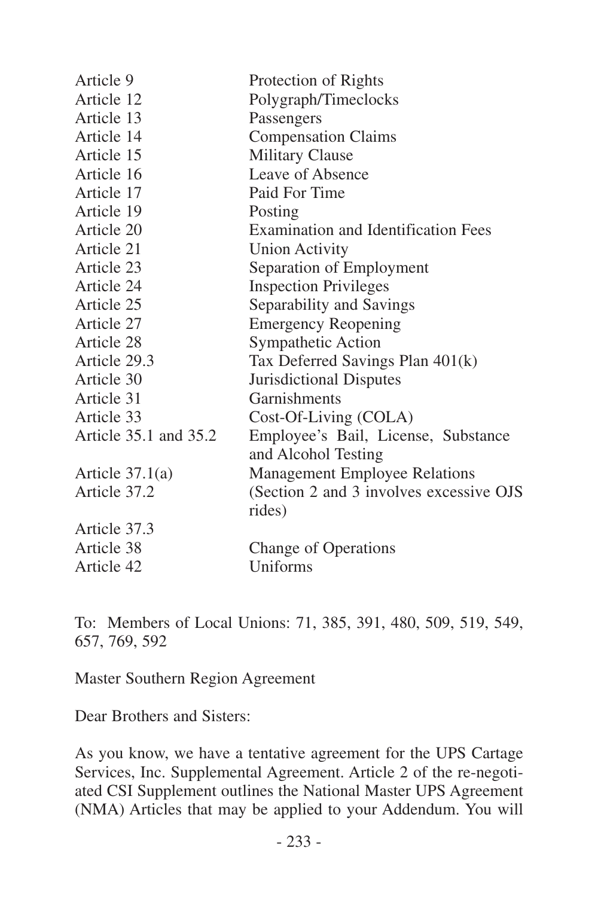| | |
|---|---|
| Article 9 | Protection of Rights |
| Article 12 | Polygraph/Timeclocks |
| Article 13 | Passengers |
| Article 14 | Compensation Claims |
| Article 15 | Military Clause |
| Article 16 | Leave of Absence |
| Article 17 | Paid For Time |
| Article 19 | Posting |
| Article 20 | Examination and Identification Fees |
| Article 21 | Union Activity |
| Article 23 | Separation of Employment |
| Article 24 | Inspection Privileges |
| Article 25 | Separability and Savings |
| Article 27 | Emergency Reopening |
| Article 28 | Sympathetic Action |
| Article 29.3 | Tax Deferred Savings Plan 401(k) |
| Article 30 | Jurisdictional Disputes |
| Article 31 | Garnishments |
| Article 33 | Cost-Of-Living (COLA) |
| Article 35.1 and 35.2 | Employee's Bail, License, Substance and Alcohol Testing |
| Article 37.1(a) | Management Employee Relations |
| Article 37.2 | (Section 2 and 3 involves excessive OJS rides) |
| Article 37.3 | |
| Article 38 | Change of Operations |
| Article 42 | Uniforms |

To: Members of Local Unions: 71, 385, 391, 480, 509, 519, 549, 657, 769, 592

Master Southern Region Agreement

Dear Brothers and Sisters:

As you know, we have a tentative agreement for the UPS Cartage Services, Inc. Supplemental Agreement. Article 2 of the re-negotiated CSI Supplement outlines the National Master UPS Agreement (NMA) Articles that may be applied to your Addendum. You will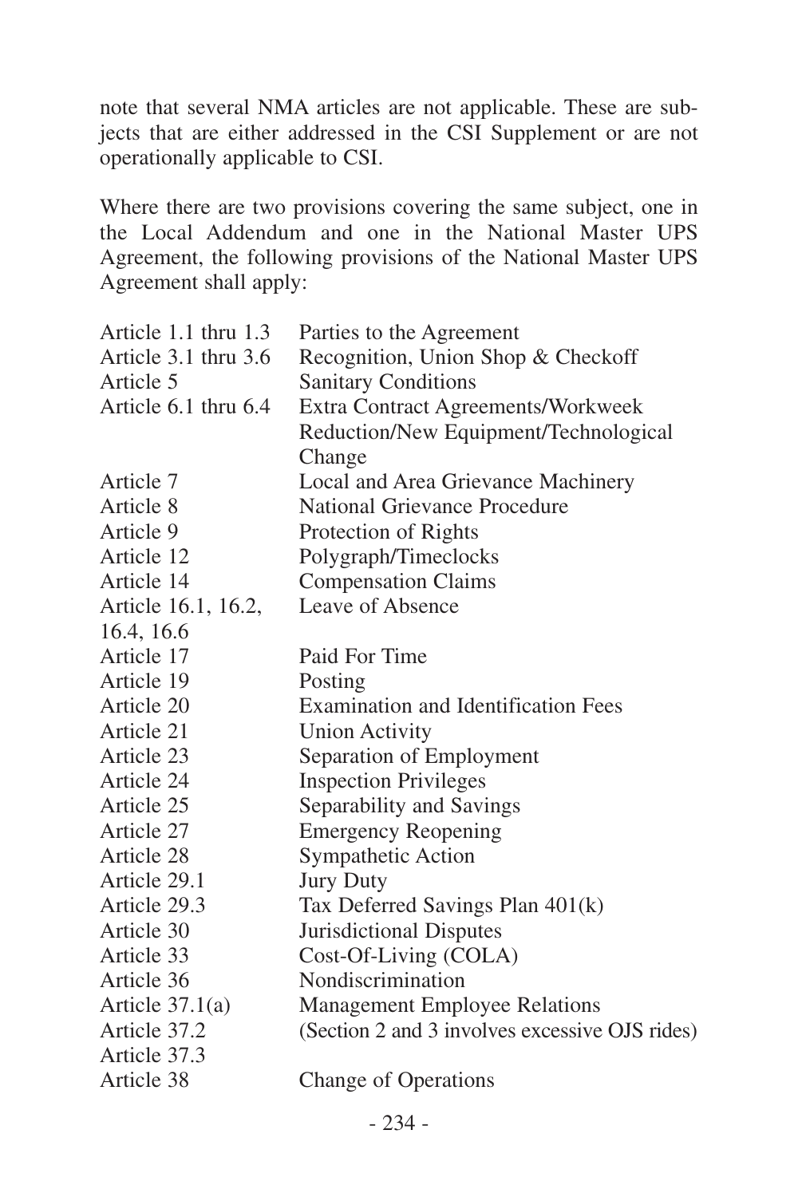note that several NMA articles are not applicable. These are subjects that are either addressed in the CSI Supplement or are not operationally applicable to CSI.

Where there are two provisions covering the same subject, one in the Local Addendum and one in the National Master UPS Agreement, the following provisions of the National Master UPS Agreement shall apply:

| | |
|---|---|
| Article 1.1 thru 1.3 | Parties to the Agreement |
| Article 3.1 thru 3.6 | Recognition, Union Shop & Checkoff |
| Article 5 | Sanitary Conditions |
| Article 6.1 thru 6.4 | Extra Contract Agreements/Workweek Reduction/New Equipment/Technological Change |
| Article 7 | Local and Area Grievance Machinery |
| Article 8 | National Grievance Procedure |
| Article 9 | Protection of Rights |
| Article 12 | Polygraph/Timeclocks |
| Article 14 | Compensation Claims |
| Article 16.1, 16.2, 16.4, 16.6 | Leave of Absence |
| Article 17 | Paid For Time |
| Article 19 | Posting |
| Article 20 | Examination and Identification Fees |
| Article 21 | Union Activity |
| Article 23 | Separation of Employment |
| Article 24 | Inspection Privileges |
| Article 25 | Separability and Savings |
| Article 27 | Emergency Reopening |
| Article 28 | Sympathetic Action |
| Article 29.1 | Jury Duty |
| Article 29.3 | Tax Deferred Savings Plan 401(k) |
| Article 30 | Jurisdictional Disputes |
| Article 33 | Cost-Of-Living (COLA) |
| Article 36 | Nondiscrimination |
| Article 37.1(a) | Management Employee Relations |
| Article 37.2 | (Section 2 and 3 involves excessive OJS rides) |
| Article 37.3 | |
| Article 38 | Change of Operations |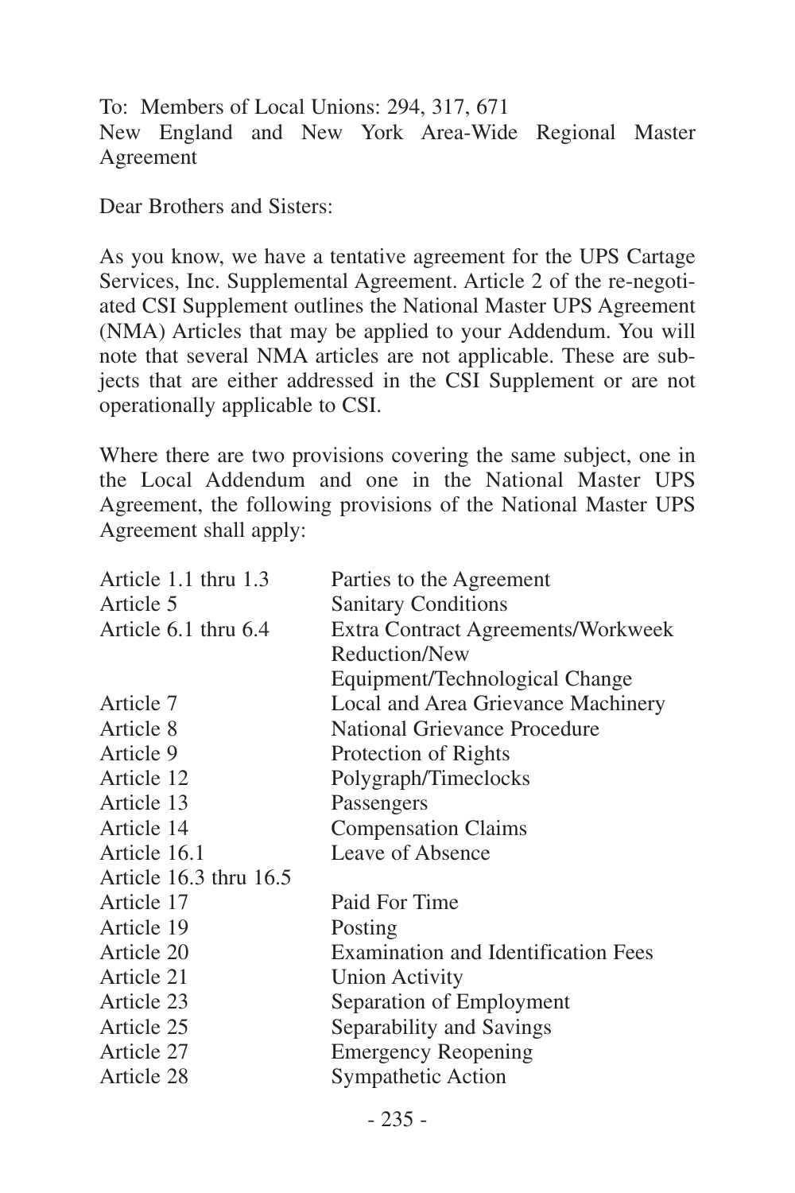To: Members of Local Unions: 294, 317, 671
New England and New York Area-Wide Regional Master Agreement

Dear Brothers and Sisters:

As you know, we have a tentative agreement for the UPS Cartage Services, Inc. Supplemental Agreement. Article 2 of the re-negotiated CSI Supplement outlines the National Master UPS Agreement (NMA) Articles that may be applied to your Addendum. You will note that several NMA articles are not applicable. These are subjects that are either addressed in the CSI Supplement or are not operationally applicable to CSI.

Where there are two provisions covering the same subject, one in the Local Addendum and one in the National Master UPS Agreement, the following provisions of the National Master UPS Agreement shall apply:

| | |
|---|---|
| Article 1.1 thru 1.3 | Parties to the Agreement |
| Article 5 | Sanitary Conditions |
| Article 6.1 thru 6.4 | Extra Contract Agreements/Workweek Reduction/New Equipment/Technological Change |
| Article 7 | Local and Area Grievance Machinery |
| Article 8 | National Grievance Procedure |
| Article 9 | Protection of Rights |
| Article 12 | Polygraph/Timeclocks |
| Article 13 | Passengers |
| Article 14 | Compensation Claims |
| Article 16.1 | Leave of Absence |
| Article 16.3 thru 16.5 | |
| Article 17 | Paid For Time |
| Article 19 | Posting |
| Article 20 | Examination and Identification Fees |
| Article 21 | Union Activity |
| Article 23 | Separation of Employment |
| Article 25 | Separability and Savings |
| Article 27 | Emergency Reopening |
| Article 28 | Sympathetic Action |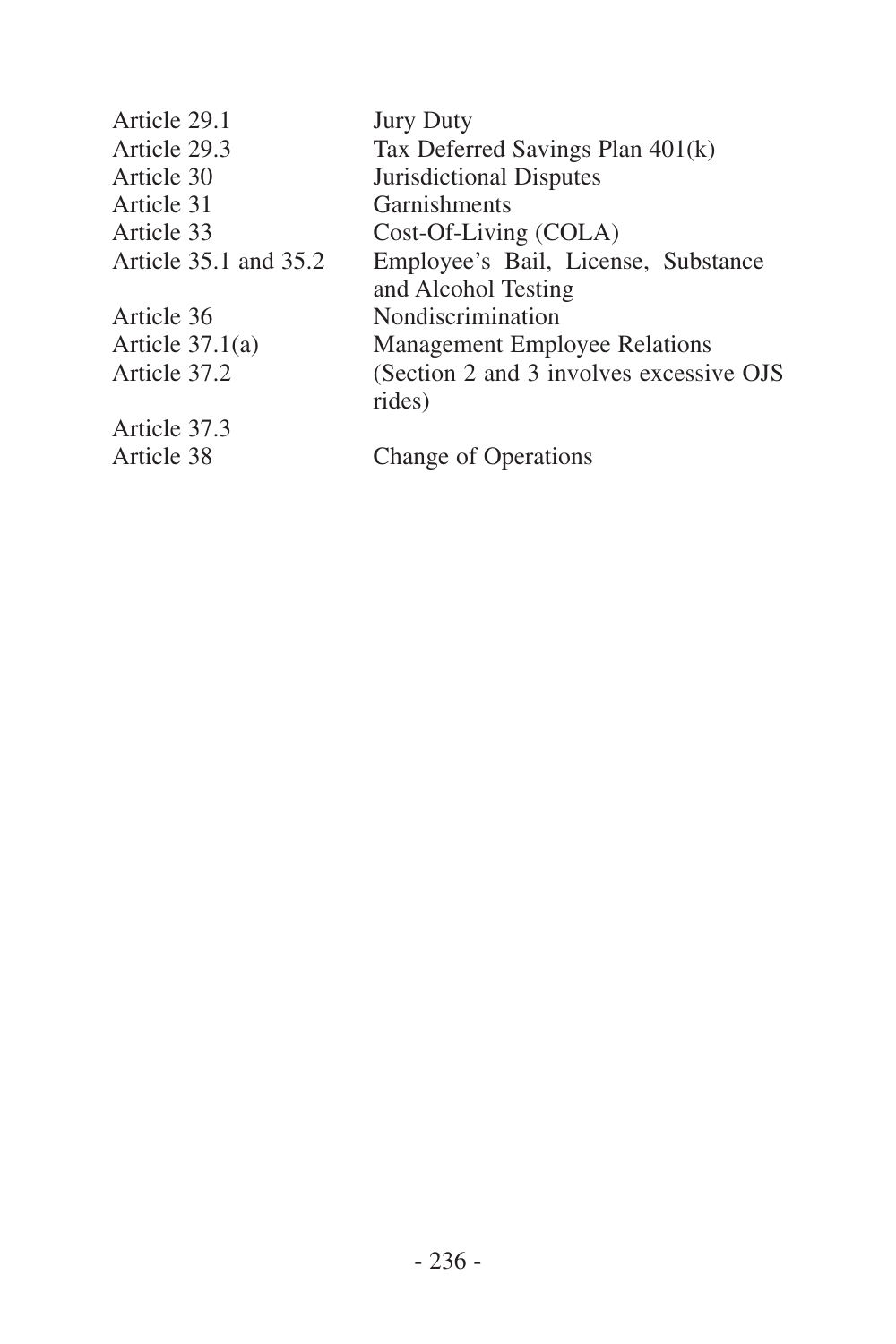| | |
|---|---|
| Article 29.1 | Jury Duty |
| Article 29.3 | Tax Deferred Savings Plan 401(k) |
| Article 30 | Jurisdictional Disputes |
| Article 31 | Garnishments |
| Article 33 | Cost-Of-Living (COLA) |
| Article 35.1 and 35.2 | Employee's Bail, License, Substance and Alcohol Testing |
| Article 36 | Nondiscrimination |
| Article 37.1(a) | Management Employee Relations |
| Article 37.2 | (Section 2 and 3 involves excessive OJS rides) |
| Article 37.3 | |
| Article 38 | Change of Operations |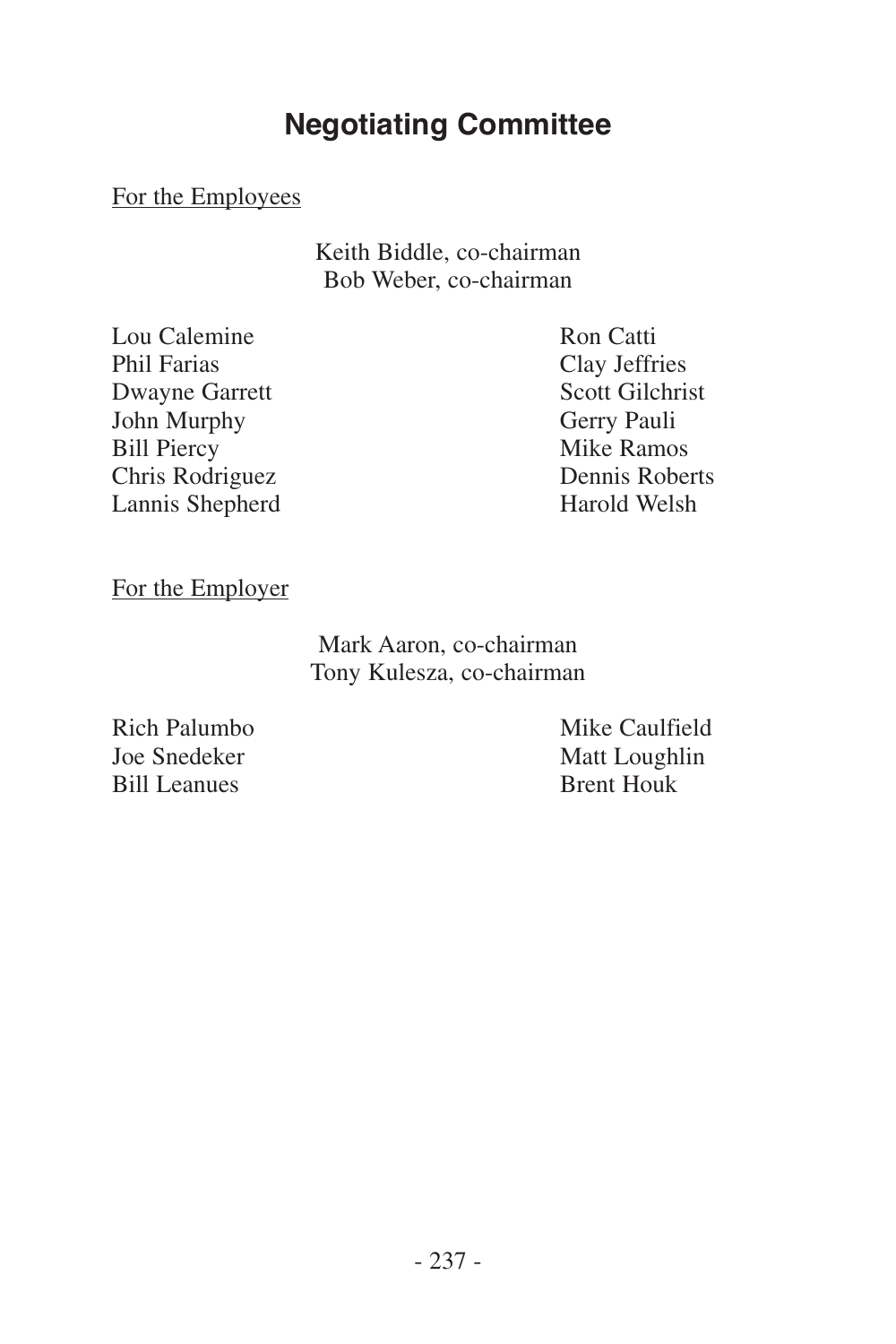# Negotiating Committee

For the Employees

Keith Biddle, co-chairman
Bob Weber, co-chairman

Lou Calemine
Phil Farias
Dwayne Garrett
John Murphy
Bill Piercy
Chris Rodriguez
Lannis Shepherd
Ron Catti
Clay Jeffries
Scott Gilchrist
Gerry Pauli
Mike Ramos
Dennis Roberts
Harold Welsh

For the Employer

Mark Aaron, co-chairman
Tony Kulesza, co-chairman

Rich Palumbo
Joe Snedeker
Bill Leanues
Mike Caulfield
Matt Loughlin
Brent Houk